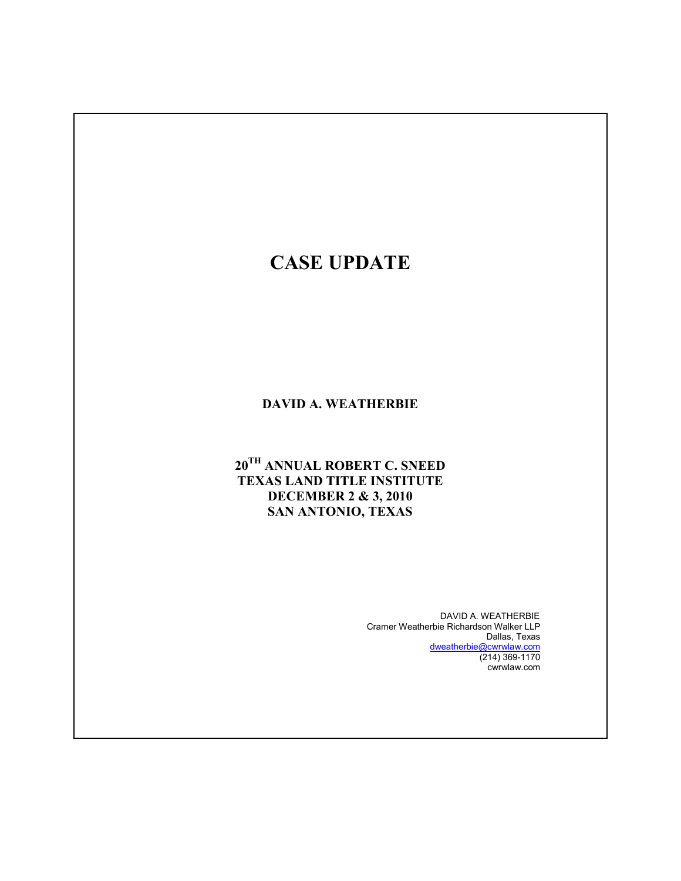# CASE UPDATE

**DAVID A. WEATHERBIE**

**20TH ANNUAL ROBERT C. SNEED**
**TEXAS LAND TITLE INSTITUTE**
**DECEMBER 2 & 3, 2010**
**SAN ANTONIO, TEXAS**

DAVID A. WEATHERBIE
Cramer Weatherbie Richardson Walker LLP
Dallas, Texas
dweatherbie@cwrwlaw.com
(214) 369-1170
cwrwlaw.com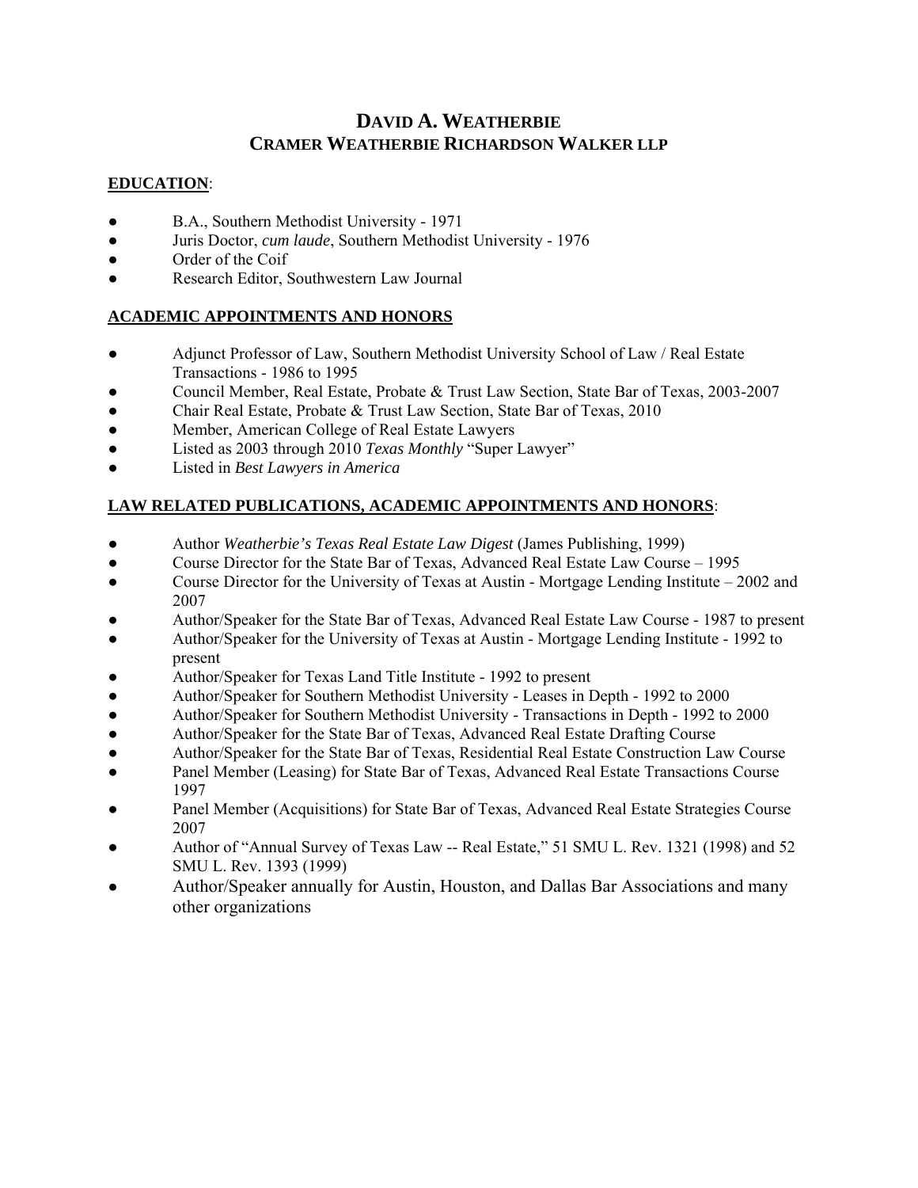# DAVID A. WEATHERBIE
## CRAMER WEATHERBIE RICHARDSON WALKER LLP

**EDUCATION**:

- B.A., Southern Methodist University - 1971
- Juris Doctor, *cum laude*, Southern Methodist University - 1976
- Order of the Coif
- Research Editor, Southwestern Law Journal

**ACADEMIC APPOINTMENTS AND HONORS**

- Adjunct Professor of Law, Southern Methodist University School of Law / Real Estate Transactions - 1986 to 1995
- Council Member, Real Estate, Probate & Trust Law Section, State Bar of Texas, 2003-2007
- Chair Real Estate, Probate & Trust Law Section, State Bar of Texas, 2010
- Member, American College of Real Estate Lawyers
- Listed as 2003 through 2010 *Texas Monthly* "Super Lawyer"
- Listed in *Best Lawyers in America*

**LAW RELATED PUBLICATIONS, ACADEMIC APPOINTMENTS AND HONORS**:

- Author *Weatherbie's Texas Real Estate Law Digest* (James Publishing, 1999)
- Course Director for the State Bar of Texas, Advanced Real Estate Law Course – 1995
- Course Director for the University of Texas at Austin - Mortgage Lending Institute – 2002 and 2007
- Author/Speaker for the State Bar of Texas, Advanced Real Estate Law Course - 1987 to present
- Author/Speaker for the University of Texas at Austin - Mortgage Lending Institute - 1992 to present
- Author/Speaker for Texas Land Title Institute - 1992 to present
- Author/Speaker for Southern Methodist University - Leases in Depth - 1992 to 2000
- Author/Speaker for Southern Methodist University - Transactions in Depth - 1992 to 2000
- Author/Speaker for the State Bar of Texas, Advanced Real Estate Drafting Course
- Author/Speaker for the State Bar of Texas, Residential Real Estate Construction Law Course
- Panel Member (Leasing) for State Bar of Texas, Advanced Real Estate Transactions Course 1997
- Panel Member (Acquisitions) for State Bar of Texas, Advanced Real Estate Strategies Course 2007
- Author of "Annual Survey of Texas Law -- Real Estate," 51 SMU L. Rev. 1321 (1998) and 52 SMU L. Rev. 1393 (1999)
- Author/Speaker annually for Austin, Houston, and Dallas Bar Associations and many other organizations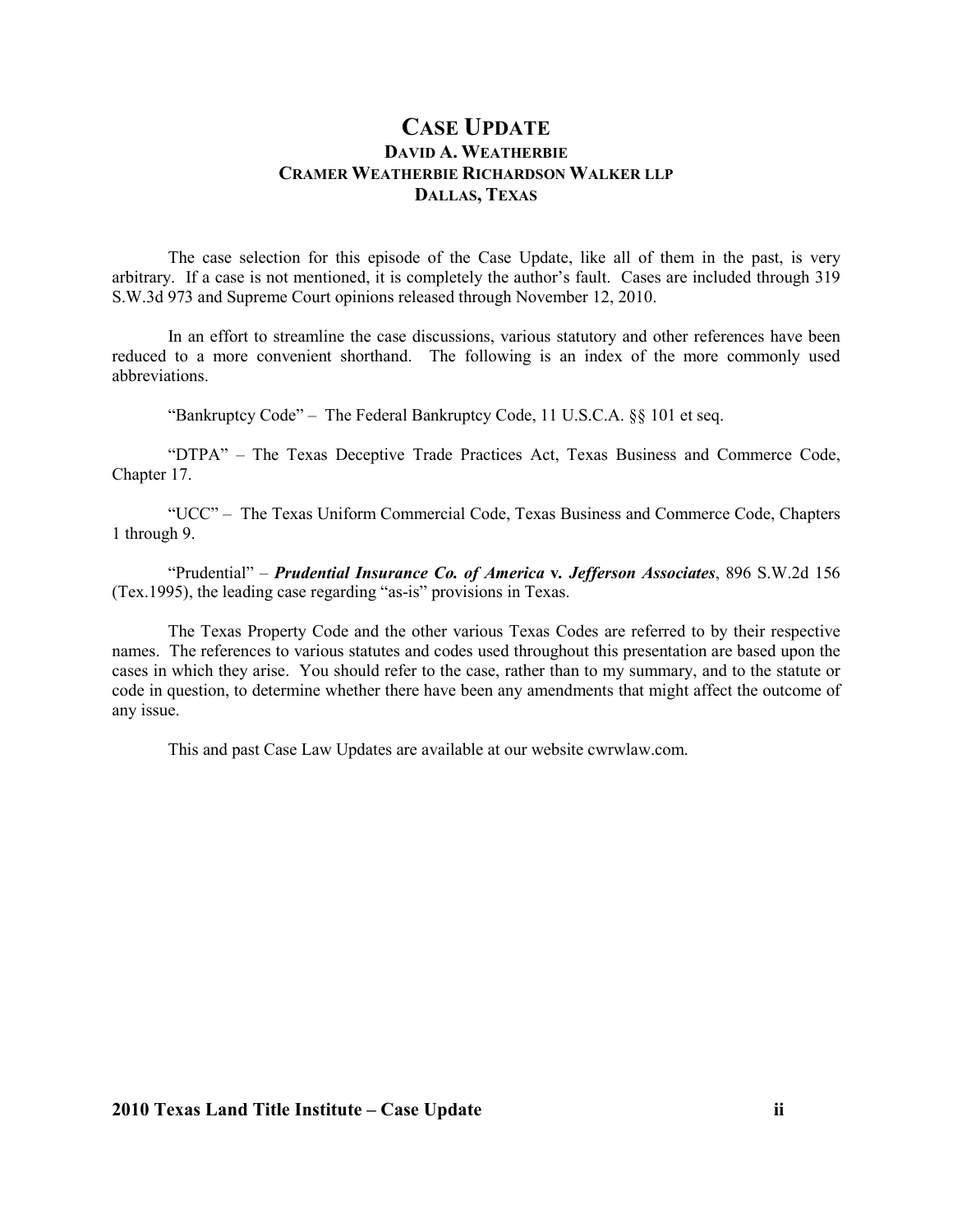# CASE UPDATE

### DAVID A. WEATHERBIE
### CRAMER WEATHERBIE RICHARDSON WALKER LLP
### DALLAS, TEXAS

The case selection for this episode of the Case Update, like all of them in the past, is very arbitrary. If a case is not mentioned, it is completely the author's fault. Cases are included through 319 S.W.3d 973 and Supreme Court opinions released through November 12, 2010.

In an effort to streamline the case discussions, various statutory and other references have been reduced to a more convenient shorthand. The following is an index of the more commonly used abbreviations.

"Bankruptcy Code" – The Federal Bankruptcy Code, 11 U.S.C.A. §§ 101 et seq.

"DTPA" – The Texas Deceptive Trade Practices Act, Texas Business and Commerce Code, Chapter 17.

"UCC" – The Texas Uniform Commercial Code, Texas Business and Commerce Code, Chapters 1 through 9.

"Prudential" – ***Prudential Insurance Co. of America* v. *Jefferson Associates***, 896 S.W.2d 156 (Tex.1995), the leading case regarding "as-is" provisions in Texas.

The Texas Property Code and the other various Texas Codes are referred to by their respective names. The references to various statutes and codes used throughout this presentation are based upon the cases in which they arise. You should refer to the case, rather than to my summary, and to the statute or code in question, to determine whether there have been any amendments that might affect the outcome of any issue.

This and past Case Law Updates are available at our website cwrwlaw.com.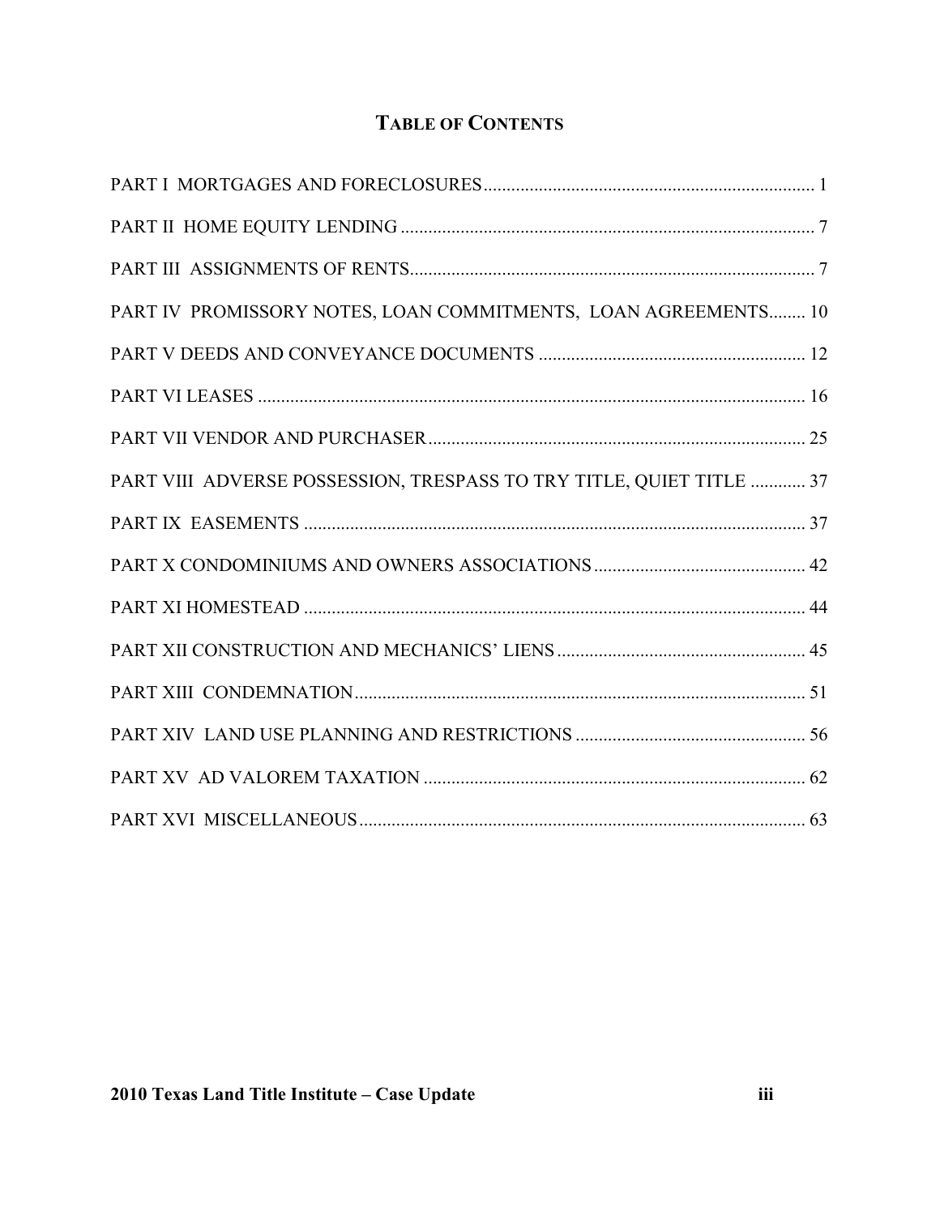# TABLE OF CONTENTS

PART I MORTGAGES AND FORECLOSURES........................................................................ 1

PART II HOME EQUITY LENDING ........................................................................... 7

PART III ASSIGNMENTS OF RENTS......................................................................... 7

PART IV PROMISSORY NOTES, LOAN COMMITMENTS, LOAN AGREEMENTS........ 10

PART V DEEDS AND CONVEYANCE DOCUMENTS ........................................................ 12

PART VI LEASES .................................................................................................. 16

PART VII VENDOR AND PURCHASER...................................................................... 25

PART VIII ADVERSE POSSESSION, TRESPASS TO TRY TITLE, QUIET TITLE ............ 37

PART IX EASEMENTS .............................................................................................. 37

PART X CONDOMINIUMS AND OWNERS ASSOCIATIONS.............................................. 42

PART XI HOMESTEAD .............................................................................................. 44

PART XII CONSTRUCTION AND MECHANICS' LIENS...................................................... 45

PART XIII CONDEMNATION....................................................................................... 51

PART XIV LAND USE PLANNING AND RESTRICTIONS ................................................. 56

PART XV AD VALOREM TAXATION .............................................................................. 62

PART XVI MISCELLANEOUS........................................................................................ 63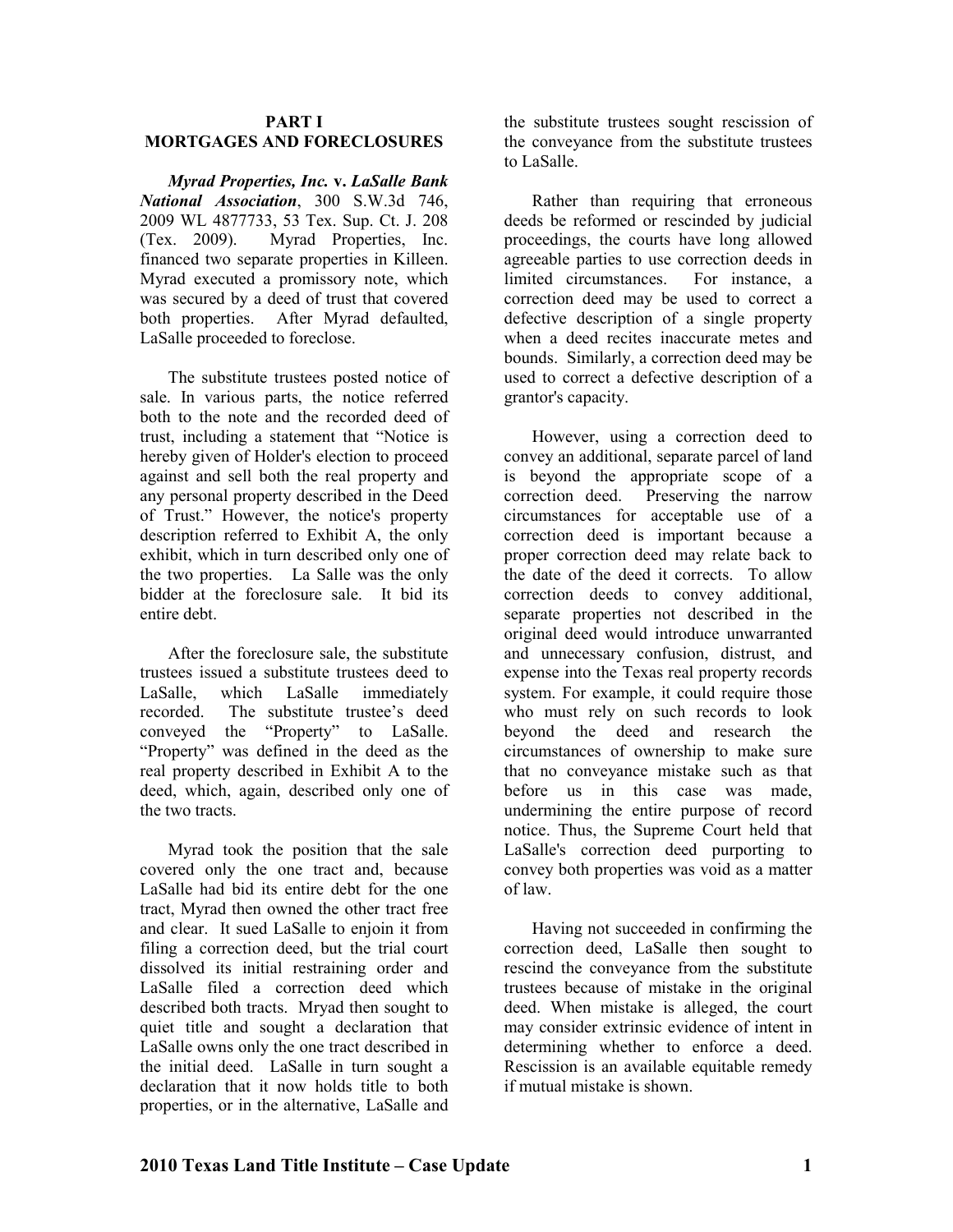# PART I
# MORTGAGES AND FORECLOSURES

***Myrad Properties, Inc.* v. *LaSalle Bank National Association***, 300 S.W.3d 746, 2009 WL 4877733, 53 Tex. Sup. Ct. J. 208 (Tex. 2009). Myrad Properties, Inc. financed two separate properties in Killeen. Myrad executed a promissory note, which was secured by a deed of trust that covered both properties. After Myrad defaulted, LaSalle proceeded to foreclose.

The substitute trustees posted notice of sale. In various parts, the notice referred both to the note and the recorded deed of trust, including a statement that "Notice is hereby given of Holder's election to proceed against and sell both the real property and any personal property described in the Deed of Trust." However, the notice's property description referred to Exhibit A, the only exhibit, which in turn described only one of the two properties. La Salle was the only bidder at the foreclosure sale. It bid its entire debt.

After the foreclosure sale, the substitute trustees issued a substitute trustees deed to LaSalle, which LaSalle immediately recorded. The substitute trustee's deed conveyed the "Property" to LaSalle. "Property" was defined in the deed as the real property described in Exhibit A to the deed, which, again, described only one of the two tracts.

Myrad took the position that the sale covered only the one tract and, because LaSalle had bid its entire debt for the one tract, Myrad then owned the other tract free and clear. It sued LaSalle to enjoin it from filing a correction deed, but the trial court dissolved its initial restraining order and LaSalle filed a correction deed which described both tracts. Mryad then sought to quiet title and sought a declaration that LaSalle owns only the one tract described in the initial deed. LaSalle in turn sought a declaration that it now holds title to both properties, or in the alternative, LaSalle and the substitute trustees sought rescission of the conveyance from the substitute trustees to LaSalle.

Rather than requiring that erroneous deeds be reformed or rescinded by judicial proceedings, the courts have long allowed agreeable parties to use correction deeds in limited circumstances. For instance, a correction deed may be used to correct a defective description of a single property when a deed recites inaccurate metes and bounds. Similarly, a correction deed may be used to correct a defective description of a grantor's capacity.

However, using a correction deed to convey an additional, separate parcel of land is beyond the appropriate scope of a correction deed. Preserving the narrow circumstances for acceptable use of a correction deed is important because a proper correction deed may relate back to the date of the deed it corrects. To allow correction deeds to convey additional, separate properties not described in the original deed would introduce unwarranted and unnecessary confusion, distrust, and expense into the Texas real property records system. For example, it could require those who must rely on such records to look beyond the deed and research the circumstances of ownership to make sure that no conveyance mistake such as that before us in this case was made, undermining the entire purpose of record notice. Thus, the Supreme Court held that LaSalle's correction deed purporting to convey both properties was void as a matter of law.

Having not succeeded in confirming the correction deed, LaSalle then sought to rescind the conveyance from the substitute trustees because of mistake in the original deed. When mistake is alleged, the court may consider extrinsic evidence of intent in determining whether to enforce a deed. Rescission is an available equitable remedy if mutual mistake is shown.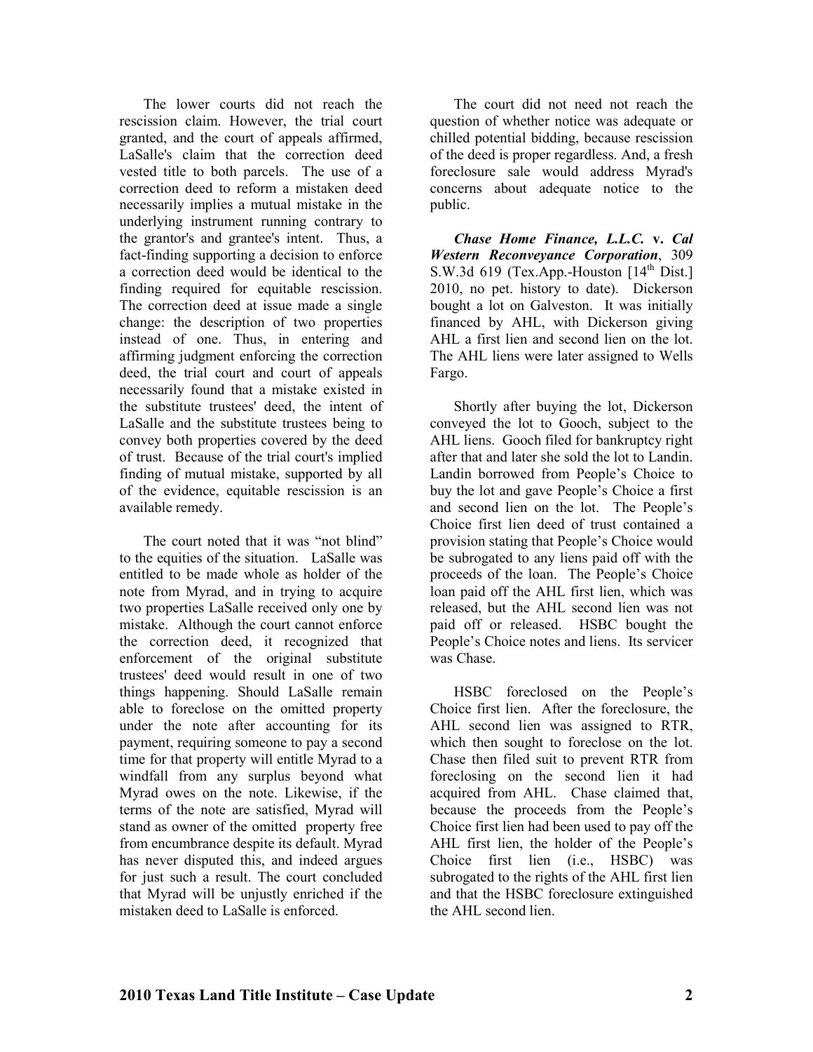The lower courts did not reach the rescission claim. However, the trial court granted, and the court of appeals affirmed, LaSalle's claim that the correction deed vested title to both parcels. The use of a correction deed to reform a mistaken deed necessarily implies a mutual mistake in the underlying instrument running contrary to the grantor's and grantee's intent. Thus, a fact-finding supporting a decision to enforce a correction deed would be identical to the finding required for equitable rescission. The correction deed at issue made a single change: the description of two properties instead of one. Thus, in entering and affirming judgment enforcing the correction deed, the trial court and court of appeals necessarily found that a mistake existed in the substitute trustees' deed, the intent of LaSalle and the substitute trustees being to convey both properties covered by the deed of trust. Because of the trial court's implied finding of mutual mistake, supported by all of the evidence, equitable rescission is an available remedy.

The court noted that it was "not blind" to the equities of the situation. LaSalle was entitled to be made whole as holder of the note from Myrad, and in trying to acquire two properties LaSalle received only one by mistake. Although the court cannot enforce the correction deed, it recognized that enforcement of the original substitute trustees' deed would result in one of two things happening. Should LaSalle remain able to foreclose on the omitted property under the note after accounting for its payment, requiring someone to pay a second time for that property will entitle Myrad to a windfall from any surplus beyond what Myrad owes on the note. Likewise, if the terms of the note are satisfied, Myrad will stand as owner of the omitted property free from encumbrance despite its default. Myrad has never disputed this, and indeed argues for just such a result. The court concluded that Myrad will be unjustly enriched if the mistaken deed to LaSalle is enforced.

The court did not need not reach the question of whether notice was adequate or chilled potential bidding, because rescission of the deed is proper regardless. And, a fresh foreclosure sale would address Myrad's concerns about adequate notice to the public.

***Chase Home Finance, L.L.C.* v. *Cal Western Reconveyance Corporation***, 309 S.W.3d 619 (Tex.App.-Houston [14th Dist.] 2010, no pet. history to date). Dickerson bought a lot on Galveston. It was initially financed by AHL, with Dickerson giving AHL a first lien and second lien on the lot. The AHL liens were later assigned to Wells Fargo.

Shortly after buying the lot, Dickerson conveyed the lot to Gooch, subject to the AHL liens. Gooch filed for bankruptcy right after that and later she sold the lot to Landin. Landin borrowed from People's Choice to buy the lot and gave People's Choice a first and second lien on the lot. The People's Choice first lien deed of trust contained a provision stating that People's Choice would be subrogated to any liens paid off with the proceeds of the loan. The People's Choice loan paid off the AHL first lien, which was released, but the AHL second lien was not paid off or released. HSBC bought the People's Choice notes and liens. Its servicer was Chase.

HSBC foreclosed on the People's Choice first lien. After the foreclosure, the AHL second lien was assigned to RTR, which then sought to foreclose on the lot. Chase then filed suit to prevent RTR from foreclosing on the second lien it had acquired from AHL. Chase claimed that, because the proceeds from the People's Choice first lien had been used to pay off the AHL first lien, the holder of the People's Choice first lien (i.e., HSBC) was subrogated to the rights of the AHL first lien and that the HSBC foreclosure extinguished the AHL second lien.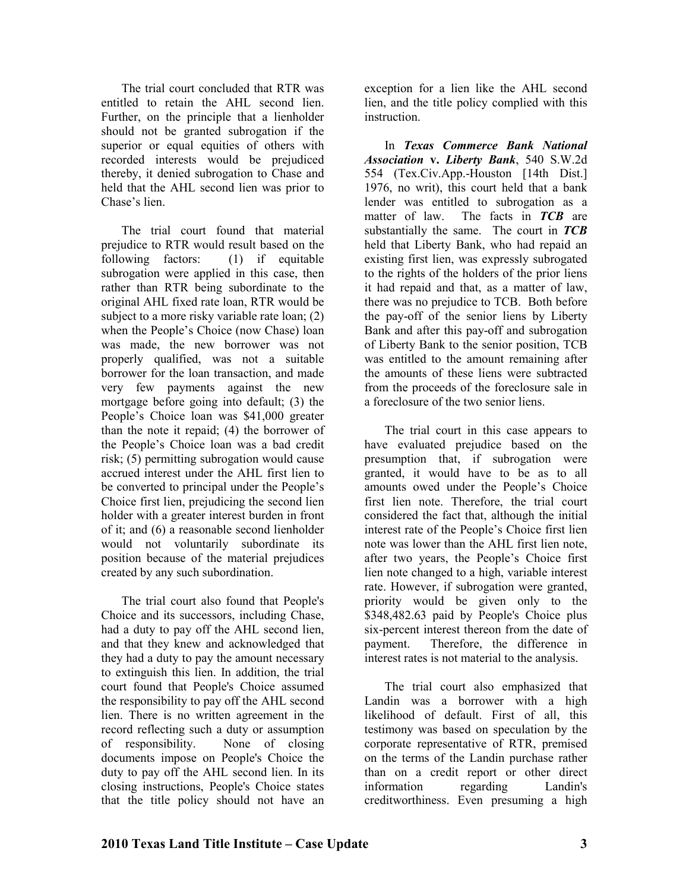The trial court concluded that RTR was entitled to retain the AHL second lien. Further, on the principle that a lienholder should not be granted subrogation if the superior or equal equities of others with recorded interests would be prejudiced thereby, it denied subrogation to Chase and held that the AHL second lien was prior to Chase's lien.

The trial court found that material prejudice to RTR would result based on the following factors: (1) if equitable subrogation were applied in this case, then rather than RTR being subordinate to the original AHL fixed rate loan, RTR would be subject to a more risky variable rate loan; (2) when the People's Choice (now Chase) loan was made, the new borrower was not properly qualified, was not a suitable borrower for the loan transaction, and made very few payments against the new mortgage before going into default; (3) the People's Choice loan was $41,000 greater than the note it repaid; (4) the borrower of the People's Choice loan was a bad credit risk; (5) permitting subrogation would cause accrued interest under the AHL first lien to be converted to principal under the People's Choice first lien, prejudicing the second lien holder with a greater interest burden in front of it; and (6) a reasonable second lienholder would not voluntarily subordinate its position because of the material prejudices created by any such subordination.

The trial court also found that People's Choice and its successors, including Chase, had a duty to pay off the AHL second lien, and that they knew and acknowledged that they had a duty to pay the amount necessary to extinguish this lien. In addition, the trial court found that People's Choice assumed the responsibility to pay off the AHL second lien. There is no written agreement in the record reflecting such a duty or assumption of responsibility. None of closing documents impose on People's Choice the duty to pay off the AHL second lien. In its closing instructions, People's Choice states that the title policy should not have an exception for a lien like the AHL second lien, and the title policy complied with this instruction.

In ***Texas Commerce Bank National Association* v. *Liberty Bank***, 540 S.W.2d 554 (Tex.Civ.App.-Houston [14th Dist.] 1976, no writ), this court held that a bank lender was entitled to subrogation as a matter of law. The facts in ***TCB*** are substantially the same. The court in ***TCB*** held that Liberty Bank, who had repaid an existing first lien, was expressly subrogated to the rights of the holders of the prior liens it had repaid and that, as a matter of law, there was no prejudice to TCB. Both before the pay-off of the senior liens by Liberty Bank and after this pay-off and subrogation of Liberty Bank to the senior position, TCB was entitled to the amount remaining after the amounts of these liens were subtracted from the proceeds of the foreclosure sale in a foreclosure of the two senior liens.

The trial court in this case appears to have evaluated prejudice based on the presumption that, if subrogation were granted, it would have to be as to all amounts owed under the People's Choice first lien note. Therefore, the trial court considered the fact that, although the initial interest rate of the People's Choice first lien note was lower than the AHL first lien note, after two years, the People's Choice first lien note changed to a high, variable interest rate. However, if subrogation were granted, priority would be given only to the $348,482.63 paid by People's Choice plus six-percent interest thereon from the date of payment. Therefore, the difference in interest rates is not material to the analysis.

The trial court also emphasized that Landin was a borrower with a high likelihood of default. First of all, this testimony was based on speculation by the corporate representative of RTR, premised on the terms of the Landin purchase rather than on a credit report or other direct information regarding Landin's creditworthiness. Even presuming a high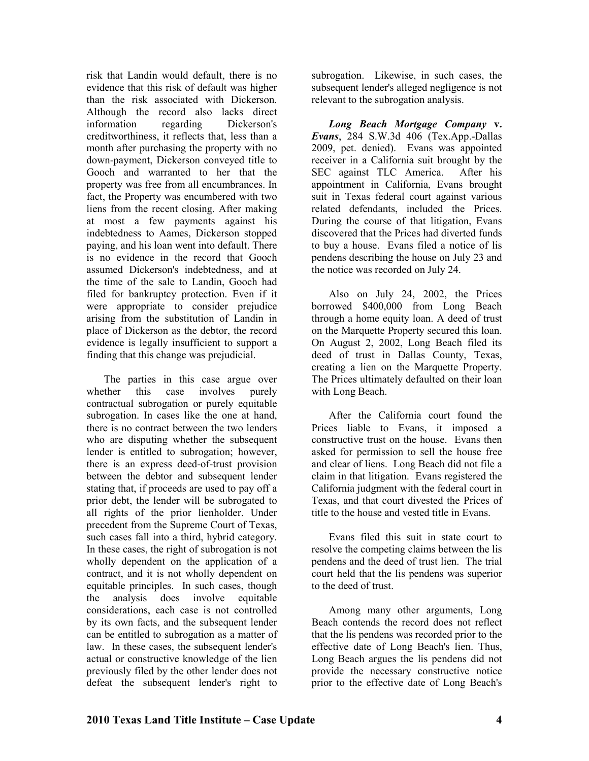risk that Landin would default, there is no evidence that this risk of default was higher than the risk associated with Dickerson. Although the record also lacks direct information regarding Dickerson's creditworthiness, it reflects that, less than a month after purchasing the property with no down-payment, Dickerson conveyed title to Gooch and warranted to her that the property was free from all encumbrances. In fact, the Property was encumbered with two liens from the recent closing. After making at most a few payments against his indebtedness to Aames, Dickerson stopped paying, and his loan went into default. There is no evidence in the record that Gooch assumed Dickerson's indebtedness, and at the time of the sale to Landin, Gooch had filed for bankruptcy protection. Even if it were appropriate to consider prejudice arising from the substitution of Landin in place of Dickerson as the debtor, the record evidence is legally insufficient to support a finding that this change was prejudicial.

The parties in this case argue over whether this case involves purely contractual subrogation or purely equitable subrogation. In cases like the one at hand, there is no contract between the two lenders who are disputing whether the subsequent lender is entitled to subrogation; however, there is an express deed-of-trust provision between the debtor and subsequent lender stating that, if proceeds are used to pay off a prior debt, the lender will be subrogated to all rights of the prior lienholder. Under precedent from the Supreme Court of Texas, such cases fall into a third, hybrid category. In these cases, the right of subrogation is not wholly dependent on the application of a contract, and it is not wholly dependent on equitable principles. In such cases, though the analysis does involve equitable considerations, each case is not controlled by its own facts, and the subsequent lender can be entitled to subrogation as a matter of law. In these cases, the subsequent lender's actual or constructive knowledge of the lien previously filed by the other lender does not defeat the subsequent lender's right to subrogation. Likewise, in such cases, the subsequent lender's alleged negligence is not relevant to the subrogation analysis.

***Long Beach Mortgage Company* v. *Evans***, 284 S.W.3d 406 (Tex.App.-Dallas 2009, pet. denied). Evans was appointed receiver in a California suit brought by the SEC against TLC America. After his appointment in California, Evans brought suit in Texas federal court against various related defendants, included the Prices. During the course of that litigation, Evans discovered that the Prices had diverted funds to buy a house. Evans filed a notice of lis pendens describing the house on July 23 and the notice was recorded on July 24.

Also on July 24, 2002, the Prices borrowed $400,000 from Long Beach through a home equity loan. A deed of trust on the Marquette Property secured this loan. On August 2, 2002, Long Beach filed its deed of trust in Dallas County, Texas, creating a lien on the Marquette Property. The Prices ultimately defaulted on their loan with Long Beach.

After the California court found the Prices liable to Evans, it imposed a constructive trust on the house. Evans then asked for permission to sell the house free and clear of liens. Long Beach did not file a claim in that litigation. Evans registered the California judgment with the federal court in Texas, and that court divested the Prices of title to the house and vested title in Evans.

Evans filed this suit in state court to resolve the competing claims between the lis pendens and the deed of trust lien. The trial court held that the lis pendens was superior to the deed of trust.

Among many other arguments, Long Beach contends the record does not reflect that the lis pendens was recorded prior to the effective date of Long Beach's lien. Thus, Long Beach argues the lis pendens did not provide the necessary constructive notice prior to the effective date of Long Beach's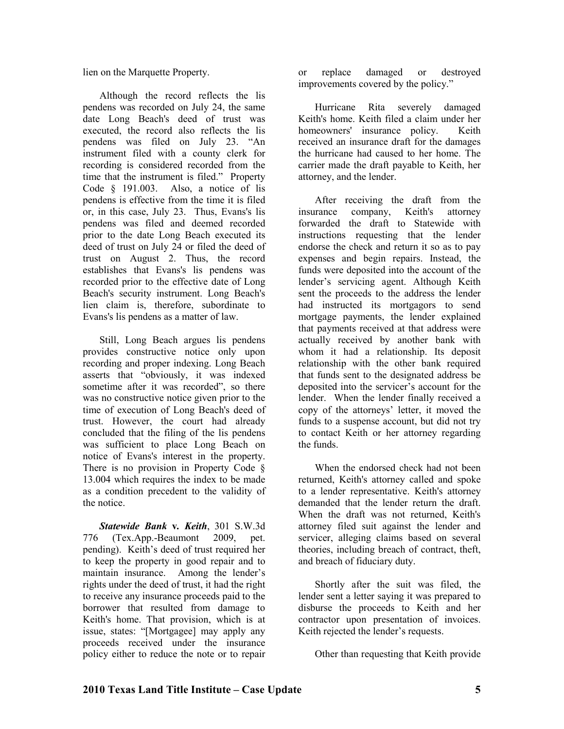lien on the Marquette Property.

Although the record reflects the lis pendens was recorded on July 24, the same date Long Beach's deed of trust was executed, the record also reflects the lis pendens was filed on July 23. "An instrument filed with a county clerk for recording is considered recorded from the time that the instrument is filed." Property Code § 191.003. Also, a notice of lis pendens is effective from the time it is filed or, in this case, July 23. Thus, Evans's lis pendens was filed and deemed recorded prior to the date Long Beach executed its deed of trust on July 24 or filed the deed of trust on August 2. Thus, the record establishes that Evans's lis pendens was recorded prior to the effective date of Long Beach's security instrument. Long Beach's lien claim is, therefore, subordinate to Evans's lis pendens as a matter of law.

Still, Long Beach argues lis pendens provides constructive notice only upon recording and proper indexing. Long Beach asserts that "obviously, it was indexed sometime after it was recorded", so there was no constructive notice given prior to the time of execution of Long Beach's deed of trust. However, the court had already concluded that the filing of the lis pendens was sufficient to place Long Beach on notice of Evans's interest in the property. There is no provision in Property Code § 13.004 which requires the index to be made as a condition precedent to the validity of the notice.

***Statewide Bank* v. *Keith***, 301 S.W.3d 776 (Tex.App.-Beaumont 2009, pet. pending). Keith's deed of trust required her to keep the property in good repair and to maintain insurance. Among the lender's rights under the deed of trust, it had the right to receive any insurance proceeds paid to the borrower that resulted from damage to Keith's home. That provision, which is at issue, states: "[Mortgagee] may apply any proceeds received under the insurance policy either to reduce the note or to repair or replace damaged or destroyed improvements covered by the policy."

Hurricane Rita severely damaged Keith's home. Keith filed a claim under her homeowners' insurance policy. Keith received an insurance draft for the damages the hurricane had caused to her home. The carrier made the draft payable to Keith, her attorney, and the lender.

After receiving the draft from the insurance company, Keith's attorney forwarded the draft to Statewide with instructions requesting that the lender endorse the check and return it so as to pay expenses and begin repairs. Instead, the funds were deposited into the account of the lender's servicing agent. Although Keith sent the proceeds to the address the lender had instructed its mortgagors to send mortgage payments, the lender explained that payments received at that address were actually received by another bank with whom it had a relationship. Its deposit relationship with the other bank required that funds sent to the designated address be deposited into the servicer's account for the lender. When the lender finally received a copy of the attorneys' letter, it moved the funds to a suspense account, but did not try to contact Keith or her attorney regarding the funds.

When the endorsed check had not been returned, Keith's attorney called and spoke to a lender representative. Keith's attorney demanded that the lender return the draft. When the draft was not returned, Keith's attorney filed suit against the lender and servicer, alleging claims based on several theories, including breach of contract, theft, and breach of fiduciary duty.

Shortly after the suit was filed, the lender sent a letter saying it was prepared to disburse the proceeds to Keith and her contractor upon presentation of invoices. Keith rejected the lender's requests.

Other than requesting that Keith provide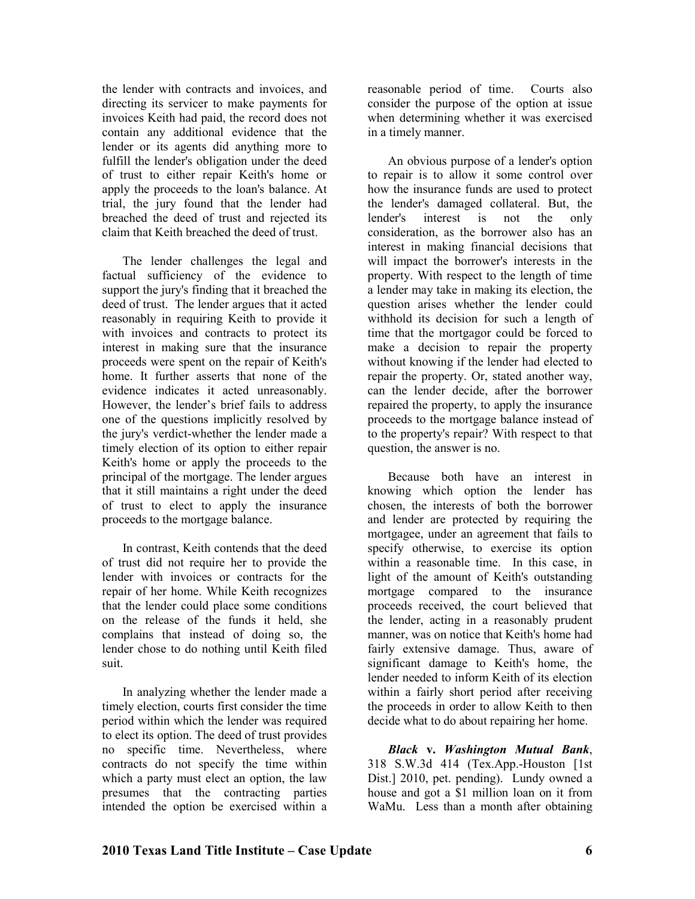the lender with contracts and invoices, and directing its servicer to make payments for invoices Keith had paid, the record does not contain any additional evidence that the lender or its agents did anything more to fulfill the lender's obligation under the deed of trust to either repair Keith's home or apply the proceeds to the loan's balance. At trial, the jury found that the lender had breached the deed of trust and rejected its claim that Keith breached the deed of trust.

The lender challenges the legal and factual sufficiency of the evidence to support the jury's finding that it breached the deed of trust. The lender argues that it acted reasonably in requiring Keith to provide it with invoices and contracts to protect its interest in making sure that the insurance proceeds were spent on the repair of Keith's home. It further asserts that none of the evidence indicates it acted unreasonably. However, the lender's brief fails to address one of the questions implicitly resolved by the jury's verdict-whether the lender made a timely election of its option to either repair Keith's home or apply the proceeds to the principal of the mortgage. The lender argues that it still maintains a right under the deed of trust to elect to apply the insurance proceeds to the mortgage balance.

In contrast, Keith contends that the deed of trust did not require her to provide the lender with invoices or contracts for the repair of her home. While Keith recognizes that the lender could place some conditions on the release of the funds it held, she complains that instead of doing so, the lender chose to do nothing until Keith filed suit.

In analyzing whether the lender made a timely election, courts first consider the time period within which the lender was required to elect its option. The deed of trust provides no specific time. Nevertheless, where contracts do not specify the time within which a party must elect an option, the law presumes that the contracting parties intended the option be exercised within a reasonable period of time. Courts also consider the purpose of the option at issue when determining whether it was exercised in a timely manner.

An obvious purpose of a lender's option to repair is to allow it some control over how the insurance funds are used to protect the lender's damaged collateral. But, the lender's interest is not the only consideration, as the borrower also has an interest in making financial decisions that will impact the borrower's interests in the property. With respect to the length of time a lender may take in making its election, the question arises whether the lender could withhold its decision for such a length of time that the mortgagor could be forced to make a decision to repair the property without knowing if the lender had elected to repair the property. Or, stated another way, can the lender decide, after the borrower repaired the property, to apply the insurance proceeds to the mortgage balance instead of to the property's repair? With respect to that question, the answer is no.

Because both have an interest in knowing which option the lender has chosen, the interests of both the borrower and lender are protected by requiring the mortgagee, under an agreement that fails to specify otherwise, to exercise its option within a reasonable time. In this case, in light of the amount of Keith's outstanding mortgage compared to the insurance proceeds received, the court believed that the lender, acting in a reasonably prudent manner, was on notice that Keith's home had fairly extensive damage. Thus, aware of significant damage to Keith's home, the lender needed to inform Keith of its election within a fairly short period after receiving the proceeds in order to allow Keith to then decide what to do about repairing her home.

***Black* v. *Washington Mutual Bank***, 318 S.W.3d 414 (Tex.App.-Houston [1st Dist.] 2010, pet. pending). Lundy owned a house and got a $1 million loan on it from WaMu. Less than a month after obtaining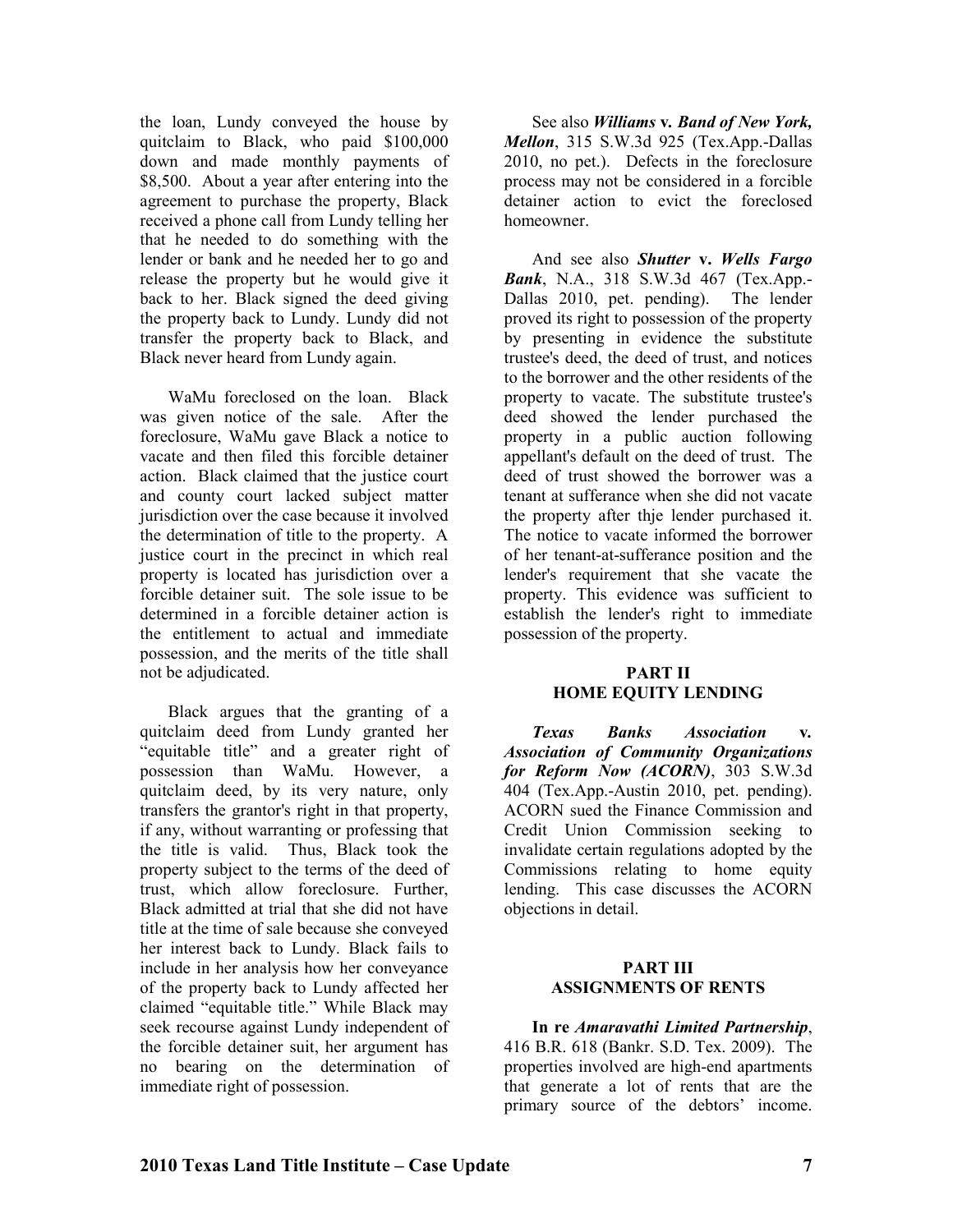the loan, Lundy conveyed the house by quitclaim to Black, who paid $100,000 down and made monthly payments of $8,500. About a year after entering into the agreement to purchase the property, Black received a phone call from Lundy telling her that he needed to do something with the lender or bank and he needed her to go and release the property but he would give it back to her. Black signed the deed giving the property back to Lundy. Lundy did not transfer the property back to Black, and Black never heard from Lundy again.

WaMu foreclosed on the loan. Black was given notice of the sale. After the foreclosure, WaMu gave Black a notice to vacate and then filed this forcible detainer action. Black claimed that the justice court and county court lacked subject matter jurisdiction over the case because it involved the determination of title to the property. A justice court in the precinct in which real property is located has jurisdiction over a forcible detainer suit. The sole issue to be determined in a forcible detainer action is the entitlement to actual and immediate possession, and the merits of the title shall not be adjudicated.

Black argues that the granting of a quitclaim deed from Lundy granted her "equitable title" and a greater right of possession than WaMu. However, a quitclaim deed, by its very nature, only transfers the grantor's right in that property, if any, without warranting or professing that the title is valid. Thus, Black took the property subject to the terms of the deed of trust, which allow foreclosure. Further, Black admitted at trial that she did not have title at the time of sale because she conveyed her interest back to Lundy. Black fails to include in her analysis how her conveyance of the property back to Lundy affected her claimed "equitable title." While Black may seek recourse against Lundy independent of the forcible detainer suit, her argument has no bearing on the determination of immediate right of possession.

See also ***Williams* v. *Band of New York, Mellon***, 315 S.W.3d 925 (Tex.App.-Dallas 2010, no pet.). Defects in the foreclosure process may not be considered in a forcible detainer action to evict the foreclosed homeowner.

And see also ***Shutter* v. *Wells Fargo Bank***, N.A., 318 S.W.3d 467 (Tex.App.-Dallas 2010, pet. pending). The lender proved its right to possession of the property by presenting in evidence the substitute trustee's deed, the deed of trust, and notices to the borrower and the other residents of the property to vacate. The substitute trustee's deed showed the lender purchased the property in a public auction following appellant's default on the deed of trust. The deed of trust showed the borrower was a tenant at sufferance when she did not vacate the property after thje lender purchased it. The notice to vacate informed the borrower of her tenant-at-sufferance position and the lender's requirement that she vacate the property. This evidence was sufficient to establish the lender's right to immediate possession of the property.

## PART II
## HOME EQUITY LENDING

***Texas Banks Association* v. *Association of Community Organizations for Reform Now (ACORN)***, 303 S.W.3d 404 (Tex.App.-Austin 2010, pet. pending). ACORN sued the Finance Commission and Credit Union Commission seeking to invalidate certain regulations adopted by the Commissions relating to home equity lending. This case discusses the ACORN objections in detail.

## PART III
## ASSIGNMENTS OF RENTS

**In re *Amaravathi Limited Partnership***, 416 B.R. 618 (Bankr. S.D. Tex. 2009). The properties involved are high-end apartments that generate a lot of rents that are the primary source of the debtors' income.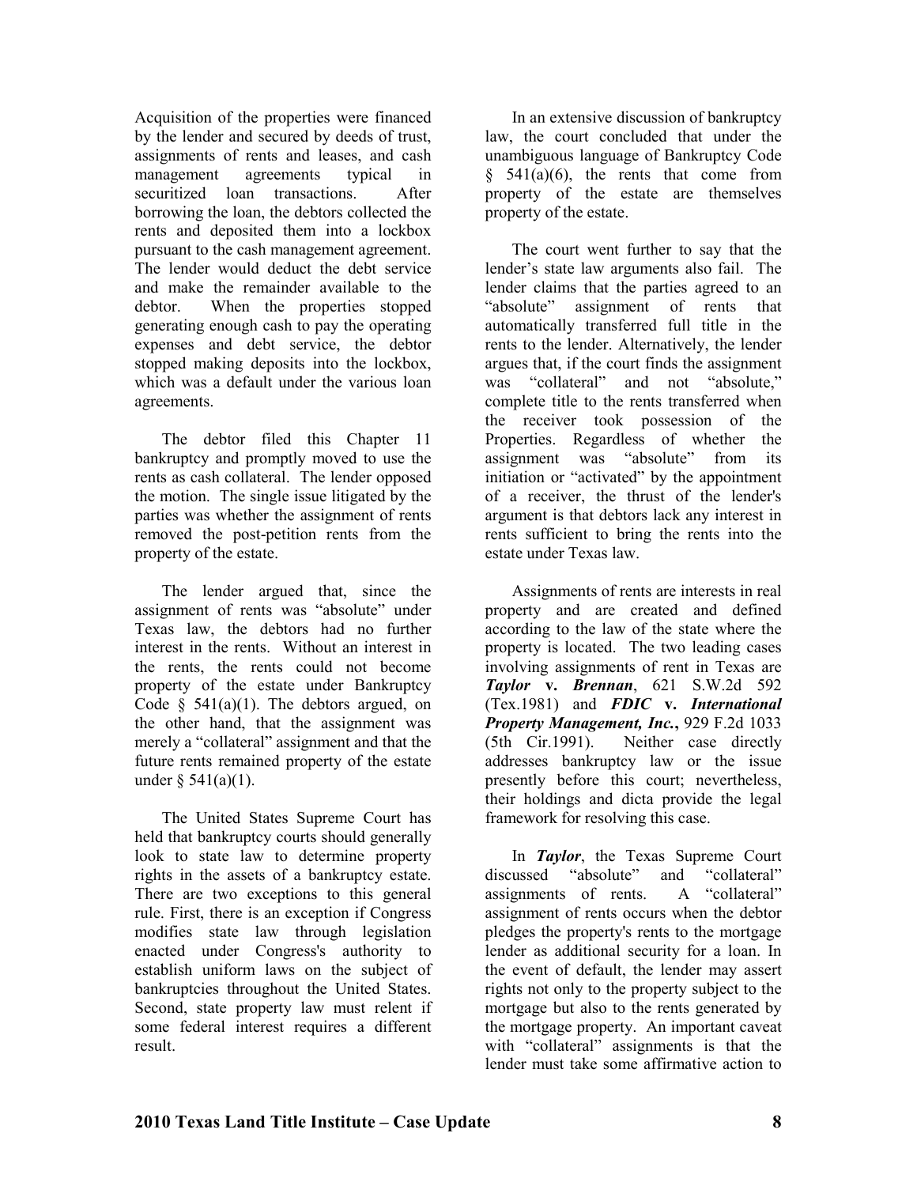Acquisition of the properties were financed by the lender and secured by deeds of trust, assignments of rents and leases, and cash management agreements typical in securitized loan transactions. After borrowing the loan, the debtors collected the rents and deposited them into a lockbox pursuant to the cash management agreement. The lender would deduct the debt service and make the remainder available to the debtor. When the properties stopped generating enough cash to pay the operating expenses and debt service, the debtor stopped making deposits into the lockbox, which was a default under the various loan agreements.

The debtor filed this Chapter 11 bankruptcy and promptly moved to use the rents as cash collateral. The lender opposed the motion. The single issue litigated by the parties was whether the assignment of rents removed the post-petition rents from the property of the estate.

The lender argued that, since the assignment of rents was "absolute" under Texas law, the debtors had no further interest in the rents. Without an interest in the rents, the rents could not become property of the estate under Bankruptcy Code § 541(a)(1). The debtors argued, on the other hand, that the assignment was merely a "collateral" assignment and that the future rents remained property of the estate under § 541(a)(1).

The United States Supreme Court has held that bankruptcy courts should generally look to state law to determine property rights in the assets of a bankruptcy estate. There are two exceptions to this general rule. First, there is an exception if Congress modifies state law through legislation enacted under Congress's authority to establish uniform laws on the subject of bankruptcies throughout the United States. Second, state property law must relent if some federal interest requires a different result.

In an extensive discussion of bankruptcy law, the court concluded that under the unambiguous language of Bankruptcy Code § 541(a)(6), the rents that come from property of the estate are themselves property of the estate.

The court went further to say that the lender's state law arguments also fail. The lender claims that the parties agreed to an "absolute" assignment of rents that automatically transferred full title in the rents to the lender. Alternatively, the lender argues that, if the court finds the assignment was "collateral" and not "absolute," complete title to the rents transferred when the receiver took possession of the Properties. Regardless of whether the assignment was "absolute" from its initiation or "activated" by the appointment of a receiver, the thrust of the lender's argument is that debtors lack any interest in rents sufficient to bring the rents into the estate under Texas law.

Assignments of rents are interests in real property and are created and defined according to the law of the state where the property is located. The two leading cases involving assignments of rent in Texas are ***Taylor* v. *Brennan***, 621 S.W.2d 592 (Tex.1981) and ***FDIC* v. *International Property Management, Inc.***, 929 F.2d 1033 (5th Cir.1991). Neither case directly addresses bankruptcy law or the issue presently before this court; nevertheless, their holdings and dicta provide the legal framework for resolving this case.

In ***Taylor***, the Texas Supreme Court discussed "absolute" and "collateral" assignments of rents. A "collateral" assignment of rents occurs when the debtor pledges the property's rents to the mortgage lender as additional security for a loan. In the event of default, the lender may assert rights not only to the property subject to the mortgage but also to the rents generated by the mortgage property. An important caveat with "collateral" assignments is that the lender must take some affirmative action to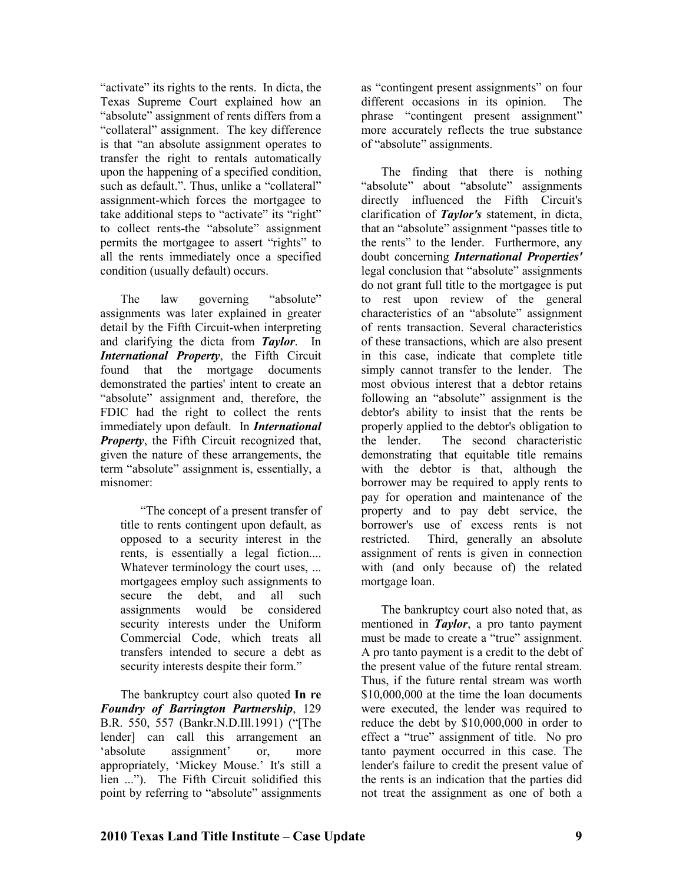"activate" its rights to the rents. In dicta, the Texas Supreme Court explained how an "absolute" assignment of rents differs from a "collateral" assignment. The key difference is that "an absolute assignment operates to transfer the right to rentals automatically upon the happening of a specified condition, such as default.". Thus, unlike a "collateral" assignment-which forces the mortgagee to take additional steps to "activate" its "right" to collect rents-the "absolute" assignment permits the mortgagee to assert "rights" to all the rents immediately once a specified condition (usually default) occurs.

The law governing "absolute" assignments was later explained in greater detail by the Fifth Circuit-when interpreting and clarifying the dicta from ***Taylor***. In ***International Property***, the Fifth Circuit found that the mortgage documents demonstrated the parties' intent to create an "absolute" assignment and, therefore, the FDIC had the right to collect the rents immediately upon default. In ***International Property***, the Fifth Circuit recognized that, given the nature of these arrangements, the term "absolute" assignment is, essentially, a misnomer:

> "The concept of a present transfer of title to rents contingent upon default, as opposed to a security interest in the rents, is essentially a legal fiction.... Whatever terminology the court uses, ... mortgagees employ such assignments to secure the debt, and all such assignments would be considered security interests under the Uniform Commercial Code, which treats all transfers intended to secure a debt as security interests despite their form."

The bankruptcy court also quoted **In re *Foundry of Barrington Partnership***, 129 B.R. 550, 557 (Bankr.N.D.Ill.1991) ("[The lender] can call this arrangement an 'absolute assignment' or, more appropriately, 'Mickey Mouse.' It's still a lien ..."). The Fifth Circuit solidified this point by referring to "absolute" assignments as "contingent present assignments" on four different occasions in its opinion. The phrase "contingent present assignment" more accurately reflects the true substance of "absolute" assignments.

The finding that there is nothing "absolute" about "absolute" assignments directly influenced the Fifth Circuit's clarification of ***Taylor's*** statement, in dicta, that an "absolute" assignment "passes title to the rents" to the lender. Furthermore, any doubt concerning ***International Properties'*** legal conclusion that "absolute" assignments do not grant full title to the mortgagee is put to rest upon review of the general characteristics of an "absolute" assignment of rents transaction. Several characteristics of these transactions, which are also present in this case, indicate that complete title simply cannot transfer to the lender. The most obvious interest that a debtor retains following an "absolute" assignment is the debtor's ability to insist that the rents be properly applied to the debtor's obligation to the lender. The second characteristic demonstrating that equitable title remains with the debtor is that, although the borrower may be required to apply rents to pay for operation and maintenance of the property and to pay debt service, the borrower's use of excess rents is not restricted. Third, generally an absolute assignment of rents is given in connection with (and only because of) the related mortgage loan.

The bankruptcy court also noted that, as mentioned in ***Taylor***, a pro tanto payment must be made to create a "true" assignment. A pro tanto payment is a credit to the debt of the present value of the future rental stream. Thus, if the future rental stream was worth $10,000,000 at the time the loan documents were executed, the lender was required to reduce the debt by $10,000,000 in order to effect a "true" assignment of title. No pro tanto payment occurred in this case. The lender's failure to credit the present value of the rents is an indication that the parties did not treat the assignment as one of both a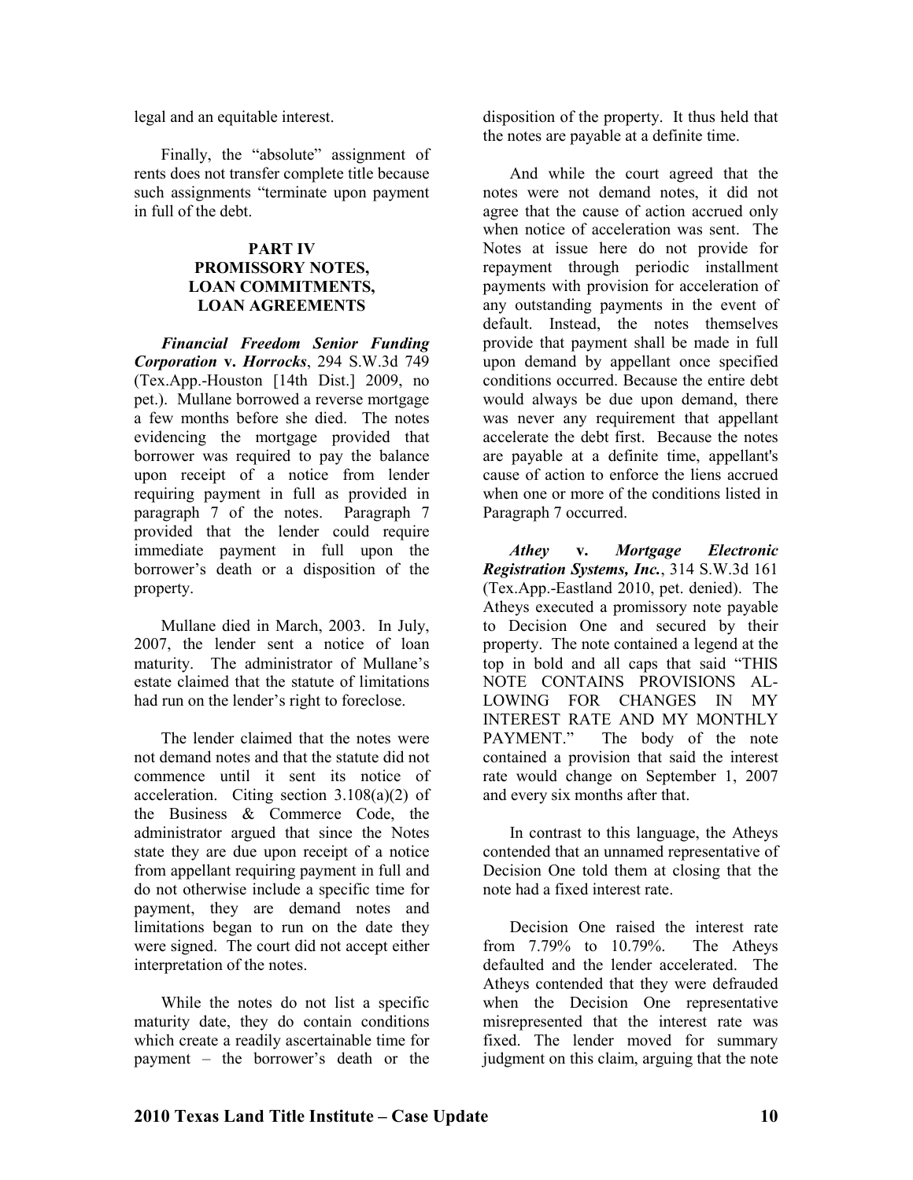legal and an equitable interest.

Finally, the "absolute" assignment of rents does not transfer complete title because such assignments "terminate upon payment in full of the debt.

## PART IV PROMISSORY NOTES, LOAN COMMITMENTS, LOAN AGREEMENTS

***Financial Freedom Senior Funding Corporation* v. *Horrocks***, 294 S.W.3d 749 (Tex.App.-Houston [14th Dist.] 2009, no pet.). Mullane borrowed a reverse mortgage a few months before she died. The notes evidencing the mortgage provided that borrower was required to pay the balance upon receipt of a notice from lender requiring payment in full as provided in paragraph 7 of the notes. Paragraph 7 provided that the lender could require immediate payment in full upon the borrower's death or a disposition of the property.

Mullane died in March, 2003. In July, 2007, the lender sent a notice of loan maturity. The administrator of Mullane's estate claimed that the statute of limitations had run on the lender's right to foreclose.

The lender claimed that the notes were not demand notes and that the statute did not commence until it sent its notice of acceleration. Citing section 3.108(a)(2) of the Business & Commerce Code, the administrator argued that since the Notes state they are due upon receipt of a notice from appellant requiring payment in full and do not otherwise include a specific time for payment, they are demand notes and limitations began to run on the date they were signed. The court did not accept either interpretation of the notes.

While the notes do not list a specific maturity date, they do contain conditions which create a readily ascertainable time for payment – the borrower's death or the disposition of the property. It thus held that the notes are payable at a definite time.

And while the court agreed that the notes were not demand notes, it did not agree that the cause of action accrued only when notice of acceleration was sent. The Notes at issue here do not provide for repayment through periodic installment payments with provision for acceleration of any outstanding payments in the event of default. Instead, the notes themselves provide that payment shall be made in full upon demand by appellant once specified conditions occurred. Because the entire debt would always be due upon demand, there was never any requirement that appellant accelerate the debt first. Because the notes are payable at a definite time, appellant's cause of action to enforce the liens accrued when one or more of the conditions listed in Paragraph 7 occurred.

***Athey* v. *Mortgage Electronic Registration Systems, Inc.***, 314 S.W.3d 161 (Tex.App.-Eastland 2010, pet. denied). The Atheys executed a promissory note payable to Decision One and secured by their property. The note contained a legend at the top in bold and all caps that said "THIS NOTE CONTAINS PROVISIONS ALLOWING FOR CHANGES IN MY INTEREST RATE AND MY MONTHLY PAYMENT." The body of the note contained a provision that said the interest rate would change on September 1, 2007 and every six months after that.

In contrast to this language, the Atheys contended that an unnamed representative of Decision One told them at closing that the note had a fixed interest rate.

Decision One raised the interest rate from 7.79% to 10.79%. The Atheys defaulted and the lender accelerated. The Atheys contended that they were defrauded when the Decision One representative misrepresented that the interest rate was fixed. The lender moved for summary judgment on this claim, arguing that the note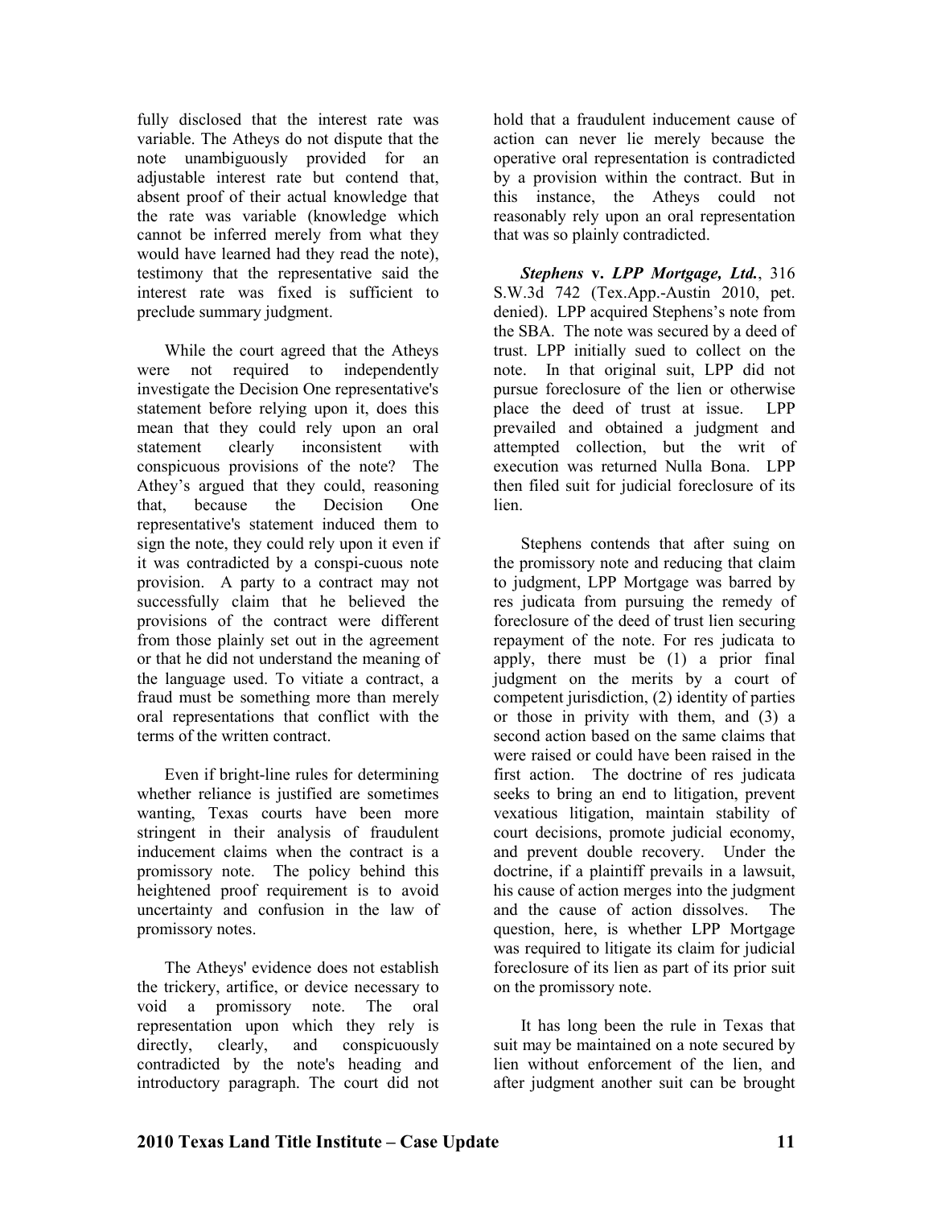fully disclosed that the interest rate was variable. The Atheys do not dispute that the note unambiguously provided for an adjustable interest rate but contend that, absent proof of their actual knowledge that the rate was variable (knowledge which cannot be inferred merely from what they would have learned had they read the note), testimony that the representative said the interest rate was fixed is sufficient to preclude summary judgment.

While the court agreed that the Atheys were not required to independently investigate the Decision One representative's statement before relying upon it, does this mean that they could rely upon an oral statement clearly inconsistent with conspicuous provisions of the note? The Athey's argued that they could, reasoning that, because the Decision One representative's statement induced them to sign the note, they could rely upon it even if it was contradicted by a conspi-cuous note provision. A party to a contract may not successfully claim that he believed the provisions of the contract were different from those plainly set out in the agreement or that he did not understand the meaning of the language used. To vitiate a contract, a fraud must be something more than merely oral representations that conflict with the terms of the written contract.

Even if bright-line rules for determining whether reliance is justified are sometimes wanting, Texas courts have been more stringent in their analysis of fraudulent inducement claims when the contract is a promissory note. The policy behind this heightened proof requirement is to avoid uncertainty and confusion in the law of promissory notes.

The Atheys' evidence does not establish the trickery, artifice, or device necessary to void a promissory note. The oral representation upon which they rely is directly, clearly, and conspicuously contradicted by the note's heading and introductory paragraph. The court did not hold that a fraudulent inducement cause of action can never lie merely because the operative oral representation is contradicted by a provision within the contract. But in this instance, the Atheys could not reasonably rely upon an oral representation that was so plainly contradicted.

***Stephens* v. *LPP Mortgage, Ltd.***, 316 S.W.3d 742 (Tex.App.-Austin 2010, pet. denied). LPP acquired Stephens's note from the SBA. The note was secured by a deed of trust. LPP initially sued to collect on the note. In that original suit, LPP did not pursue foreclosure of the lien or otherwise place the deed of trust at issue. LPP prevailed and obtained a judgment and attempted collection, but the writ of execution was returned Nulla Bona. LPP then filed suit for judicial foreclosure of its lien.

Stephens contends that after suing on the promissory note and reducing that claim to judgment, LPP Mortgage was barred by res judicata from pursuing the remedy of foreclosure of the deed of trust lien securing repayment of the note. For res judicata to apply, there must be (1) a prior final judgment on the merits by a court of competent jurisdiction, (2) identity of parties or those in privity with them, and (3) a second action based on the same claims that were raised or could have been raised in the first action. The doctrine of res judicata seeks to bring an end to litigation, prevent vexatious litigation, maintain stability of court decisions, promote judicial economy, and prevent double recovery. Under the doctrine, if a plaintiff prevails in a lawsuit, his cause of action merges into the judgment and the cause of action dissolves. The question, here, is whether LPP Mortgage was required to litigate its claim for judicial foreclosure of its lien as part of its prior suit on the promissory note.

It has long been the rule in Texas that suit may be maintained on a note secured by lien without enforcement of the lien, and after judgment another suit can be brought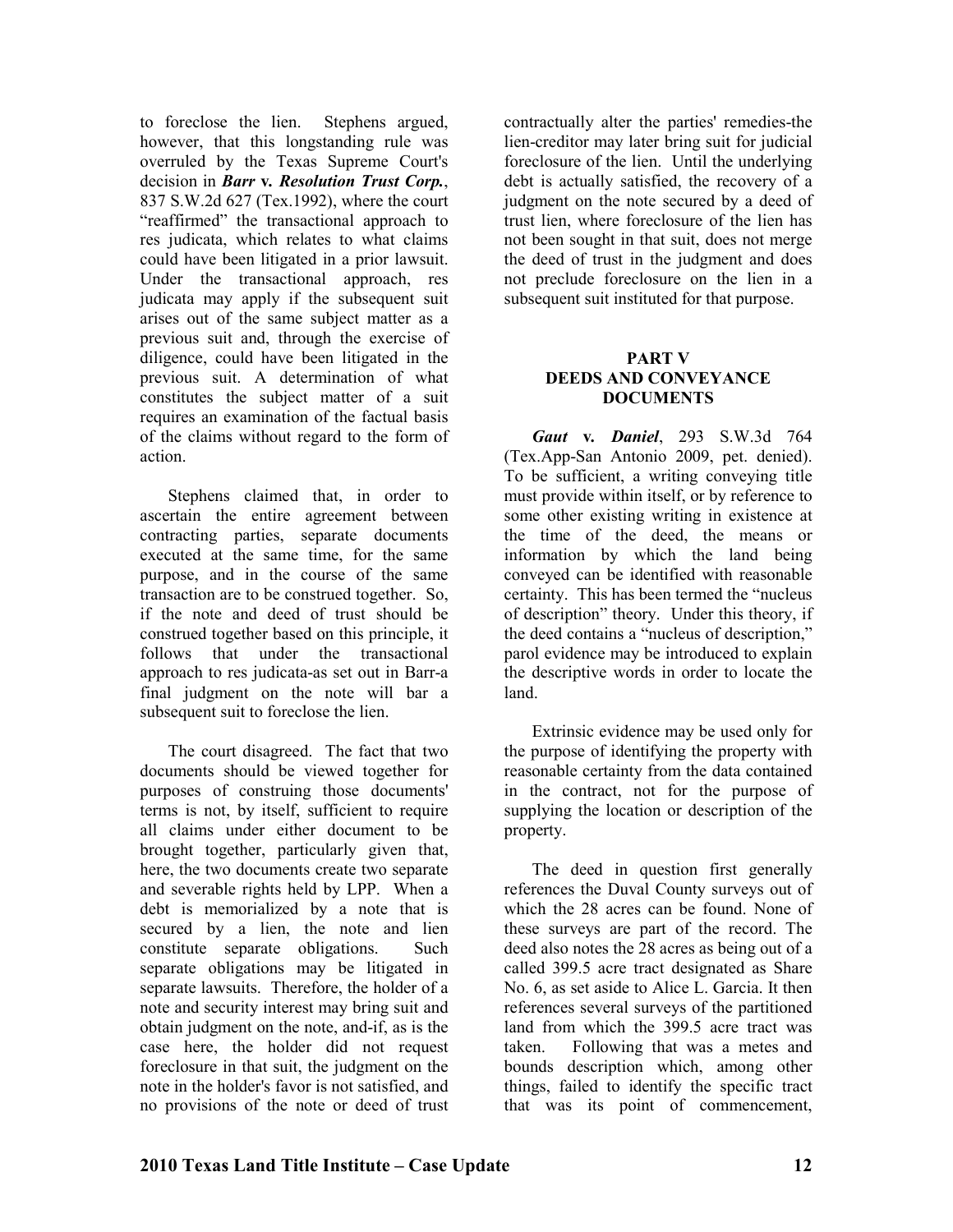to foreclose the lien. Stephens argued, however, that this longstanding rule was overruled by the Texas Supreme Court's decision in ***Barr* v. *Resolution Trust Corp.***, 837 S.W.2d 627 (Tex.1992), where the court "reaffirmed" the transactional approach to res judicata, which relates to what claims could have been litigated in a prior lawsuit. Under the transactional approach, res judicata may apply if the subsequent suit arises out of the same subject matter as a previous suit and, through the exercise of diligence, could have been litigated in the previous suit. A determination of what constitutes the subject matter of a suit requires an examination of the factual basis of the claims without regard to the form of action.

Stephens claimed that, in order to ascertain the entire agreement between contracting parties, separate documents executed at the same time, for the same purpose, and in the course of the same transaction are to be construed together. So, if the note and deed of trust should be construed together based on this principle, it follows that under the transactional approach to res judicata-as set out in Barr-a final judgment on the note will bar a subsequent suit to foreclose the lien.

The court disagreed. The fact that two documents should be viewed together for purposes of construing those documents' terms is not, by itself, sufficient to require all claims under either document to be brought together, particularly given that, here, the two documents create two separate and severable rights held by LPP. When a debt is memorialized by a note that is secured by a lien, the note and lien constitute separate obligations. Such separate obligations may be litigated in separate lawsuits. Therefore, the holder of a note and security interest may bring suit and obtain judgment on the note, and-if, as is the case here, the holder did not request foreclosure in that suit, the judgment on the note in the holder's favor is not satisfied, and no provisions of the note or deed of trust contractually alter the parties' remedies-the lien-creditor may later bring suit for judicial foreclosure of the lien. Until the underlying debt is actually satisfied, the recovery of a judgment on the note secured by a deed of trust lien, where foreclosure of the lien has not been sought in that suit, does not merge the deed of trust in the judgment and does not preclude foreclosure on the lien in a subsequent suit instituted for that purpose.

## PART V
## DEEDS AND CONVEYANCE DOCUMENTS

***Gaut* v. *Daniel***, 293 S.W.3d 764 (Tex.App-San Antonio 2009, pet. denied). To be sufficient, a writing conveying title must provide within itself, or by reference to some other existing writing in existence at the time of the deed, the means or information by which the land being conveyed can be identified with reasonable certainty. This has been termed the "nucleus of description" theory. Under this theory, if the deed contains a "nucleus of description," parol evidence may be introduced to explain the descriptive words in order to locate the land.

Extrinsic evidence may be used only for the purpose of identifying the property with reasonable certainty from the data contained in the contract, not for the purpose of supplying the location or description of the property.

The deed in question first generally references the Duval County surveys out of which the 28 acres can be found. None of these surveys are part of the record. The deed also notes the 28 acres as being out of a called 399.5 acre tract designated as Share No. 6, as set aside to Alice L. Garcia. It then references several surveys of the partitioned land from which the 399.5 acre tract was taken. Following that was a metes and bounds description which, among other things, failed to identify the specific tract that was its point of commencement,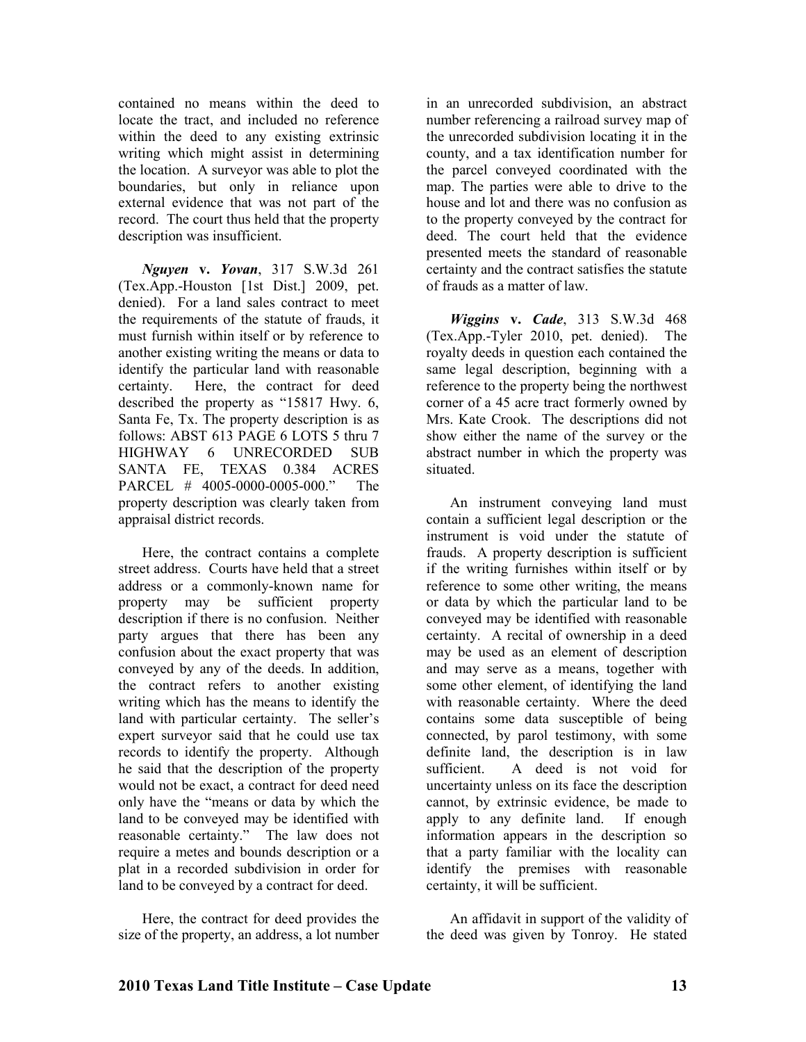contained no means within the deed to locate the tract, and included no reference within the deed to any existing extrinsic writing which might assist in determining the location. A surveyor was able to plot the boundaries, but only in reliance upon external evidence that was not part of the record. The court thus held that the property description was insufficient.

***Nguyen* v. *Yovan***, 317 S.W.3d 261 (Tex.App.-Houston [1st Dist.] 2009, pet. denied). For a land sales contract to meet the requirements of the statute of frauds, it must furnish within itself or by reference to another existing writing the means or data to identify the particular land with reasonable certainty. Here, the contract for deed described the property as "15817 Hwy. 6, Santa Fe, Tx. The property description is as follows: ABST 613 PAGE 6 LOTS 5 thru 7 HIGHWAY 6 UNRECORDED SUB SANTA FE, TEXAS 0.384 ACRES PARCEL # 4005-0000-0005-000." The property description was clearly taken from appraisal district records.

Here, the contract contains a complete street address. Courts have held that a street address or a commonly-known name for property may be sufficient property description if there is no confusion. Neither party argues that there has been any confusion about the exact property that was conveyed by any of the deeds. In addition, the contract refers to another existing writing which has the means to identify the land with particular certainty. The seller's expert surveyor said that he could use tax records to identify the property. Although he said that the description of the property would not be exact, a contract for deed need only have the "means or data by which the land to be conveyed may be identified with reasonable certainty." The law does not require a metes and bounds description or a plat in a recorded subdivision in order for land to be conveyed by a contract for deed.

Here, the contract for deed provides the size of the property, an address, a lot number in an unrecorded subdivision, an abstract number referencing a railroad survey map of the unrecorded subdivision locating it in the county, and a tax identification number for the parcel conveyed coordinated with the map. The parties were able to drive to the house and lot and there was no confusion as to the property conveyed by the contract for deed. The court held that the evidence presented meets the standard of reasonable certainty and the contract satisfies the statute of frauds as a matter of law.

***Wiggins* v. *Cade***, 313 S.W.3d 468 (Tex.App.-Tyler 2010, pet. denied). The royalty deeds in question each contained the same legal description, beginning with a reference to the property being the northwest corner of a 45 acre tract formerly owned by Mrs. Kate Crook. The descriptions did not show either the name of the survey or the abstract number in which the property was situated.

An instrument conveying land must contain a sufficient legal description or the instrument is void under the statute of frauds. A property description is sufficient if the writing furnishes within itself or by reference to some other writing, the means or data by which the particular land to be conveyed may be identified with reasonable certainty. A recital of ownership in a deed may be used as an element of description and may serve as a means, together with some other element, of identifying the land with reasonable certainty. Where the deed contains some data susceptible of being connected, by parol testimony, with some definite land, the description is in law sufficient. A deed is not void for uncertainty unless on its face the description cannot, by extrinsic evidence, be made to apply to any definite land. If enough information appears in the description so that a party familiar with the locality can identify the premises with reasonable certainty, it will be sufficient.

An affidavit in support of the validity of the deed was given by Tonroy. He stated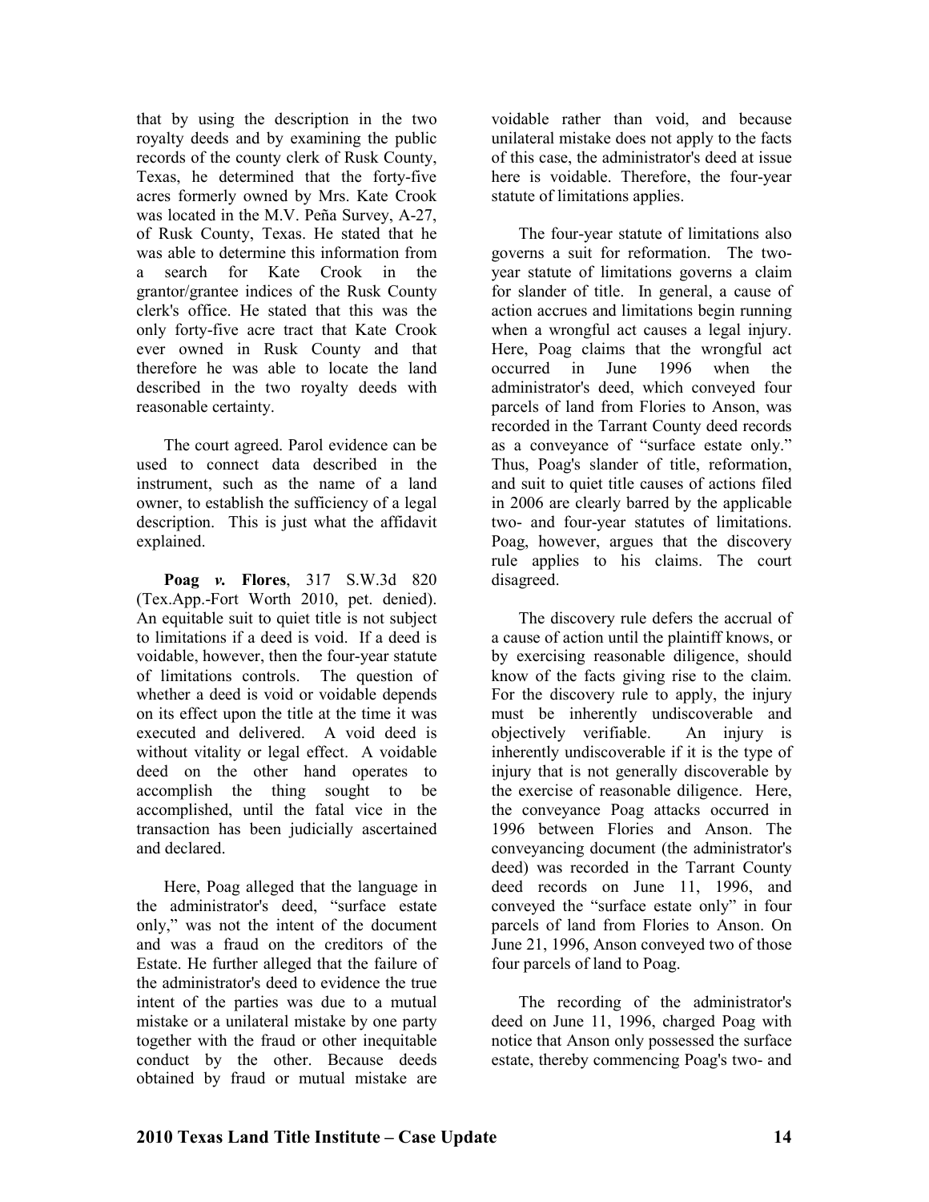that by using the description in the two royalty deeds and by examining the public records of the county clerk of Rusk County, Texas, he determined that the forty-five acres formerly owned by Mrs. Kate Crook was located in the M.V. Peña Survey, A-27, of Rusk County, Texas. He stated that he was able to determine this information from a search for Kate Crook in the grantor/grantee indices of the Rusk County clerk's office. He stated that this was the only forty-five acre tract that Kate Crook ever owned in Rusk County and that therefore he was able to locate the land described in the two royalty deeds with reasonable certainty.

The court agreed. Parol evidence can be used to connect data described in the instrument, such as the name of a land owner, to establish the sufficiency of a legal description. This is just what the affidavit explained.

**Poag *v.* Flores**, 317 S.W.3d 820 (Tex.App.-Fort Worth 2010, pet. denied). An equitable suit to quiet title is not subject to limitations if a deed is void. If a deed is voidable, however, then the four-year statute of limitations controls. The question of whether a deed is void or voidable depends on its effect upon the title at the time it was executed and delivered. A void deed is without vitality or legal effect. A voidable deed on the other hand operates to accomplish the thing sought to be accomplished, until the fatal vice in the transaction has been judicially ascertained and declared.

Here, Poag alleged that the language in the administrator's deed, "surface estate only," was not the intent of the document and was a fraud on the creditors of the Estate. He further alleged that the failure of the administrator's deed to evidence the true intent of the parties was due to a mutual mistake or a unilateral mistake by one party together with the fraud or other inequitable conduct by the other. Because deeds obtained by fraud or mutual mistake are voidable rather than void, and because unilateral mistake does not apply to the facts of this case, the administrator's deed at issue here is voidable. Therefore, the four-year statute of limitations applies.

The four-year statute of limitations also governs a suit for reformation. The two-year statute of limitations governs a claim for slander of title. In general, a cause of action accrues and limitations begin running when a wrongful act causes a legal injury. Here, Poag claims that the wrongful act occurred in June 1996 when the administrator's deed, which conveyed four parcels of land from Flories to Anson, was recorded in the Tarrant County deed records as a conveyance of "surface estate only." Thus, Poag's slander of title, reformation, and suit to quiet title causes of actions filed in 2006 are clearly barred by the applicable two- and four-year statutes of limitations. Poag, however, argues that the discovery rule applies to his claims. The court disagreed.

The discovery rule defers the accrual of a cause of action until the plaintiff knows, or by exercising reasonable diligence, should know of the facts giving rise to the claim. For the discovery rule to apply, the injury must be inherently undiscoverable and objectively verifiable. An injury is inherently undiscoverable if it is the type of injury that is not generally discoverable by the exercise of reasonable diligence. Here, the conveyance Poag attacks occurred in 1996 between Flories and Anson. The conveyancing document (the administrator's deed) was recorded in the Tarrant County deed records on June 11, 1996, and conveyed the "surface estate only" in four parcels of land from Flories to Anson. On June 21, 1996, Anson conveyed two of those four parcels of land to Poag.

The recording of the administrator's deed on June 11, 1996, charged Poag with notice that Anson only possessed the surface estate, thereby commencing Poag's two- and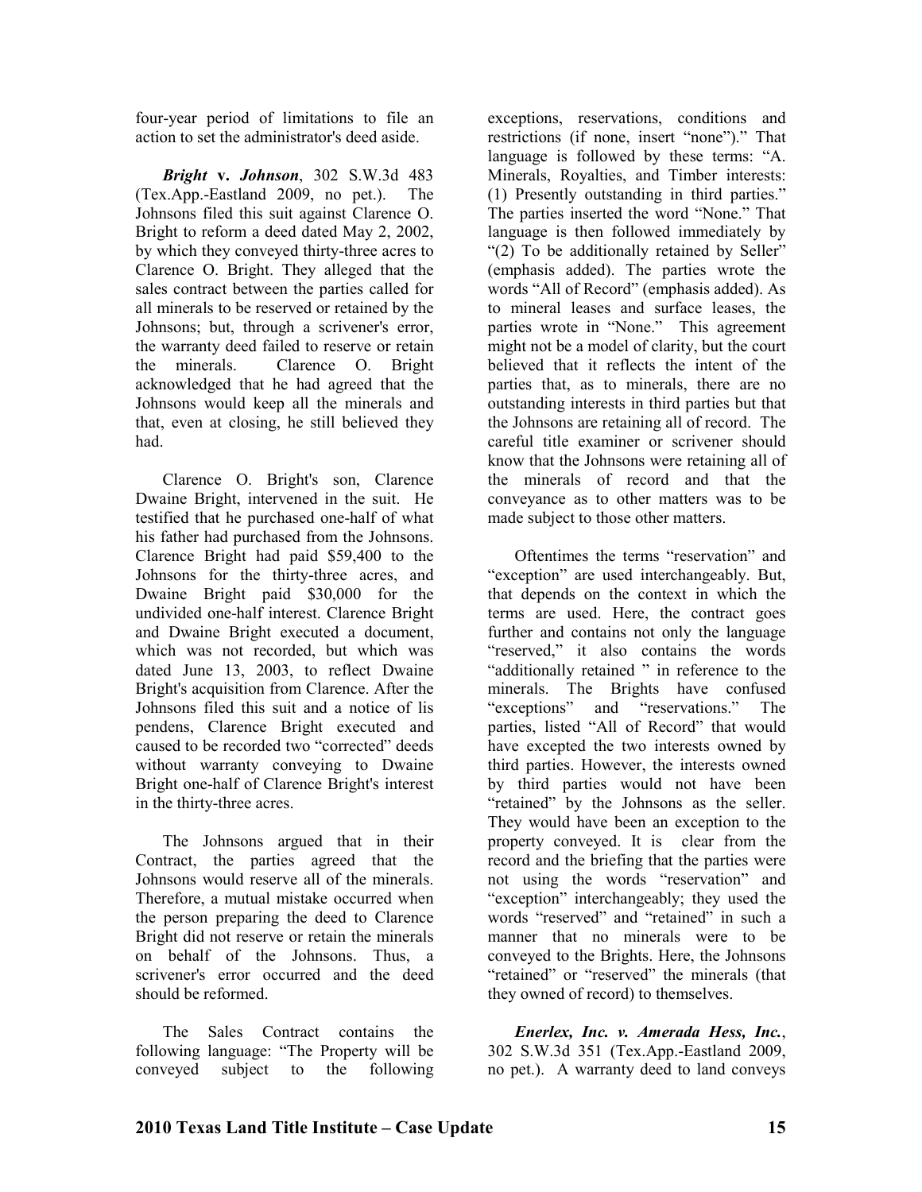four-year period of limitations to file an action to set the administrator's deed aside.

***Bright* v. *Johnson***, 302 S.W.3d 483 (Tex.App.-Eastland 2009, no pet.). The Johnsons filed this suit against Clarence O. Bright to reform a deed dated May 2, 2002, by which they conveyed thirty-three acres to Clarence O. Bright. They alleged that the sales contract between the parties called for all minerals to be reserved or retained by the Johnsons; but, through a scrivener's error, the warranty deed failed to reserve or retain the minerals. Clarence O. Bright acknowledged that he had agreed that the Johnsons would keep all the minerals and that, even at closing, he still believed they had.

Clarence O. Bright's son, Clarence Dwaine Bright, intervened in the suit. He testified that he purchased one-half of what his father had purchased from the Johnsons. Clarence Bright had paid $59,400 to the Johnsons for the thirty-three acres, and Dwaine Bright paid $30,000 for the undivided one-half interest. Clarence Bright and Dwaine Bright executed a document, which was not recorded, but which was dated June 13, 2003, to reflect Dwaine Bright's acquisition from Clarence. After the Johnsons filed this suit and a notice of lis pendens, Clarence Bright executed and caused to be recorded two "corrected" deeds without warranty conveying to Dwaine Bright one-half of Clarence Bright's interest in the thirty-three acres.

The Johnsons argued that in their Contract, the parties agreed that the Johnsons would reserve all of the minerals. Therefore, a mutual mistake occurred when the person preparing the deed to Clarence Bright did not reserve or retain the minerals on behalf of the Johnsons. Thus, a scrivener's error occurred and the deed should be reformed.

The Sales Contract contains the following language: "The Property will be conveyed subject to the following exceptions, reservations, conditions and restrictions (if none, insert "none")." That language is followed by these terms: "A. Minerals, Royalties, and Timber interests: (1) Presently outstanding in third parties." The parties inserted the word "None." That language is then followed immediately by "(2) To be additionally retained by Seller" (emphasis added). The parties wrote the words "All of Record" (emphasis added). As to mineral leases and surface leases, the parties wrote in "None." This agreement might not be a model of clarity, but the court believed that it reflects the intent of the parties that, as to minerals, there are no outstanding interests in third parties but that the Johnsons are retaining all of record. The careful title examiner or scrivener should know that the Johnsons were retaining all of the minerals of record and that the conveyance as to other matters was to be made subject to those other matters.

Oftentimes the terms "reservation" and "exception" are used interchangeably. But, that depends on the context in which the terms are used. Here, the contract goes further and contains not only the language "reserved," it also contains the words "additionally retained " in reference to the minerals. The Brights have confused "exceptions" and "reservations." The parties, listed "All of Record" that would have excepted the two interests owned by third parties. However, the interests owned by third parties would not have been "retained" by the Johnsons as the seller. They would have been an exception to the property conveyed. It is clear from the record and the briefing that the parties were not using the words "reservation" and "exception" interchangeably; they used the words "reserved" and "retained" in such a manner that no minerals were to be conveyed to the Brights. Here, the Johnsons "retained" or "reserved" the minerals (that they owned of record) to themselves.

***Enerlex, Inc. v. Amerada Hess, Inc.***, 302 S.W.3d 351 (Tex.App.-Eastland 2009, no pet.). A warranty deed to land conveys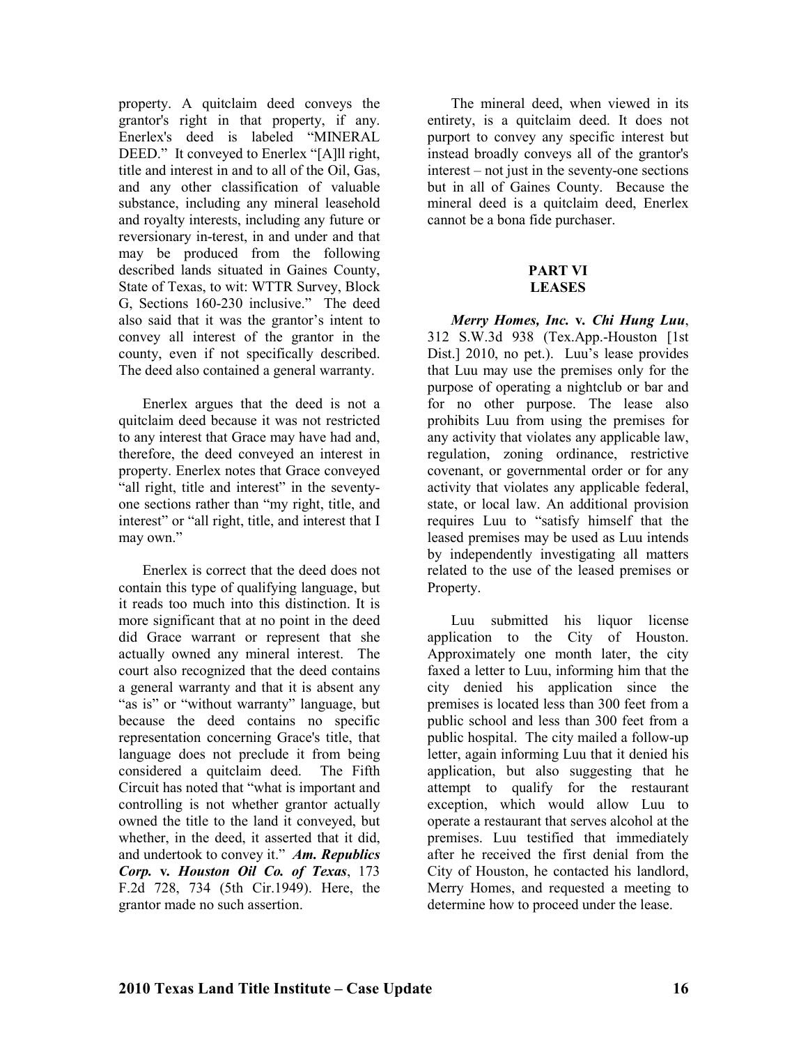property. A quitclaim deed conveys the grantor's right in that property, if any. Enerlex's deed is labeled "MINERAL DEED." It conveyed to Enerlex "[A]ll right, title and interest in and to all of the Oil, Gas, and any other classification of valuable substance, including any mineral leasehold and royalty interests, including any future or reversionary in-terest, in and under and that may be produced from the following described lands situated in Gaines County, State of Texas, to wit: WTTR Survey, Block G, Sections 160-230 inclusive." The deed also said that it was the grantor's intent to convey all interest of the grantor in the county, even if not specifically described. The deed also contained a general warranty.

Enerlex argues that the deed is not a quitclaim deed because it was not restricted to any interest that Grace may have had and, therefore, the deed conveyed an interest in property. Enerlex notes that Grace conveyed "all right, title and interest" in the seventy-one sections rather than "my right, title, and interest" or "all right, title, and interest that I may own."

Enerlex is correct that the deed does not contain this type of qualifying language, but it reads too much into this distinction. It is more significant that at no point in the deed did Grace warrant or represent that she actually owned any mineral interest. The court also recognized that the deed contains a general warranty and that it is absent any "as is" or "without warranty" language, but because the deed contains no specific representation concerning Grace's title, that language does not preclude it from being considered a quitclaim deed. The Fifth Circuit has noted that "what is important and controlling is not whether grantor actually owned the title to the land it conveyed, but whether, in the deed, it asserted that it did, and undertook to convey it." ***Am. Republics Corp.* v. *Houston Oil Co. of Texas***, 173 F.2d 728, 734 (5th Cir.1949). Here, the grantor made no such assertion.

The mineral deed, when viewed in its entirety, is a quitclaim deed. It does not purport to convey any specific interest but instead broadly conveys all of the grantor's interest – not just in the seventy-one sections but in all of Gaines County. Because the mineral deed is a quitclaim deed, Enerlex cannot be a bona fide purchaser.

## PART VI
## LEASES

***Merry Homes, Inc.* v. *Chi Hung Luu***, 312 S.W.3d 938 (Tex.App.-Houston [1st Dist.] 2010, no pet.). Luu's lease provides that Luu may use the premises only for the purpose of operating a nightclub or bar and for no other purpose. The lease also prohibits Luu from using the premises for any activity that violates any applicable law, regulation, zoning ordinance, restrictive covenant, or governmental order or for any activity that violates any applicable federal, state, or local law. An additional provision requires Luu to "satisfy himself that the leased premises may be used as Luu intends by independently investigating all matters related to the use of the leased premises or Property.

Luu submitted his liquor license application to the City of Houston. Approximately one month later, the city faxed a letter to Luu, informing him that the city denied his application since the premises is located less than 300 feet from a public school and less than 300 feet from a public hospital. The city mailed a follow-up letter, again informing Luu that it denied his application, but also suggesting that he attempt to qualify for the restaurant exception, which would allow Luu to operate a restaurant that serves alcohol at the premises. Luu testified that immediately after he received the first denial from the City of Houston, he contacted his landlord, Merry Homes, and requested a meeting to determine how to proceed under the lease.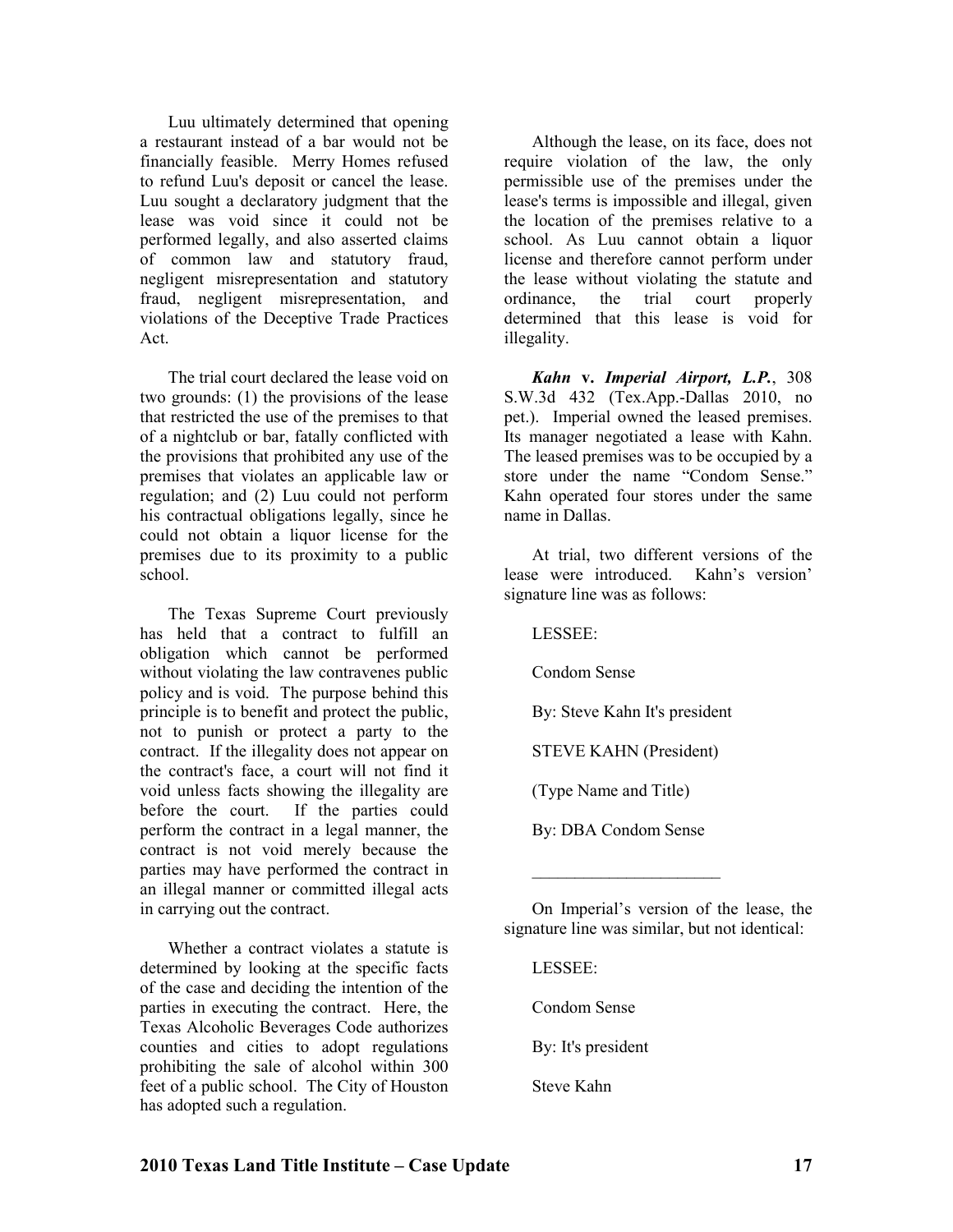Luu ultimately determined that opening a restaurant instead of a bar would not be financially feasible. Merry Homes refused to refund Luu's deposit or cancel the lease. Luu sought a declaratory judgment that the lease was void since it could not be performed legally, and also asserted claims of common law and statutory fraud, negligent misrepresentation and statutory fraud, negligent misrepresentation, and violations of the Deceptive Trade Practices Act.

The trial court declared the lease void on two grounds: (1) the provisions of the lease that restricted the use of the premises to that of a nightclub or bar, fatally conflicted with the provisions that prohibited any use of the premises that violates an applicable law or regulation; and (2) Luu could not perform his contractual obligations legally, since he could not obtain a liquor license for the premises due to its proximity to a public school.

The Texas Supreme Court previously has held that a contract to fulfill an obligation which cannot be performed without violating the law contravenes public policy and is void. The purpose behind this principle is to benefit and protect the public, not to punish or protect a party to the contract. If the illegality does not appear on the contract's face, a court will not find it void unless facts showing the illegality are before the court. If the parties could perform the contract in a legal manner, the contract is not void merely because the parties may have performed the contract in an illegal manner or committed illegal acts in carrying out the contract.

Whether a contract violates a statute is determined by looking at the specific facts of the case and deciding the intention of the parties in executing the contract. Here, the Texas Alcoholic Beverages Code authorizes counties and cities to adopt regulations prohibiting the sale of alcohol within 300 feet of a public school. The City of Houston has adopted such a regulation.

Although the lease, on its face, does not require violation of the law, the only permissible use of the premises under the lease's terms is impossible and illegal, given the location of the premises relative to a school. As Luu cannot obtain a liquor license and therefore cannot perform under the lease without violating the statute and ordinance, the trial court properly determined that this lease is void for illegality.

***Kahn* v. *Imperial Airport, L.P.***, 308 S.W.3d 432 (Tex.App.-Dallas 2010, no pet.). Imperial owned the leased premises. Its manager negotiated a lease with Kahn. The leased premises was to be occupied by a store under the name "Condom Sense." Kahn operated four stores under the same name in Dallas.

At trial, two different versions of the lease were introduced. Kahn's version' signature line was as follows:

LESSEE:

Condom Sense

By: Steve Kahn It's president

STEVE KAHN (President)

(Type Name and Title)

By: DBA Condom Sense

______________________

On Imperial's version of the lease, the signature line was similar, but not identical:

LESSEE:

Condom Sense

By: It's president

Steve Kahn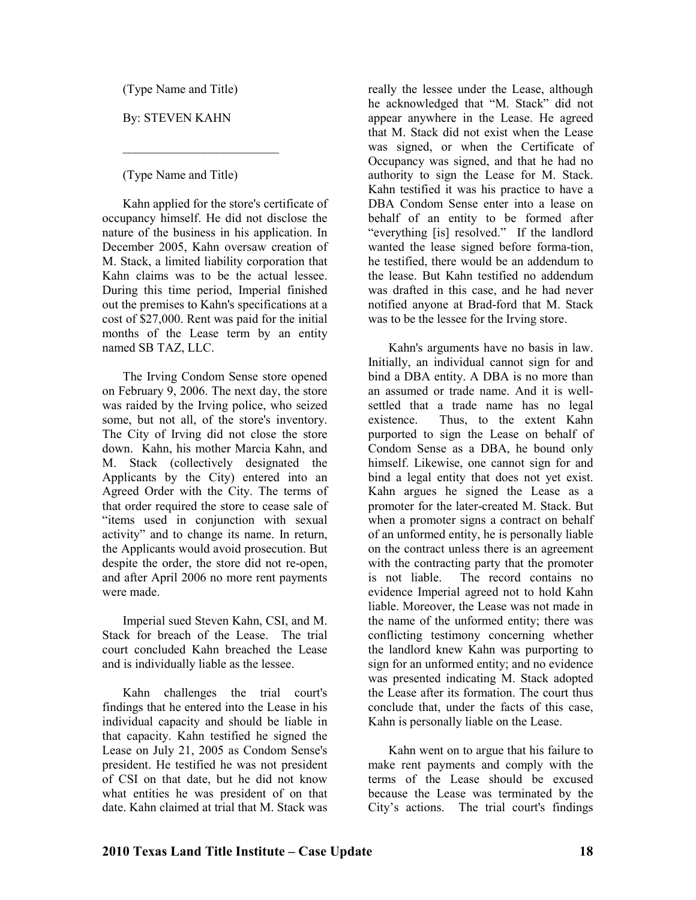(Type Name and Title)

By: STEVEN KAHN

\_\_\_\_\_\_\_\_\_\_\_\_\_\_\_\_\_\_\_\_\_\_\_\_\_

(Type Name and Title)

Kahn applied for the store's certificate of occupancy himself. He did not disclose the nature of the business in his application. In December 2005, Kahn oversaw creation of M. Stack, a limited liability corporation that Kahn claims was to be the actual lessee. During this time period, Imperial finished out the premises to Kahn's specifications at a cost of $27,000. Rent was paid for the initial months of the Lease term by an entity named SB TAZ, LLC.

The Irving Condom Sense store opened on February 9, 2006. The next day, the store was raided by the Irving police, who seized some, but not all, of the store's inventory. The City of Irving did not close the store down. Kahn, his mother Marcia Kahn, and M. Stack (collectively designated the Applicants by the City) entered into an Agreed Order with the City. The terms of that order required the store to cease sale of "items used in conjunction with sexual activity" and to change its name. In return, the Applicants would avoid prosecution. But despite the order, the store did not re-open, and after April 2006 no more rent payments were made.

Imperial sued Steven Kahn, CSI, and M. Stack for breach of the Lease. The trial court concluded Kahn breached the Lease and is individually liable as the lessee.

Kahn challenges the trial court's findings that he entered into the Lease in his individual capacity and should be liable in that capacity. Kahn testified he signed the Lease on July 21, 2005 as Condom Sense's president. He testified he was not president of CSI on that date, but he did not know what entities he was president of on that date. Kahn claimed at trial that M. Stack was really the lessee under the Lease, although he acknowledged that "M. Stack" did not appear anywhere in the Lease. He agreed that M. Stack did not exist when the Lease was signed, or when the Certificate of Occupancy was signed, and that he had no authority to sign the Lease for M. Stack. Kahn testified it was his practice to have a DBA Condom Sense enter into a lease on behalf of an entity to be formed after "everything [is] resolved." If the landlord wanted the lease signed before forma-tion, he testified, there would be an addendum to the lease. But Kahn testified no addendum was drafted in this case, and he had never notified anyone at Brad-ford that M. Stack was to be the lessee for the Irving store.

Kahn's arguments have no basis in law. Initially, an individual cannot sign for and bind a DBA entity. A DBA is no more than an assumed or trade name. And it is well-settled that a trade name has no legal existence. Thus, to the extent Kahn purported to sign the Lease on behalf of Condom Sense as a DBA, he bound only himself. Likewise, one cannot sign for and bind a legal entity that does not yet exist. Kahn argues he signed the Lease as a promoter for the later-created M. Stack. But when a promoter signs a contract on behalf of an unformed entity, he is personally liable on the contract unless there is an agreement with the contracting party that the promoter is not liable. The record contains no evidence Imperial agreed not to hold Kahn liable. Moreover, the Lease was not made in the name of the unformed entity; there was conflicting testimony concerning whether the landlord knew Kahn was purporting to sign for an unformed entity; and no evidence was presented indicating M. Stack adopted the Lease after its formation. The court thus conclude that, under the facts of this case, Kahn is personally liable on the Lease.

Kahn went on to argue that his failure to make rent payments and comply with the terms of the Lease should be excused because the Lease was terminated by the City's actions. The trial court's findings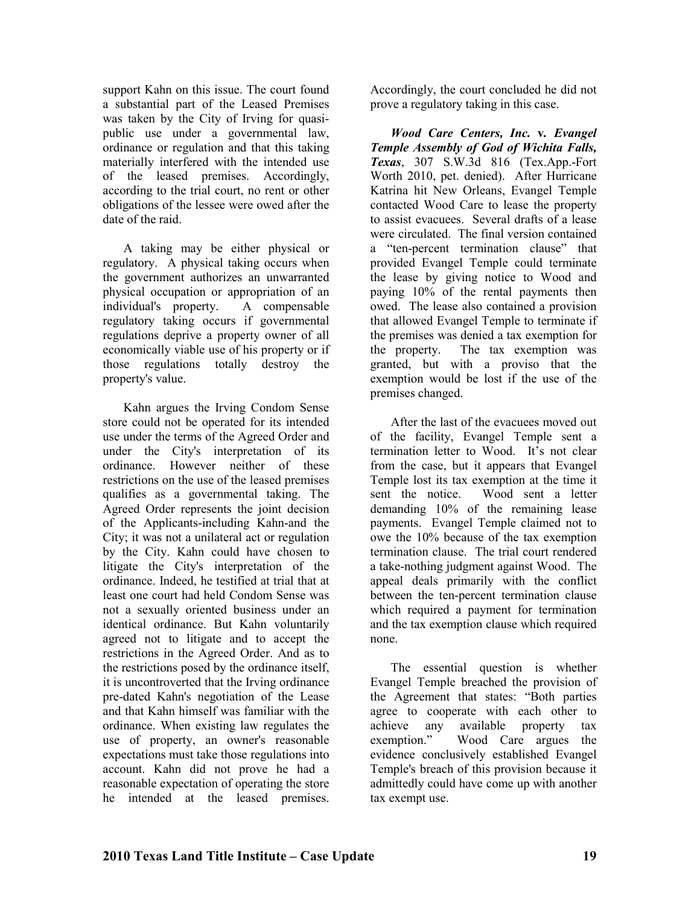support Kahn on this issue. The court found a substantial part of the Leased Premises was taken by the City of Irving for quasi-public use under a governmental law, ordinance or regulation and that this taking materially interfered with the intended use of the leased premises. Accordingly, according to the trial court, no rent or other obligations of the lessee were owed after the date of the raid.

A taking may be either physical or regulatory. A physical taking occurs when the government authorizes an unwarranted physical occupation or appropriation of an individual's property. A compensable regulatory taking occurs if governmental regulations deprive a property owner of all economically viable use of his property or if those regulations totally destroy the property's value.

Kahn argues the Irving Condom Sense store could not be operated for its intended use under the terms of the Agreed Order and under the City's interpretation of its ordinance. However neither of these restrictions on the use of the leased premises qualifies as a governmental taking. The Agreed Order represents the joint decision of the Applicants-including Kahn-and the City; it was not a unilateral act or regulation by the City. Kahn could have chosen to litigate the City's interpretation of the ordinance. Indeed, he testified at trial that at least one court had held Condom Sense was not a sexually oriented business under an identical ordinance. But Kahn voluntarily agreed not to litigate and to accept the restrictions in the Agreed Order. And as to the restrictions posed by the ordinance itself, it is uncontroverted that the Irving ordinance pre-dated Kahn's negotiation of the Lease and that Kahn himself was familiar with the ordinance. When existing law regulates the use of property, an owner's reasonable expectations must take those regulations into account. Kahn did not prove he had a reasonable expectation of operating the store he intended at the leased premises. Accordingly, the court concluded he did not prove a regulatory taking in this case.

***Wood Care Centers, Inc.* v. *Evangel Temple Assembly of God of Wichita Falls, Texas***, 307 S.W.3d 816 (Tex.App.-Fort Worth 2010, pet. denied). After Hurricane Katrina hit New Orleans, Evangel Temple contacted Wood Care to lease the property to assist evacuees. Several drafts of a lease were circulated. The final version contained a "ten-percent termination clause" that provided Evangel Temple could terminate the lease by giving notice to Wood and paying 10% of the rental payments then owed. The lease also contained a provision that allowed Evangel Temple to terminate if the premises was denied a tax exemption for the property. The tax exemption was granted, but with a proviso that the exemption would be lost if the use of the premises changed.

After the last of the evacuees moved out of the facility, Evangel Temple sent a termination letter to Wood. It's not clear from the case, but it appears that Evangel Temple lost its tax exemption at the time it sent the notice. Wood sent a letter demanding 10% of the remaining lease payments. Evangel Temple claimed not to owe the 10% because of the tax exemption termination clause. The trial court rendered a take-nothing judgment against Wood. The appeal deals primarily with the conflict between the ten-percent termination clause which required a payment for termination and the tax exemption clause which required none.

The essential question is whether Evangel Temple breached the provision of the Agreement that states: "Both parties agree to cooperate with each other to achieve any available property tax exemption." Wood Care argues the evidence conclusively established Evangel Temple's breach of this provision because it admittedly could have come up with another tax exempt use.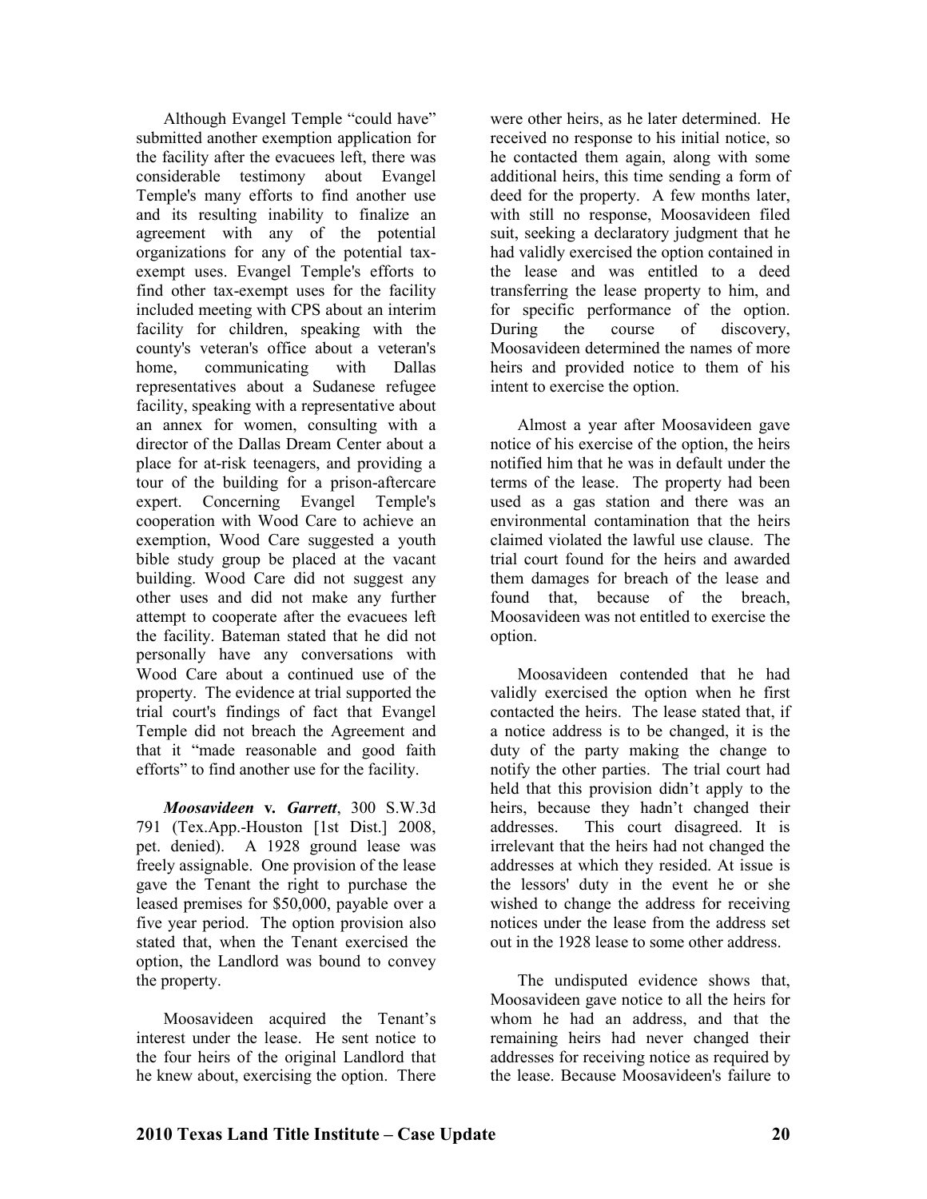Although Evangel Temple "could have" submitted another exemption application for the facility after the evacuees left, there was considerable testimony about Evangel Temple's many efforts to find another use and its resulting inability to finalize an agreement with any of the potential organizations for any of the potential tax-exempt uses. Evangel Temple's efforts to find other tax-exempt uses for the facility included meeting with CPS about an interim facility for children, speaking with the county's veteran's office about a veteran's home, communicating with Dallas representatives about a Sudanese refugee facility, speaking with a representative about an annex for women, consulting with a director of the Dallas Dream Center about a place for at-risk teenagers, and providing a tour of the building for a prison-aftercare expert. Concerning Evangel Temple's cooperation with Wood Care to achieve an exemption, Wood Care suggested a youth bible study group be placed at the vacant building. Wood Care did not suggest any other uses and did not make any further attempt to cooperate after the evacuees left the facility. Bateman stated that he did not personally have any conversations with Wood Care about a continued use of the property. The evidence at trial supported the trial court's findings of fact that Evangel Temple did not breach the Agreement and that it "made reasonable and good faith efforts" to find another use for the facility.

***Moosavideen* v. *Garrett***, 300 S.W.3d 791 (Tex.App.-Houston [1st Dist.] 2008, pet. denied). A 1928 ground lease was freely assignable. One provision of the lease gave the Tenant the right to purchase the leased premises for $50,000, payable over a five year period. The option provision also stated that, when the Tenant exercised the option, the Landlord was bound to convey the property.

Moosavideen acquired the Tenant's interest under the lease. He sent notice to the four heirs of the original Landlord that he knew about, exercising the option. There were other heirs, as he later determined. He received no response to his initial notice, so he contacted them again, along with some additional heirs, this time sending a form of deed for the property. A few months later, with still no response, Moosavideen filed suit, seeking a declaratory judgment that he had validly exercised the option contained in the lease and was entitled to a deed transferring the lease property to him, and for specific performance of the option. During the course of discovery, Moosavideen determined the names of more heirs and provided notice to them of his intent to exercise the option.

Almost a year after Moosavideen gave notice of his exercise of the option, the heirs notified him that he was in default under the terms of the lease. The property had been used as a gas station and there was an environmental contamination that the heirs claimed violated the lawful use clause. The trial court found for the heirs and awarded them damages for breach of the lease and found that, because of the breach, Moosavideen was not entitled to exercise the option.

Moosavideen contended that he had validly exercised the option when he first contacted the heirs. The lease stated that, if a notice address is to be changed, it is the duty of the party making the change to notify the other parties. The trial court had held that this provision didn't apply to the heirs, because they hadn't changed their addresses. This court disagreed. It is irrelevant that the heirs had not changed the addresses at which they resided. At issue is the lessors' duty in the event he or she wished to change the address for receiving notices under the lease from the address set out in the 1928 lease to some other address.

The undisputed evidence shows that, Moosavideen gave notice to all the heirs for whom he had an address, and that the remaining heirs had never changed their addresses for receiving notice as required by the lease. Because Moosavideen's failure to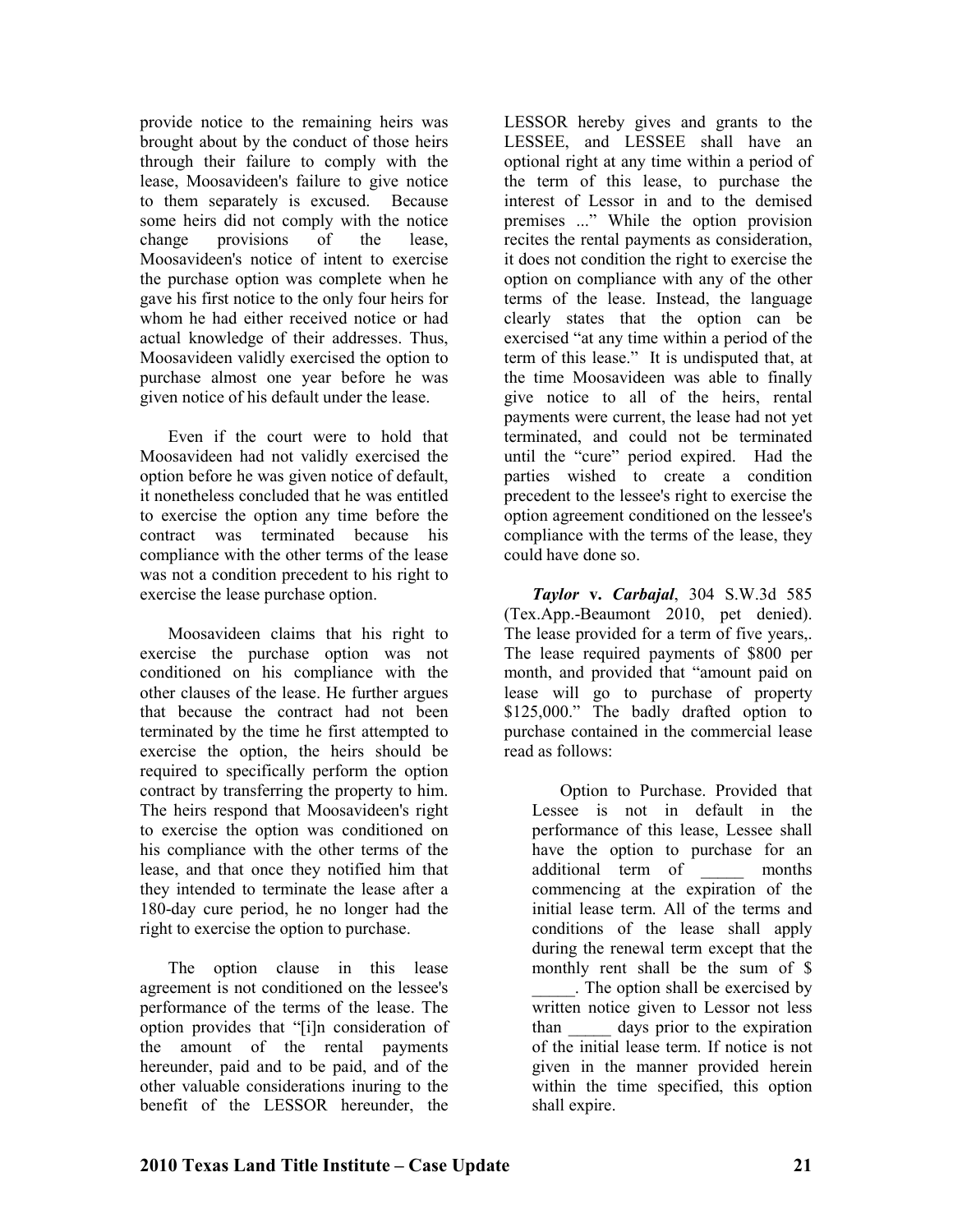provide notice to the remaining heirs was brought about by the conduct of those heirs through their failure to comply with the lease, Moosavideen's failure to give notice to them separately is excused. Because some heirs did not comply with the notice change provisions of the lease, Moosavideen's notice of intent to exercise the purchase option was complete when he gave his first notice to the only four heirs for whom he had either received notice or had actual knowledge of their addresses. Thus, Moosavideen validly exercised the option to purchase almost one year before he was given notice of his default under the lease.

Even if the court were to hold that Moosavideen had not validly exercised the option before he was given notice of default, it nonetheless concluded that he was entitled to exercise the option any time before the contract was terminated because his compliance with the other terms of the lease was not a condition precedent to his right to exercise the lease purchase option.

Moosavideen claims that his right to exercise the purchase option was not conditioned on his compliance with the other clauses of the lease. He further argues that because the contract had not been terminated by the time he first attempted to exercise the option, the heirs should be required to specifically perform the option contract by transferring the property to him. The heirs respond that Moosavideen's right to exercise the option was conditioned on his compliance with the other terms of the lease, and that once they notified him that they intended to terminate the lease after a 180-day cure period, he no longer had the right to exercise the option to purchase.

The option clause in this lease agreement is not conditioned on the lessee's performance of the terms of the lease. The option provides that "[i]n consideration of the amount of the rental payments hereunder, paid and to be paid, and of the other valuable considerations inuring to the benefit of the LESSOR hereunder, the LESSOR hereby gives and grants to the LESSEE, and LESSEE shall have an optional right at any time within a period of the term of this lease, to purchase the interest of Lessor in and to the demised premises ..." While the option provision recites the rental payments as consideration, it does not condition the right to exercise the option on compliance with any of the other terms of the lease. Instead, the language clearly states that the option can be exercised "at any time within a period of the term of this lease." It is undisputed that, at the time Moosavideen was able to finally give notice to all of the heirs, rental payments were current, the lease had not yet terminated, and could not be terminated until the "cure" period expired. Had the parties wished to create a condition precedent to the lessee's right to exercise the option agreement conditioned on the lessee's compliance with the terms of the lease, they could have done so.

***Taylor* v. *Carbajal***, 304 S.W.3d 585 (Tex.App.-Beaumont 2010, pet denied). The lease provided for a term of five years,. The lease required payments of $800 per month, and provided that "amount paid on lease will go to purchase of property $125,000." The badly drafted option to purchase contained in the commercial lease read as follows:

> Option to Purchase. Provided that Lessee is not in default in the performance of this lease, Lessee shall have the option to purchase for an additional term of _____ months commencing at the expiration of the initial lease term. All of the terms and conditions of the lease shall apply during the renewal term except that the monthly rent shall be the sum of $ _____. The option shall be exercised by written notice given to Lessor not less than _____ days prior to the expiration of the initial lease term. If notice is not given in the manner provided herein within the time specified, this option shall expire.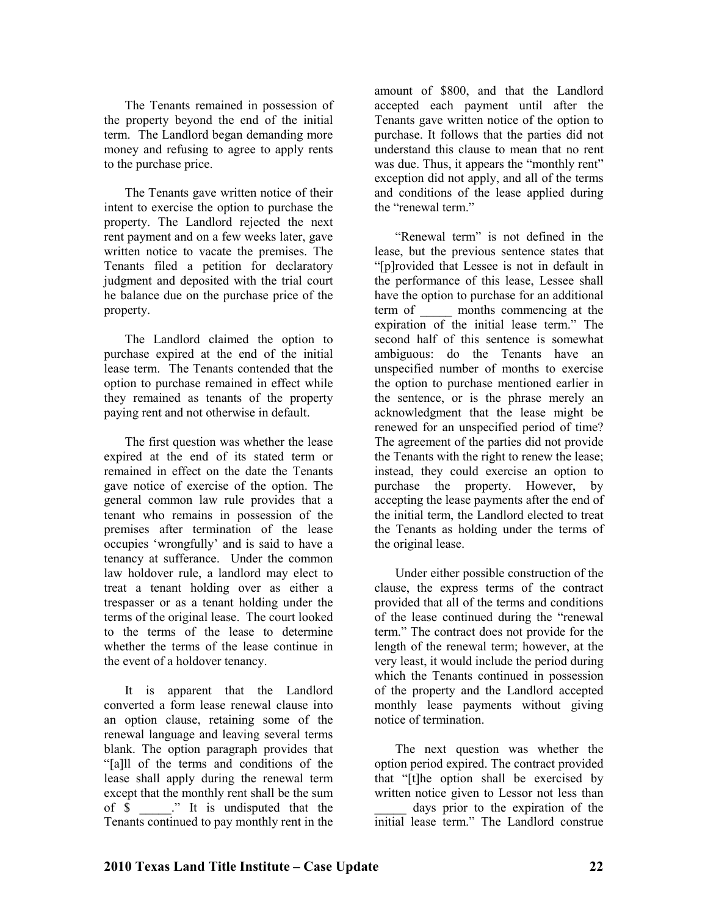The Tenants remained in possession of the property beyond the end of the initial term. The Landlord began demanding more money and refusing to agree to apply rents to the purchase price.

The Tenants gave written notice of their intent to exercise the option to purchase the property. The Landlord rejected the next rent payment and on a few weeks later, gave written notice to vacate the premises. The Tenants filed a petition for declaratory judgment and deposited with the trial court he balance due on the purchase price of the property.

The Landlord claimed the option to purchase expired at the end of the initial lease term. The Tenants contended that the option to purchase remained in effect while they remained as tenants of the property paying rent and not otherwise in default.

The first question was whether the lease expired at the end of its stated term or remained in effect on the date the Tenants gave notice of exercise of the option. The general common law rule provides that a tenant who remains in possession of the premises after termination of the lease occupies 'wrongfully' and is said to have a tenancy at sufferance. Under the common law holdover rule, a landlord may elect to treat a tenant holding over as either a trespasser or as a tenant holding under the terms of the original lease. The court looked to the terms of the lease to determine whether the terms of the lease continue in the event of a holdover tenancy.

It is apparent that the Landlord converted a form lease renewal clause into an option clause, retaining some of the renewal language and leaving several terms blank. The option paragraph provides that "[a]ll of the terms and conditions of the lease shall apply during the renewal term except that the monthly rent shall be the sum of $ _____." It is undisputed that the Tenants continued to pay monthly rent in the amount of $800, and that the Landlord accepted each payment until after the Tenants gave written notice of the option to purchase. It follows that the parties did not understand this clause to mean that no rent was due. Thus, it appears the "monthly rent" exception did not apply, and all of the terms and conditions of the lease applied during the "renewal term."

"Renewal term" is not defined in the lease, but the previous sentence states that "[p]rovided that Lessee is not in default in the performance of this lease, Lessee shall have the option to purchase for an additional term of _____ months commencing at the expiration of the initial lease term." The second half of this sentence is somewhat ambiguous: do the Tenants have an unspecified number of months to exercise the option to purchase mentioned earlier in the sentence, or is the phrase merely an acknowledgment that the lease might be renewed for an unspecified period of time? The agreement of the parties did not provide the Tenants with the right to renew the lease; instead, they could exercise an option to purchase the property. However, by accepting the lease payments after the end of the initial term, the Landlord elected to treat the Tenants as holding under the terms of the original lease.

Under either possible construction of the clause, the express terms of the contract provided that all of the terms and conditions of the lease continued during the "renewal term." The contract does not provide for the length of the renewal term; however, at the very least, it would include the period during which the Tenants continued in possession of the property and the Landlord accepted monthly lease payments without giving notice of termination.

The next question was whether the option period expired. The contract provided that "[t]he option shall be exercised by written notice given to Lessor not less than _____ days prior to the expiration of the initial lease term." The Landlord construe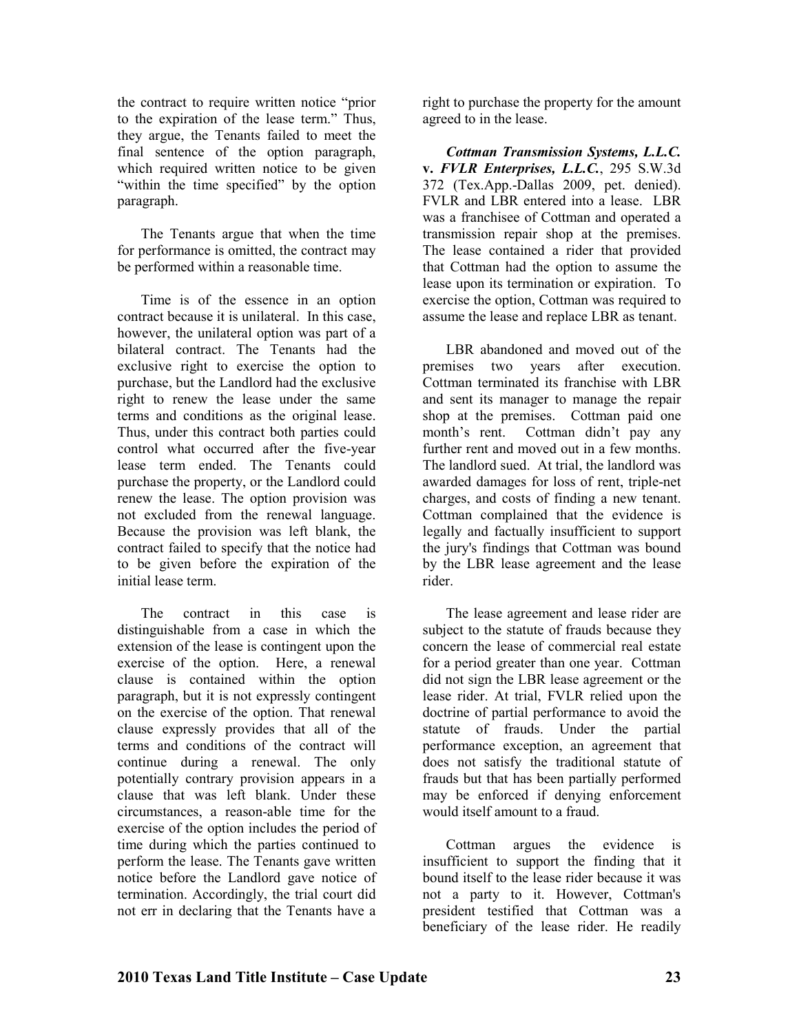the contract to require written notice "prior to the expiration of the lease term." Thus, they argue, the Tenants failed to meet the final sentence of the option paragraph, which required written notice to be given "within the time specified" by the option paragraph.

The Tenants argue that when the time for performance is omitted, the contract may be performed within a reasonable time.

Time is of the essence in an option contract because it is unilateral. In this case, however, the unilateral option was part of a bilateral contract. The Tenants had the exclusive right to exercise the option to purchase, but the Landlord had the exclusive right to renew the lease under the same terms and conditions as the original lease. Thus, under this contract both parties could control what occurred after the five-year lease term ended. The Tenants could purchase the property, or the Landlord could renew the lease. The option provision was not excluded from the renewal language. Because the provision was left blank, the contract failed to specify that the notice had to be given before the expiration of the initial lease term.

The contract in this case is distinguishable from a case in which the extension of the lease is contingent upon the exercise of the option. Here, a renewal clause is contained within the option paragraph, but it is not expressly contingent on the exercise of the option. That renewal clause expressly provides that all of the terms and conditions of the contract will continue during a renewal. The only potentially contrary provision appears in a clause that was left blank. Under these circumstances, a reason-able time for the exercise of the option includes the period of time during which the parties continued to perform the lease. The Tenants gave written notice before the Landlord gave notice of termination. Accordingly, the trial court did not err in declaring that the Tenants have a right to purchase the property for the amount agreed to in the lease.

***Cottman Transmission Systems, L.L.C. v. FVLR Enterprises, L.L.C.***, 295 S.W.3d 372 (Tex.App.-Dallas 2009, pet. denied). FVLR and LBR entered into a lease. LBR was a franchisee of Cottman and operated a transmission repair shop at the premises. The lease contained a rider that provided that Cottman had the option to assume the lease upon its termination or expiration. To exercise the option, Cottman was required to assume the lease and replace LBR as tenant.

LBR abandoned and moved out of the premises two years after execution. Cottman terminated its franchise with LBR and sent its manager to manage the repair shop at the premises. Cottman paid one month's rent. Cottman didn't pay any further rent and moved out in a few months. The landlord sued. At trial, the landlord was awarded damages for loss of rent, triple-net charges, and costs of finding a new tenant. Cottman complained that the evidence is legally and factually insufficient to support the jury's findings that Cottman was bound by the LBR lease agreement and the lease rider.

The lease agreement and lease rider are subject to the statute of frauds because they concern the lease of commercial real estate for a period greater than one year. Cottman did not sign the LBR lease agreement or the lease rider. At trial, FVLR relied upon the doctrine of partial performance to avoid the statute of frauds. Under the partial performance exception, an agreement that does not satisfy the traditional statute of frauds but that has been partially performed may be enforced if denying enforcement would itself amount to a fraud.

Cottman argues the evidence is insufficient to support the finding that it bound itself to the lease rider because it was not a party to it. However, Cottman's president testified that Cottman was a beneficiary of the lease rider. He readily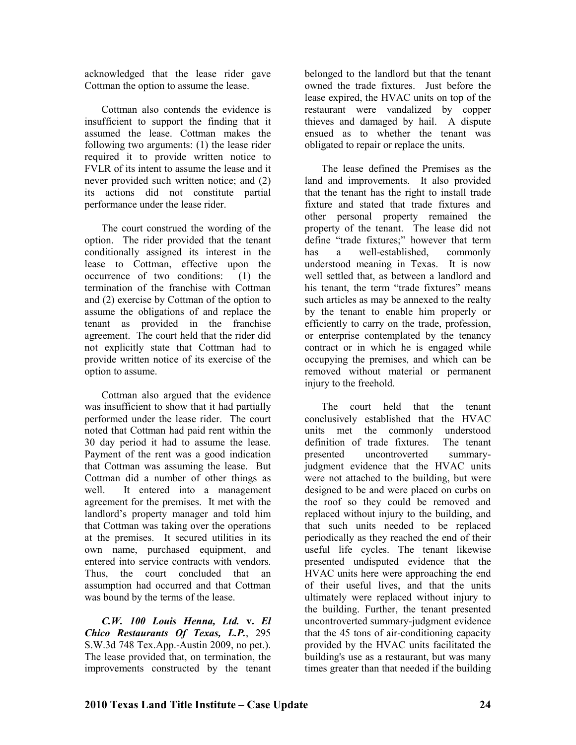acknowledged that the lease rider gave Cottman the option to assume the lease.

Cottman also contends the evidence is insufficient to support the finding that it assumed the lease. Cottman makes the following two arguments: (1) the lease rider required it to provide written notice to FVLR of its intent to assume the lease and it never provided such written notice; and (2) its actions did not constitute partial performance under the lease rider.

The court construed the wording of the option. The rider provided that the tenant conditionally assigned its interest in the lease to Cottman, effective upon the occurrence of two conditions: (1) the termination of the franchise with Cottman and (2) exercise by Cottman of the option to assume the obligations of and replace the tenant as provided in the franchise agreement. The court held that the rider did not explicitly state that Cottman had to provide written notice of its exercise of the option to assume.

Cottman also argued that the evidence was insufficient to show that it had partially performed under the lease rider. The court noted that Cottman had paid rent within the 30 day period it had to assume the lease. Payment of the rent was a good indication that Cottman was assuming the lease. But Cottman did a number of other things as well. It entered into a management agreement for the premises. It met with the landlord's property manager and told him that Cottman was taking over the operations at the premises. It secured utilities in its own name, purchased equipment, and entered into service contracts with vendors. Thus, the court concluded that an assumption had occurred and that Cottman was bound by the terms of the lease.

***C.W. 100 Louis Henna, Ltd.* v. *El Chico Restaurants Of Texas, L.P.***, 295 S.W.3d 748 Tex.App.-Austin 2009, no pet.). The lease provided that, on termination, the improvements constructed by the tenant belonged to the landlord but that the tenant owned the trade fixtures. Just before the lease expired, the HVAC units on top of the restaurant were vandalized by copper thieves and damaged by hail. A dispute ensued as to whether the tenant was obligated to repair or replace the units.

The lease defined the Premises as the land and improvements. It also provided that the tenant has the right to install trade fixture and stated that trade fixtures and other personal property remained the property of the tenant. The lease did not define "trade fixtures;" however that term has a well-established, commonly understood meaning in Texas. It is now well settled that, as between a landlord and his tenant, the term "trade fixtures" means such articles as may be annexed to the realty by the tenant to enable him properly or efficiently to carry on the trade, profession, or enterprise contemplated by the tenancy contract or in which he is engaged while occupying the premises, and which can be removed without material or permanent injury to the freehold.

The court held that the tenant conclusively established that the HVAC units met the commonly understood definition of trade fixtures. The tenant presented uncontroverted summary-judgment evidence that the HVAC units were not attached to the building, but were designed to be and were placed on curbs on the roof so they could be removed and replaced without injury to the building, and that such units needed to be replaced periodically as they reached the end of their useful life cycles. The tenant likewise presented undisputed evidence that the HVAC units here were approaching the end of their useful lives, and that the units ultimately were replaced without injury to the building. Further, the tenant presented uncontroverted summary-judgment evidence that the 45 tons of air-conditioning capacity provided by the HVAC units facilitated the building's use as a restaurant, but was many times greater than that needed if the building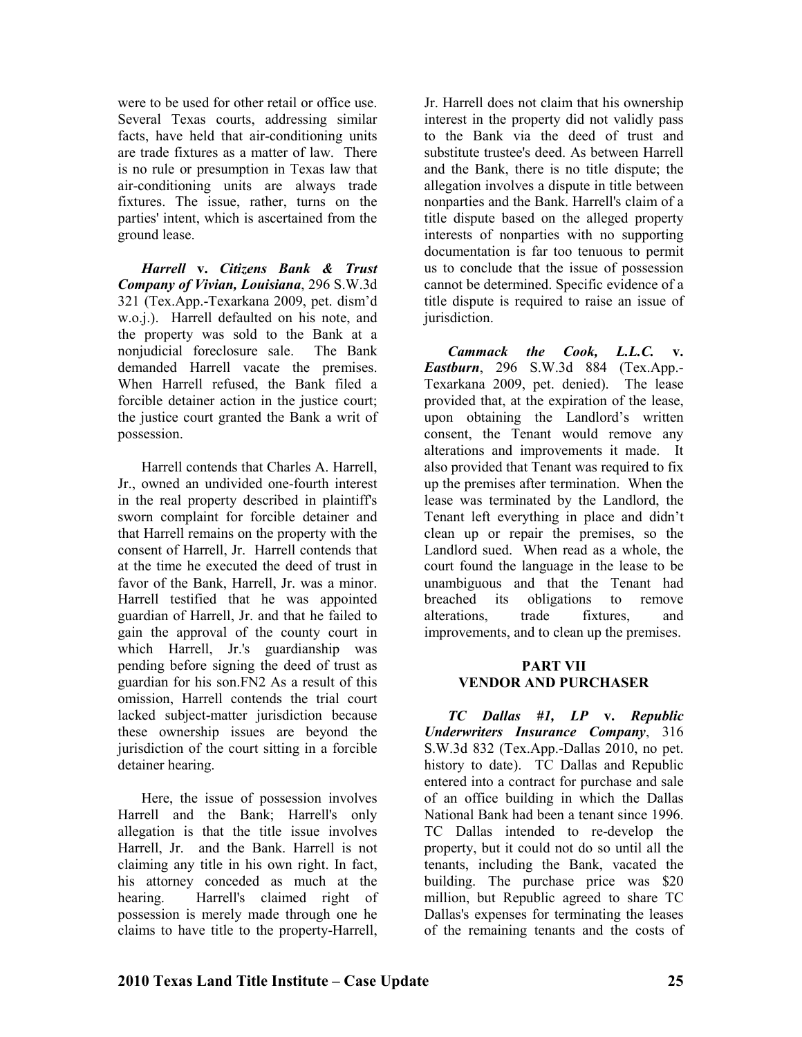were to be used for other retail or office use. Several Texas courts, addressing similar facts, have held that air-conditioning units are trade fixtures as a matter of law. There is no rule or presumption in Texas law that air-conditioning units are always trade fixtures. The issue, rather, turns on the parties' intent, which is ascertained from the ground lease.

***Harrell* v. *Citizens Bank & Trust Company of Vivian, Louisiana***, 296 S.W.3d 321 (Tex.App.-Texarkana 2009, pet. dism'd w.o.j.). Harrell defaulted on his note, and the property was sold to the Bank at a nonjudicial foreclosure sale. The Bank demanded Harrell vacate the premises. When Harrell refused, the Bank filed a forcible detainer action in the justice court; the justice court granted the Bank a writ of possession.

Harrell contends that Charles A. Harrell, Jr., owned an undivided one-fourth interest in the real property described in plaintiff's sworn complaint for forcible detainer and that Harrell remains on the property with the consent of Harrell, Jr. Harrell contends that at the time he executed the deed of trust in favor of the Bank, Harrell, Jr. was a minor. Harrell testified that he was appointed guardian of Harrell, Jr. and that he failed to gain the approval of the county court in which Harrell, Jr.'s guardianship was pending before signing the deed of trust as guardian for his son.FN2 As a result of this omission, Harrell contends the trial court lacked subject-matter jurisdiction because these ownership issues are beyond the jurisdiction of the court sitting in a forcible detainer hearing.

Here, the issue of possession involves Harrell and the Bank; Harrell's only allegation is that the title issue involves Harrell, Jr. and the Bank. Harrell is not claiming any title in his own right. In fact, his attorney conceded as much at the hearing. Harrell's claimed right of possession is merely made through one he claims to have title to the property-Harrell, Jr. Harrell does not claim that his ownership interest in the property did not validly pass to the Bank via the deed of trust and substitute trustee's deed. As between Harrell and the Bank, there is no title dispute; the allegation involves a dispute in title between nonparties and the Bank. Harrell's claim of a title dispute based on the alleged property interests of nonparties with no supporting documentation is far too tenuous to permit us to conclude that the issue of possession cannot be determined. Specific evidence of a title dispute is required to raise an issue of jurisdiction.

***Cammack the Cook, L.L.C.* v. *Eastburn***, 296 S.W.3d 884 (Tex.App.-Texarkana 2009, pet. denied). The lease provided that, at the expiration of the lease, upon obtaining the Landlord's written consent, the Tenant would remove any alterations and improvements it made. It also provided that Tenant was required to fix up the premises after termination. When the lease was terminated by the Landlord, the Tenant left everything in place and didn't clean up or repair the premises, so the Landlord sued. When read as a whole, the court found the language in the lease to be unambiguous and that the Tenant had breached its obligations to remove alterations, trade fixtures, and improvements, and to clean up the premises.

## PART VII
## VENDOR AND PURCHASER

***TC Dallas #1, LP* v. *Republic Underwriters Insurance Company***, 316 S.W.3d 832 (Tex.App.-Dallas 2010, no pet. history to date). TC Dallas and Republic entered into a contract for purchase and sale of an office building in which the Dallas National Bank had been a tenant since 1996. TC Dallas intended to re-develop the property, but it could not do so until all the tenants, including the Bank, vacated the building. The purchase price was $20 million, but Republic agreed to share TC Dallas's expenses for terminating the leases of the remaining tenants and the costs of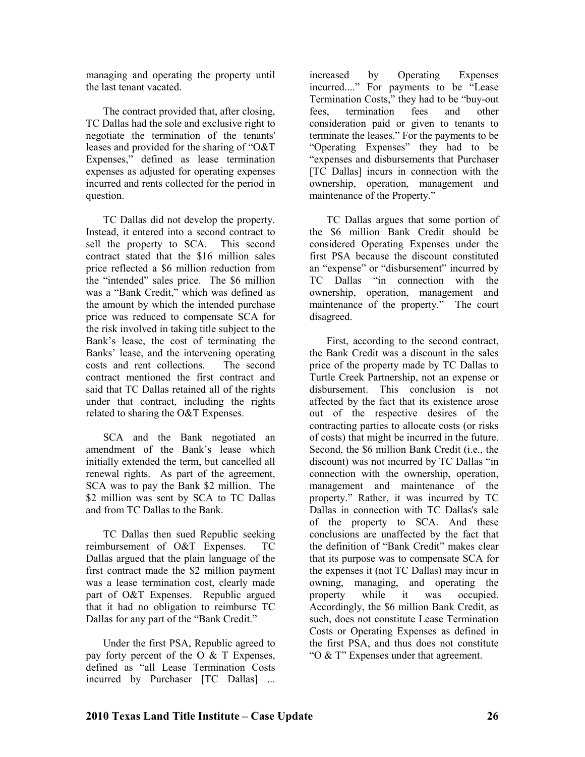managing and operating the property until the last tenant vacated.

The contract provided that, after closing, TC Dallas had the sole and exclusive right to negotiate the termination of the tenants' leases and provided for the sharing of "O&T Expenses," defined as lease termination expenses as adjusted for operating expenses incurred and rents collected for the period in question.

TC Dallas did not develop the property. Instead, it entered into a second contract to sell the property to SCA. This second contract stated that the $16 million sales price reflected a $6 million reduction from the "intended" sales price. The $6 million was a "Bank Credit," which was defined as the amount by which the intended purchase price was reduced to compensate SCA for the risk involved in taking title subject to the Bank's lease, the cost of terminating the Banks' lease, and the intervening operating costs and rent collections. The second contract mentioned the first contract and said that TC Dallas retained all of the rights under that contract, including the rights related to sharing the O&T Expenses.

SCA and the Bank negotiated an amendment of the Bank's lease which initially extended the term, but cancelled all renewal rights. As part of the agreement, SCA was to pay the Bank $2 million. The $2 million was sent by SCA to TC Dallas and from TC Dallas to the Bank.

TC Dallas then sued Republic seeking reimbursement of O&T Expenses. TC Dallas argued that the plain language of the first contract made the $2 million payment was a lease termination cost, clearly made part of O&T Expenses. Republic argued that it had no obligation to reimburse TC Dallas for any part of the "Bank Credit."

Under the first PSA, Republic agreed to pay forty percent of the O & T Expenses, defined as "all Lease Termination Costs incurred by Purchaser [TC Dallas] ... increased by Operating Expenses incurred...." For payments to be "Lease Termination Costs," they had to be "buy-out fees, termination fees and other consideration paid or given to tenants to terminate the leases." For the payments to be "Operating Expenses" they had to be "expenses and disbursements that Purchaser [TC Dallas] incurs in connection with the ownership, operation, management and maintenance of the Property."

TC Dallas argues that some portion of the $6 million Bank Credit should be considered Operating Expenses under the first PSA because the discount constituted an "expense" or "disbursement" incurred by TC Dallas "in connection with the ownership, operation, management and maintenance of the property." The court disagreed.

First, according to the second contract, the Bank Credit was a discount in the sales price of the property made by TC Dallas to Turtle Creek Partnership, not an expense or disbursement. This conclusion is not affected by the fact that its existence arose out of the respective desires of the contracting parties to allocate costs (or risks of costs) that might be incurred in the future. Second, the $6 million Bank Credit (i.e., the discount) was not incurred by TC Dallas "in connection with the ownership, operation, management and maintenance of the property." Rather, it was incurred by TC Dallas in connection with TC Dallas's sale of the property to SCA. And these conclusions are unaffected by the fact that the definition of "Bank Credit" makes clear that its purpose was to compensate SCA for the expenses it (not TC Dallas) may incur in owning, managing, and operating the property while it was occupied. Accordingly, the $6 million Bank Credit, as such, does not constitute Lease Termination Costs or Operating Expenses as defined in the first PSA, and thus does not constitute "O & T" Expenses under that agreement.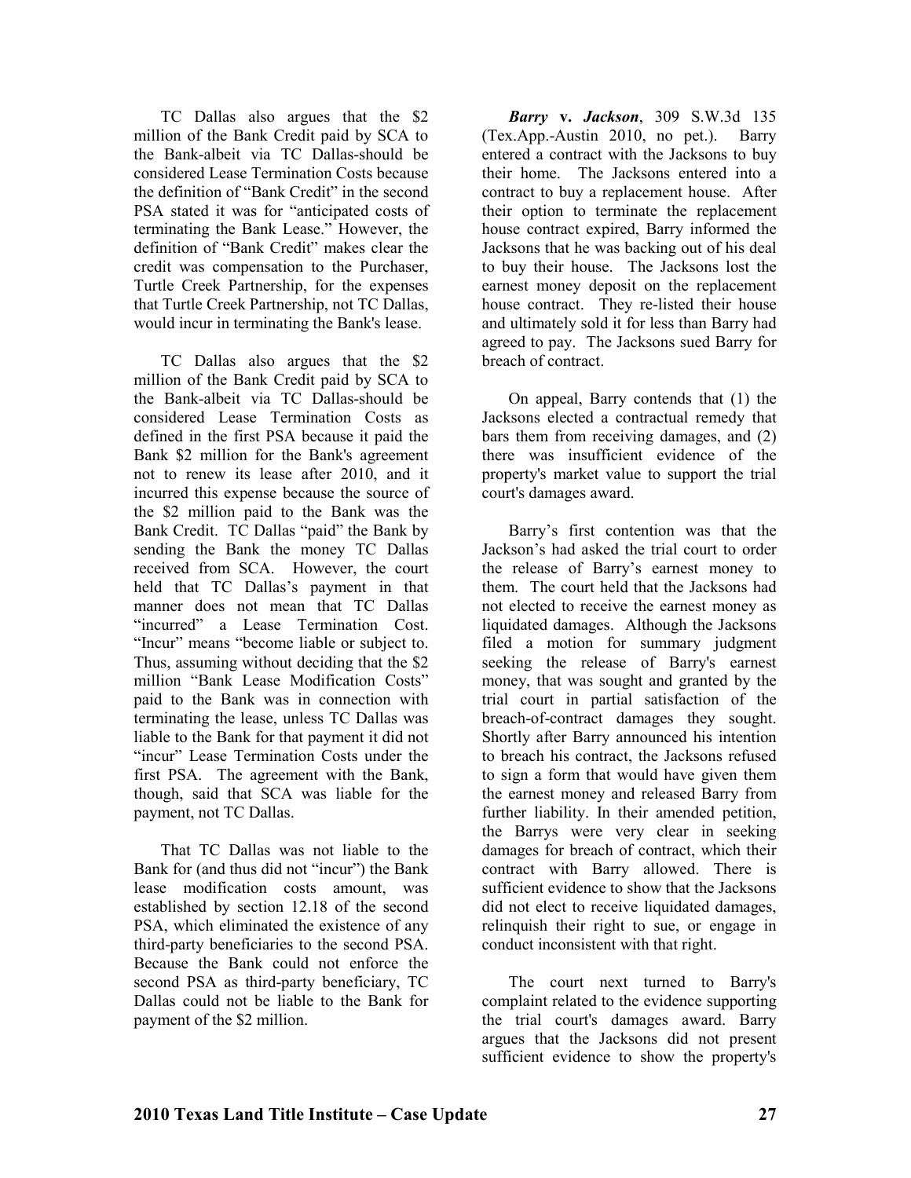TC Dallas also argues that the $2 million of the Bank Credit paid by SCA to the Bank-albeit via TC Dallas-should be considered Lease Termination Costs because the definition of "Bank Credit" in the second PSA stated it was for "anticipated costs of terminating the Bank Lease." However, the definition of "Bank Credit" makes clear the credit was compensation to the Purchaser, Turtle Creek Partnership, for the expenses that Turtle Creek Partnership, not TC Dallas, would incur in terminating the Bank's lease.

TC Dallas also argues that the $2 million of the Bank Credit paid by SCA to the Bank-albeit via TC Dallas-should be considered Lease Termination Costs as defined in the first PSA because it paid the Bank $2 million for the Bank's agreement not to renew its lease after 2010, and it incurred this expense because the source of the $2 million paid to the Bank was the Bank Credit. TC Dallas "paid" the Bank by sending the Bank the money TC Dallas received from SCA. However, the court held that TC Dallas's payment in that manner does not mean that TC Dallas "incurred" a Lease Termination Cost. "Incur" means "become liable or subject to. Thus, assuming without deciding that the $2 million "Bank Lease Modification Costs" paid to the Bank was in connection with terminating the lease, unless TC Dallas was liable to the Bank for that payment it did not "incur" Lease Termination Costs under the first PSA. The agreement with the Bank, though, said that SCA was liable for the payment, not TC Dallas.

That TC Dallas was not liable to the Bank for (and thus did not "incur") the Bank lease modification costs amount, was established by section 12.18 of the second PSA, which eliminated the existence of any third-party beneficiaries to the second PSA. Because the Bank could not enforce the second PSA as third-party beneficiary, TC Dallas could not be liable to the Bank for payment of the $2 million.

***Barry* v. *Jackson***, 309 S.W.3d 135 (Tex.App.-Austin 2010, no pet.). Barry entered a contract with the Jacksons to buy their home. The Jacksons entered into a contract to buy a replacement house. After their option to terminate the replacement house contract expired, Barry informed the Jacksons that he was backing out of his deal to buy their house. The Jacksons lost the earnest money deposit on the replacement house contract. They re-listed their house and ultimately sold it for less than Barry had agreed to pay. The Jacksons sued Barry for breach of contract.

On appeal, Barry contends that (1) the Jacksons elected a contractual remedy that bars them from receiving damages, and (2) there was insufficient evidence of the property's market value to support the trial court's damages award.

Barry's first contention was that the Jackson's had asked the trial court to order the release of Barry's earnest money to them. The court held that the Jacksons had not elected to receive the earnest money as liquidated damages. Although the Jacksons filed a motion for summary judgment seeking the release of Barry's earnest money, that was sought and granted by the trial court in partial satisfaction of the breach-of-contract damages they sought. Shortly after Barry announced his intention to breach his contract, the Jacksons refused to sign a form that would have given them the earnest money and released Barry from further liability. In their amended petition, the Barrys were very clear in seeking damages for breach of contract, which their contract with Barry allowed. There is sufficient evidence to show that the Jacksons did not elect to receive liquidated damages, relinquish their right to sue, or engage in conduct inconsistent with that right.

The court next turned to Barry's complaint related to the evidence supporting the trial court's damages award. Barry argues that the Jacksons did not present sufficient evidence to show the property's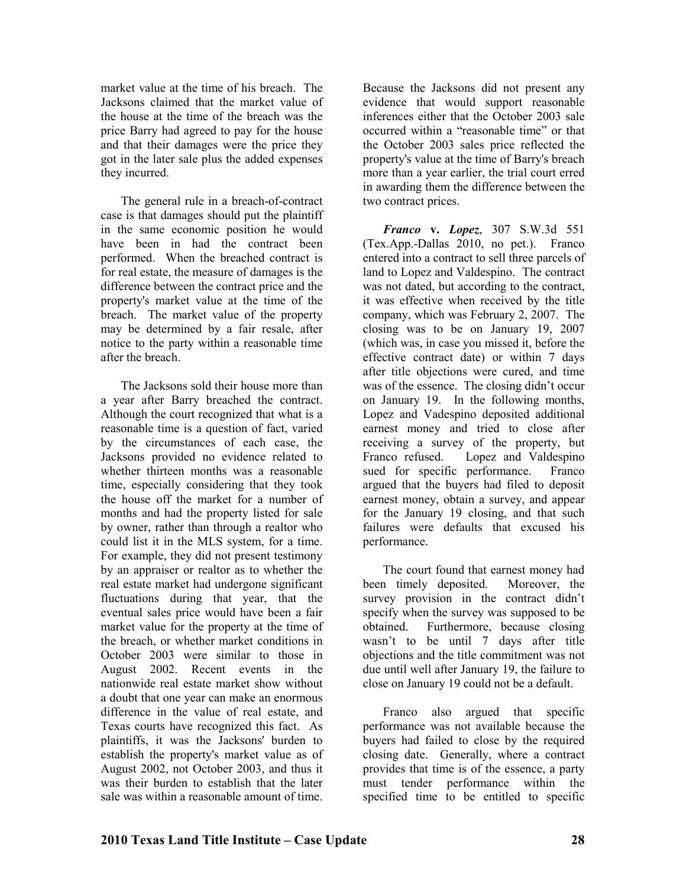market value at the time of his breach. The Jacksons claimed that the market value of the house at the time of the breach was the price Barry had agreed to pay for the house and that their damages were the price they got in the later sale plus the added expenses they incurred.

The general rule in a breach-of-contract case is that damages should put the plaintiff in the same economic position he would have been in had the contract been performed. When the breached contract is for real estate, the measure of damages is the difference between the contract price and the property's market value at the time of the breach. The market value of the property may be determined by a fair resale, after notice to the party within a reasonable time after the breach.

The Jacksons sold their house more than a year after Barry breached the contract. Although the court recognized that what is a reasonable time is a question of fact, varied by the circumstances of each case, the Jacksons provided no evidence related to whether thirteen months was a reasonable time, especially considering that they took the house off the market for a number of months and had the property listed for sale by owner, rather than through a realtor who could list it in the MLS system, for a time. For example, they did not present testimony by an appraiser or realtor as to whether the real estate market had undergone significant fluctuations during that year, that the eventual sales price would have been a fair market value for the property at the time of the breach, or whether market conditions in October 2003 were similar to those in August 2002. Recent events in the nationwide real estate market show without a doubt that one year can make an enormous difference in the value of real estate, and Texas courts have recognized this fact. As plaintiffs, it was the Jacksons' burden to establish the property's market value as of August 2002, not October 2003, and thus it was their burden to establish that the later sale was within a reasonable amount of time. Because the Jacksons did not present any evidence that would support reasonable inferences either that the October 2003 sale occurred within a "reasonable time" or that the October 2003 sales price reflected the property's value at the time of Barry's breach more than a year earlier, the trial court erred in awarding them the difference between the two contract prices.

***Franco* v. *Lopez***, 307 S.W.3d 551 (Tex.App.-Dallas 2010, no pet.). Franco entered into a contract to sell three parcels of land to Lopez and Valdespino. The contract was not dated, but according to the contract, it was effective when received by the title company, which was February 2, 2007. The closing was to be on January 19, 2007 (which was, in case you missed it, before the effective contract date) or within 7 days after title objections were cured, and time was of the essence. The closing didn't occur on January 19. In the following months, Lopez and Vadespino deposited additional earnest money and tried to close after receiving a survey of the property, but Franco refused. Lopez and Valdespino sued for specific performance. Franco argued that the buyers had filed to deposit earnest money, obtain a survey, and appear for the January 19 closing, and that such failures were defaults that excused his performance.

The court found that earnest money had been timely deposited. Moreover, the survey provision in the contract didn't specify when the survey was supposed to be obtained. Furthermore, because closing wasn't to be until 7 days after title objections and the title commitment was not due until well after January 19, the failure to close on January 19 could not be a default.

Franco also argued that specific performance was not available because the buyers had failed to close by the required closing date. Generally, where a contract provides that time is of the essence, a party must tender performance within the specified time to be entitled to specific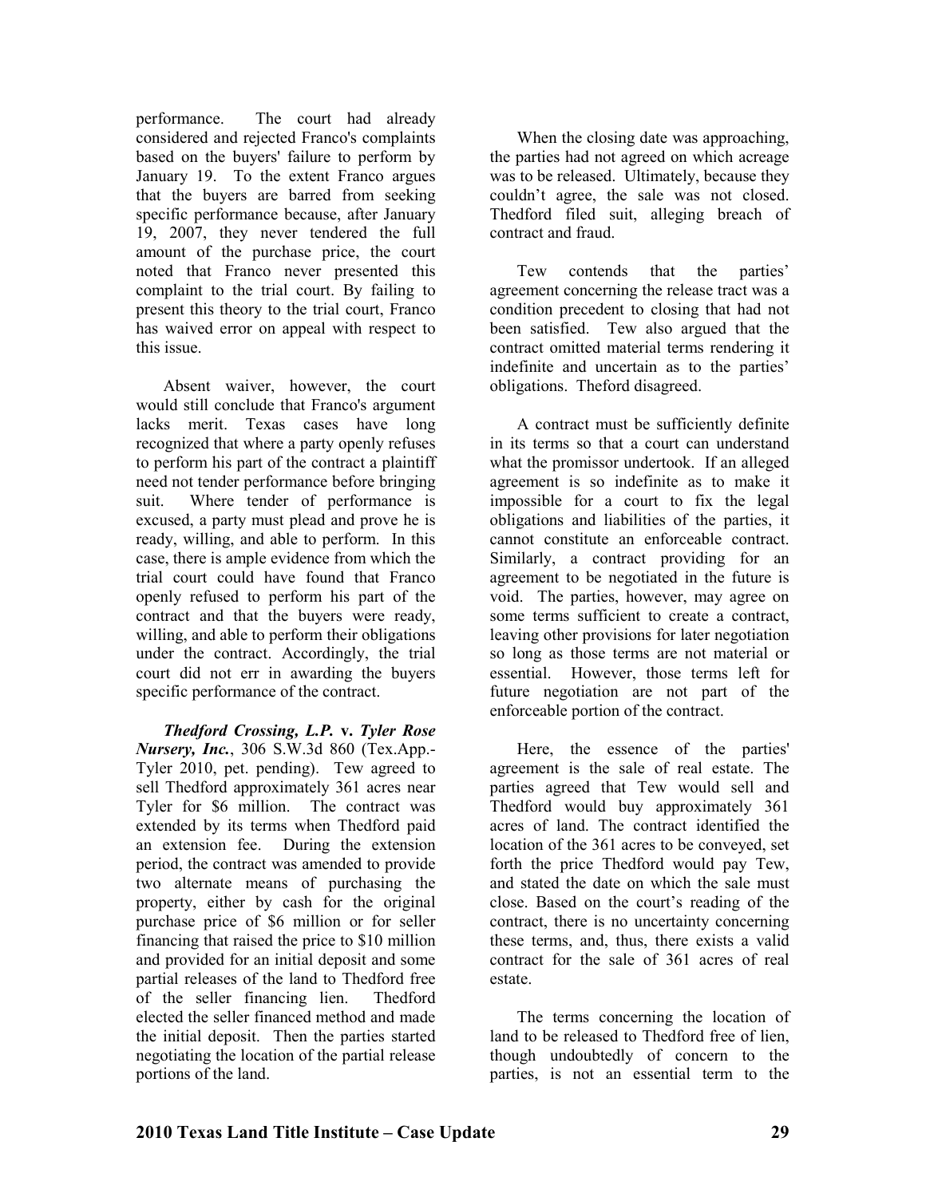performance. The court had already considered and rejected Franco's complaints based on the buyers' failure to perform by January 19. To the extent Franco argues that the buyers are barred from seeking specific performance because, after January 19, 2007, they never tendered the full amount of the purchase price, the court noted that Franco never presented this complaint to the trial court. By failing to present this theory to the trial court, Franco has waived error on appeal with respect to this issue.

Absent waiver, however, the court would still conclude that Franco's argument lacks merit. Texas cases have long recognized that where a party openly refuses to perform his part of the contract a plaintiff need not tender performance before bringing suit. Where tender of performance is excused, a party must plead and prove he is ready, willing, and able to perform. In this case, there is ample evidence from which the trial court could have found that Franco openly refused to perform his part of the contract and that the buyers were ready, willing, and able to perform their obligations under the contract. Accordingly, the trial court did not err in awarding the buyers specific performance of the contract.

***Thedford Crossing, L.P.* v. *Tyler Rose Nursery, Inc.***, 306 S.W.3d 860 (Tex.App.-Tyler 2010, pet. pending). Tew agreed to sell Thedford approximately 361 acres near Tyler for $6 million. The contract was extended by its terms when Thedford paid an extension fee. During the extension period, the contract was amended to provide two alternate means of purchasing the property, either by cash for the original purchase price of $6 million or for seller financing that raised the price to $10 million and provided for an initial deposit and some partial releases of the land to Thedford free of the seller financing lien. Thedford elected the seller financed method and made the initial deposit. Then the parties started negotiating the location of the partial release portions of the land.

When the closing date was approaching, the parties had not agreed on which acreage was to be released. Ultimately, because they couldn't agree, the sale was not closed. Thedford filed suit, alleging breach of contract and fraud.

Tew contends that the parties' agreement concerning the release tract was a condition precedent to closing that had not been satisfied. Tew also argued that the contract omitted material terms rendering it indefinite and uncertain as to the parties' obligations. Theford disagreed.

A contract must be sufficiently definite in its terms so that a court can understand what the promissor undertook. If an alleged agreement is so indefinite as to make it impossible for a court to fix the legal obligations and liabilities of the parties, it cannot constitute an enforceable contract. Similarly, a contract providing for an agreement to be negotiated in the future is void. The parties, however, may agree on some terms sufficient to create a contract, leaving other provisions for later negotiation so long as those terms are not material or essential. However, those terms left for future negotiation are not part of the enforceable portion of the contract.

Here, the essence of the parties' agreement is the sale of real estate. The parties agreed that Tew would sell and Thedford would buy approximately 361 acres of land. The contract identified the location of the 361 acres to be conveyed, set forth the price Thedford would pay Tew, and stated the date on which the sale must close. Based on the court's reading of the contract, there is no uncertainty concerning these terms, and, thus, there exists a valid contract for the sale of 361 acres of real estate.

The terms concerning the location of land to be released to Thedford free of lien, though undoubtedly of concern to the parties, is not an essential term to the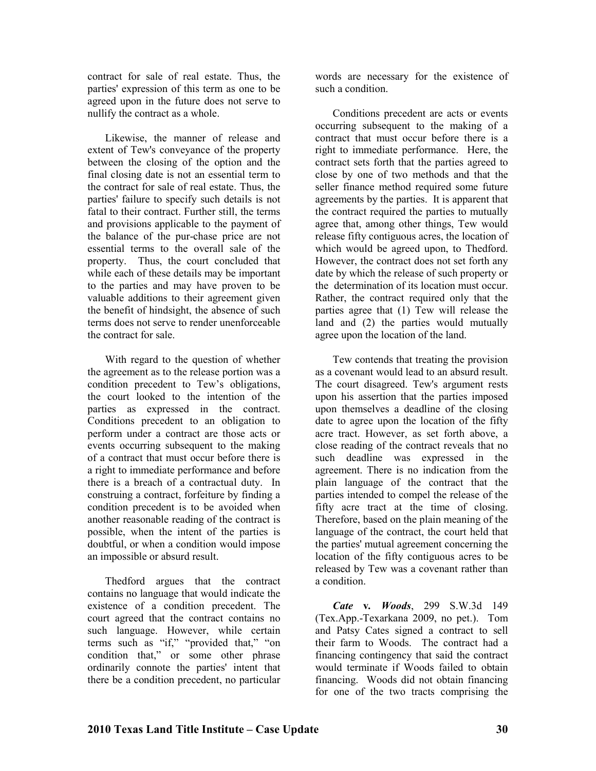contract for sale of real estate. Thus, the parties' expression of this term as one to be agreed upon in the future does not serve to nullify the contract as a whole.

Likewise, the manner of release and extent of Tew's conveyance of the property between the closing of the option and the final closing date is not an essential term to the contract for sale of real estate. Thus, the parties' failure to specify such details is not fatal to their contract. Further still, the terms and provisions applicable to the payment of the balance of the pur-chase price are not essential terms to the overall sale of the property. Thus, the court concluded that while each of these details may be important to the parties and may have proven to be valuable additions to their agreement given the benefit of hindsight, the absence of such terms does not serve to render unenforceable the contract for sale.

With regard to the question of whether the agreement as to the release portion was a condition precedent to Tew's obligations, the court looked to the intention of the parties as expressed in the contract. Conditions precedent to an obligation to perform under a contract are those acts or events occurring subsequent to the making of a contract that must occur before there is a right to immediate performance and before there is a breach of a contractual duty. In construing a contract, forfeiture by finding a condition precedent is to be avoided when another reasonable reading of the contract is possible, when the intent of the parties is doubtful, or when a condition would impose an impossible or absurd result.

Thedford argues that the contract contains no language that would indicate the existence of a condition precedent. The court agreed that the contract contains no such language. However, while certain terms such as "if," "provided that," "on condition that," or some other phrase ordinarily connote the parties' intent that there be a condition precedent, no particular words are necessary for the existence of such a condition.

Conditions precedent are acts or events occurring subsequent to the making of a contract that must occur before there is a right to immediate performance. Here, the contract sets forth that the parties agreed to close by one of two methods and that the seller finance method required some future agreements by the parties. It is apparent that the contract required the parties to mutually agree that, among other things, Tew would release fifty contiguous acres, the location of which would be agreed upon, to Thedford. However, the contract does not set forth any date by which the release of such property or the determination of its location must occur. Rather, the contract required only that the parties agree that (1) Tew will release the land and (2) the parties would mutually agree upon the location of the land.

Tew contends that treating the provision as a covenant would lead to an absurd result. The court disagreed. Tew's argument rests upon his assertion that the parties imposed upon themselves a deadline of the closing date to agree upon the location of the fifty acre tract. However, as set forth above, a close reading of the contract reveals that no such deadline was expressed in the agreement. There is no indication from the plain language of the contract that the parties intended to compel the release of the fifty acre tract at the time of closing. Therefore, based on the plain meaning of the language of the contract, the court held that the parties' mutual agreement concerning the location of the fifty contiguous acres to be released by Tew was a covenant rather than a condition.

***Cate* v. *Woods***, 299 S.W.3d 149 (Tex.App.-Texarkana 2009, no pet.). Tom and Patsy Cates signed a contract to sell their farm to Woods. The contract had a financing contingency that said the contract would terminate if Woods failed to obtain financing. Woods did not obtain financing for one of the two tracts comprising the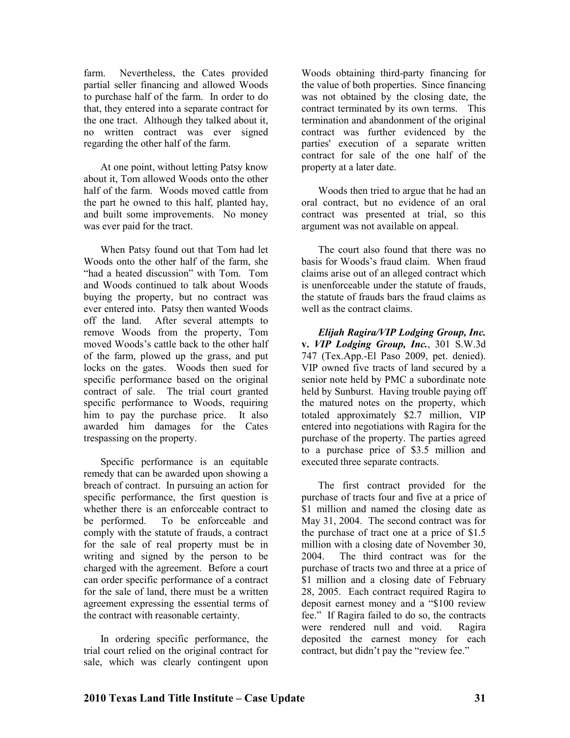farm. Nevertheless, the Cates provided partial seller financing and allowed Woods to purchase half of the farm. In order to do that, they entered into a separate contract for the one tract. Although they talked about it, no written contract was ever signed regarding the other half of the farm.

At one point, without letting Patsy know about it, Tom allowed Woods onto the other half of the farm. Woods moved cattle from the part he owned to this half, planted hay, and built some improvements. No money was ever paid for the tract.

When Patsy found out that Tom had let Woods onto the other half of the farm, she "had a heated discussion" with Tom. Tom and Woods continued to talk about Woods buying the property, but no contract was ever entered into. Patsy then wanted Woods off the land. After several attempts to remove Woods from the property, Tom moved Woods's cattle back to the other half of the farm, plowed up the grass, and put locks on the gates. Woods then sued for specific performance based on the original contract of sale. The trial court granted specific performance to Woods, requiring him to pay the purchase price. It also awarded him damages for the Cates trespassing on the property.

Specific performance is an equitable remedy that can be awarded upon showing a breach of contract. In pursuing an action for specific performance, the first question is whether there is an enforceable contract to be performed. To be enforceable and comply with the statute of frauds, a contract for the sale of real property must be in writing and signed by the person to be charged with the agreement. Before a court can order specific performance of a contract for the sale of land, there must be a written agreement expressing the essential terms of the contract with reasonable certainty.

In ordering specific performance, the trial court relied on the original contract for sale, which was clearly contingent upon Woods obtaining third-party financing for the value of both properties. Since financing was not obtained by the closing date, the contract terminated by its own terms. This termination and abandonment of the original contract was further evidenced by the parties' execution of a separate written contract for sale of the one half of the property at a later date.

Woods then tried to argue that he had an oral contract, but no evidence of an oral contract was presented at trial, so this argument was not available on appeal.

The court also found that there was no basis for Woods's fraud claim. When fraud claims arise out of an alleged contract which is unenforceable under the statute of frauds, the statute of frauds bars the fraud claims as well as the contract claims.

***Elijah Ragira/VIP Lodging Group, Inc.* v. *VIP Lodging Group, Inc.***, 301 S.W.3d 747 (Tex.App.-El Paso 2009, pet. denied). VIP owned five tracts of land secured by a senior note held by PMC a subordinate note held by Sunburst. Having trouble paying off the matured notes on the property, which totaled approximately $2.7 million, VIP entered into negotiations with Ragira for the purchase of the property. The parties agreed to a purchase price of $3.5 million and executed three separate contracts.

The first contract provided for the purchase of tracts four and five at a price of $1 million and named the closing date as May 31, 2004. The second contract was for the purchase of tract one at a price of $1.5 million with a closing date of November 30, 2004. The third contract was for the purchase of tracts two and three at a price of $1 million and a closing date of February 28, 2005. Each contract required Ragira to deposit earnest money and a "$100 review fee." If Ragira failed to do so, the contracts were rendered null and void. Ragira deposited the earnest money for each contract, but didn't pay the "review fee."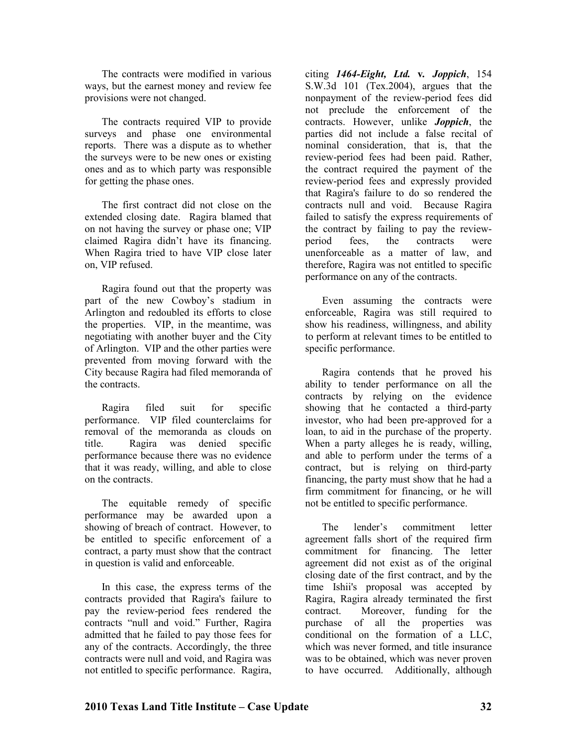The contracts were modified in various ways, but the earnest money and review fee provisions were not changed.

The contracts required VIP to provide surveys and phase one environmental reports. There was a dispute as to whether the surveys were to be new ones or existing ones and as to which party was responsible for getting the phase ones.

The first contract did not close on the extended closing date. Ragira blamed that on not having the survey or phase one; VIP claimed Ragira didn't have its financing. When Ragira tried to have VIP close later on, VIP refused.

Ragira found out that the property was part of the new Cowboy's stadium in Arlington and redoubled its efforts to close the properties. VIP, in the meantime, was negotiating with another buyer and the City of Arlington. VIP and the other parties were prevented from moving forward with the City because Ragira had filed memoranda of the contracts.

Ragira filed suit for specific performance. VIP filed counterclaims for removal of the memoranda as clouds on title. Ragira was denied specific performance because there was no evidence that it was ready, willing, and able to close on the contracts.

The equitable remedy of specific performance may be awarded upon a showing of breach of contract. However, to be entitled to specific enforcement of a contract, a party must show that the contract in question is valid and enforceable.

In this case, the express terms of the contracts provided that Ragira's failure to pay the review-period fees rendered the contracts "null and void." Further, Ragira admitted that he failed to pay those fees for any of the contracts. Accordingly, the three contracts were null and void, and Ragira was not entitled to specific performance. Ragira, citing ***1464-Eight, Ltd.* v. *Joppich***, 154 S.W.3d 101 (Tex.2004), argues that the nonpayment of the review-period fees did not preclude the enforcement of the contracts. However, unlike ***Joppich***, the parties did not include a false recital of nominal consideration, that is, that the review-period fees had been paid. Rather, the contract required the payment of the review-period fees and expressly provided that Ragira's failure to do so rendered the contracts null and void. Because Ragira failed to satisfy the express requirements of the contract by failing to pay the review-period fees, the contracts were unenforceable as a matter of law, and therefore, Ragira was not entitled to specific performance on any of the contracts.

Even assuming the contracts were enforceable, Ragira was still required to show his readiness, willingness, and ability to perform at relevant times to be entitled to specific performance.

Ragira contends that he proved his ability to tender performance on all the contracts by relying on the evidence showing that he contacted a third-party investor, who had been pre-approved for a loan, to aid in the purchase of the property. When a party alleges he is ready, willing, and able to perform under the terms of a contract, but is relying on third-party financing, the party must show that he had a firm commitment for financing, or he will not be entitled to specific performance.

The lender's commitment letter agreement falls short of the required firm commitment for financing. The letter agreement did not exist as of the original closing date of the first contract, and by the time Ishii's proposal was accepted by Ragira, Ragira already terminated the first contract. Moreover, funding for the purchase of all the properties was conditional on the formation of a LLC, which was never formed, and title insurance was to be obtained, which was never proven to have occurred. Additionally, although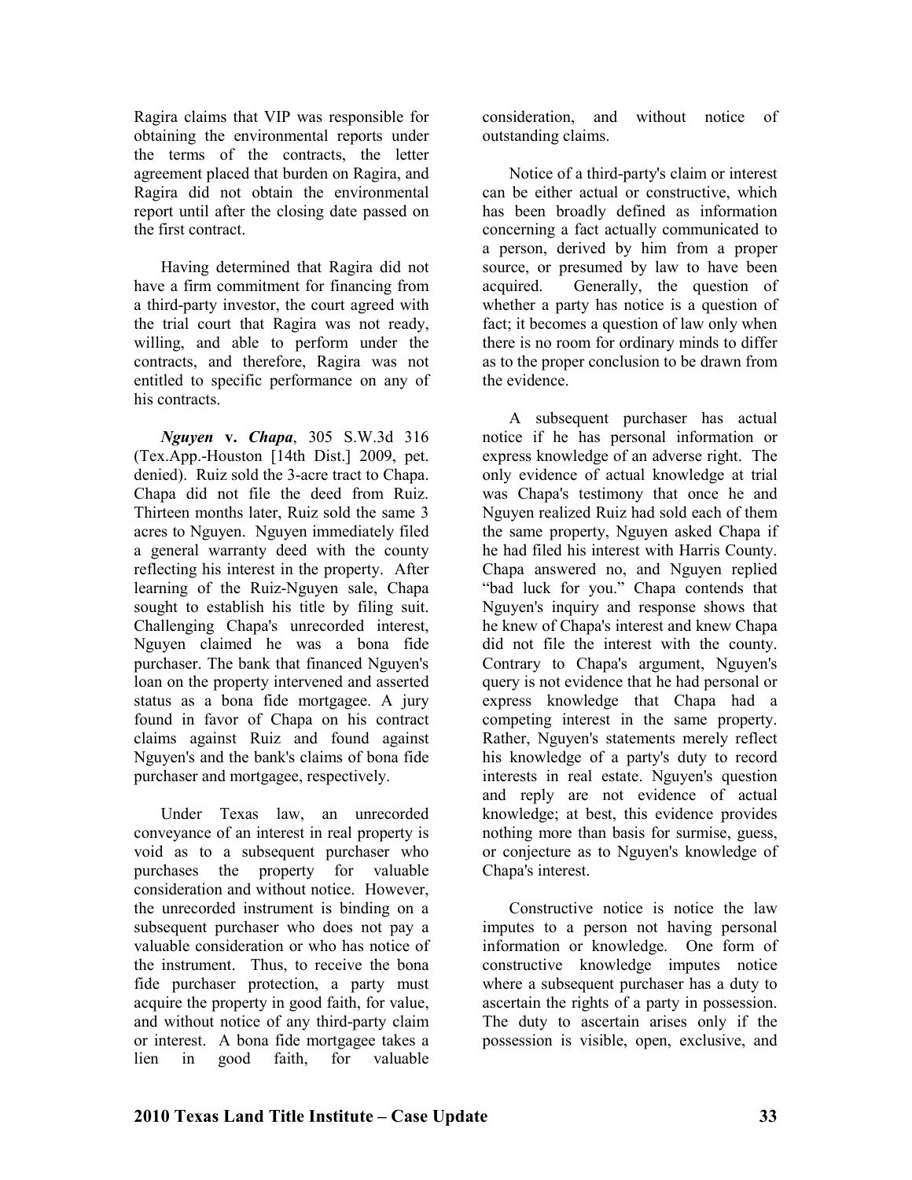Ragira claims that VIP was responsible for obtaining the environmental reports under the terms of the contracts, the letter agreement placed that burden on Ragira, and Ragira did not obtain the environmental report until after the closing date passed on the first contract.

Having determined that Ragira did not have a firm commitment for financing from a third-party investor, the court agreed with the trial court that Ragira was not ready, willing, and able to perform under the contracts, and therefore, Ragira was not entitled to specific performance on any of his contracts.

***Nguyen* v. *Chapa***, 305 S.W.3d 316 (Tex.App.-Houston [14th Dist.] 2009, pet. denied). Ruiz sold the 3-acre tract to Chapa. Chapa did not file the deed from Ruiz. Thirteen months later, Ruiz sold the same 3 acres to Nguyen. Nguyen immediately filed a general warranty deed with the county reflecting his interest in the property. After learning of the Ruiz-Nguyen sale, Chapa sought to establish his title by filing suit. Challenging Chapa's unrecorded interest, Nguyen claimed he was a bona fide purchaser. The bank that financed Nguyen's loan on the property intervened and asserted status as a bona fide mortgagee. A jury found in favor of Chapa on his contract claims against Ruiz and found against Nguyen's and the bank's claims of bona fide purchaser and mortgagee, respectively.

Under Texas law, an unrecorded conveyance of an interest in real property is void as to a subsequent purchaser who purchases the property for valuable consideration and without notice. However, the unrecorded instrument is binding on a subsequent purchaser who does not pay a valuable consideration or who has notice of the instrument. Thus, to receive the bona fide purchaser protection, a party must acquire the property in good faith, for value, and without notice of any third-party claim or interest. A bona fide mortgagee takes a lien in good faith, for valuable consideration, and without notice of outstanding claims.

Notice of a third-party's claim or interest can be either actual or constructive, which has been broadly defined as information concerning a fact actually communicated to a person, derived by him from a proper source, or presumed by law to have been acquired. Generally, the question of whether a party has notice is a question of fact; it becomes a question of law only when there is no room for ordinary minds to differ as to the proper conclusion to be drawn from the evidence.

A subsequent purchaser has actual notice if he has personal information or express knowledge of an adverse right. The only evidence of actual knowledge at trial was Chapa's testimony that once he and Nguyen realized Ruiz had sold each of them the same property, Nguyen asked Chapa if he had filed his interest with Harris County. Chapa answered no, and Nguyen replied "bad luck for you." Chapa contends that Nguyen's inquiry and response shows that he knew of Chapa's interest and knew Chapa did not file the interest with the county. Contrary to Chapa's argument, Nguyen's query is not evidence that he had personal or express knowledge that Chapa had a competing interest in the same property. Rather, Nguyen's statements merely reflect his knowledge of a party's duty to record interests in real estate. Nguyen's question and reply are not evidence of actual knowledge; at best, this evidence provides nothing more than basis for surmise, guess, or conjecture as to Nguyen's knowledge of Chapa's interest.

Constructive notice is notice the law imputes to a person not having personal information or knowledge. One form of constructive knowledge imputes notice where a subsequent purchaser has a duty to ascertain the rights of a party in possession. The duty to ascertain arises only if the possession is visible, open, exclusive, and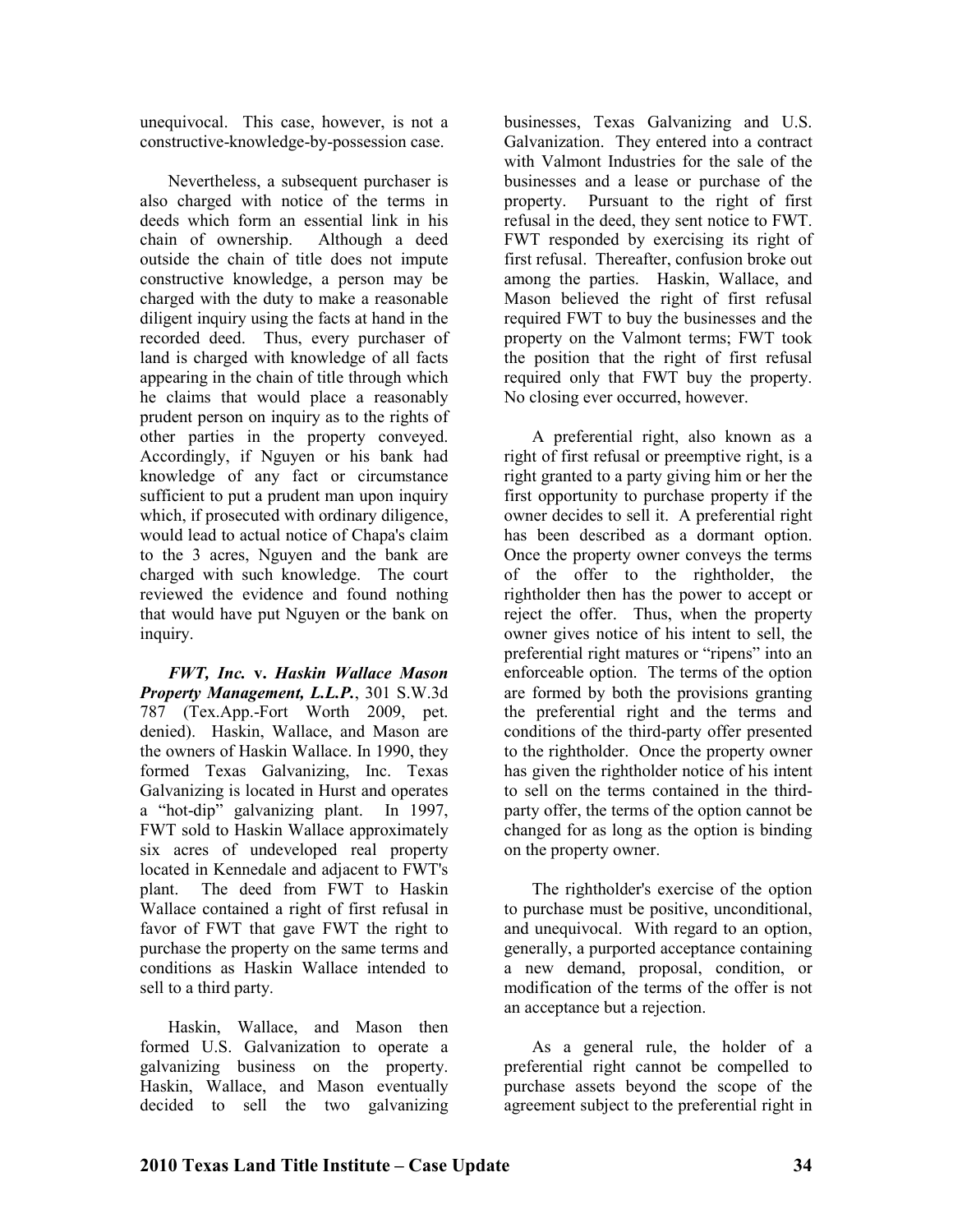unequivocal. This case, however, is not a constructive-knowledge-by-possession case.

Nevertheless, a subsequent purchaser is also charged with notice of the terms in deeds which form an essential link in his chain of ownership. Although a deed outside the chain of title does not impute constructive knowledge, a person may be charged with the duty to make a reasonable diligent inquiry using the facts at hand in the recorded deed. Thus, every purchaser of land is charged with knowledge of all facts appearing in the chain of title through which he claims that would place a reasonably prudent person on inquiry as to the rights of other parties in the property conveyed. Accordingly, if Nguyen or his bank had knowledge of any fact or circumstance sufficient to put a prudent man upon inquiry which, if prosecuted with ordinary diligence, would lead to actual notice of Chapa's claim to the 3 acres, Nguyen and the bank are charged with such knowledge. The court reviewed the evidence and found nothing that would have put Nguyen or the bank on inquiry.

***FWT, Inc.* v. *Haskin Wallace Mason Property Management, L.L.P.***, 301 S.W.3d 787 (Tex.App.-Fort Worth 2009, pet. denied). Haskin, Wallace, and Mason are the owners of Haskin Wallace. In 1990, they formed Texas Galvanizing, Inc. Texas Galvanizing is located in Hurst and operates a "hot-dip" galvanizing plant. In 1997, FWT sold to Haskin Wallace approximately six acres of undeveloped real property located in Kennedale and adjacent to FWT's plant. The deed from FWT to Haskin Wallace contained a right of first refusal in favor of FWT that gave FWT the right to purchase the property on the same terms and conditions as Haskin Wallace intended to sell to a third party.

Haskin, Wallace, and Mason then formed U.S. Galvanization to operate a galvanizing business on the property. Haskin, Wallace, and Mason eventually decided to sell the two galvanizing businesses, Texas Galvanizing and U.S. Galvanization. They entered into a contract with Valmont Industries for the sale of the businesses and a lease or purchase of the property. Pursuant to the right of first refusal in the deed, they sent notice to FWT. FWT responded by exercising its right of first refusal. Thereafter, confusion broke out among the parties. Haskin, Wallace, and Mason believed the right of first refusal required FWT to buy the businesses and the property on the Valmont terms; FWT took the position that the right of first refusal required only that FWT buy the property. No closing ever occurred, however.

A preferential right, also known as a right of first refusal or preemptive right, is a right granted to a party giving him or her the first opportunity to purchase property if the owner decides to sell it. A preferential right has been described as a dormant option. Once the property owner conveys the terms of the offer to the rightholder, the rightholder then has the power to accept or reject the offer. Thus, when the property owner gives notice of his intent to sell, the preferential right matures or "ripens" into an enforceable option. The terms of the option are formed by both the provisions granting the preferential right and the terms and conditions of the third-party offer presented to the rightholder. Once the property owner has given the rightholder notice of his intent to sell on the terms contained in the third-party offer, the terms of the option cannot be changed for as long as the option is binding on the property owner.

The rightholder's exercise of the option to purchase must be positive, unconditional, and unequivocal. With regard to an option, generally, a purported acceptance containing a new demand, proposal, condition, or modification of the terms of the offer is not an acceptance but a rejection.

As a general rule, the holder of a preferential right cannot be compelled to purchase assets beyond the scope of the agreement subject to the preferential right in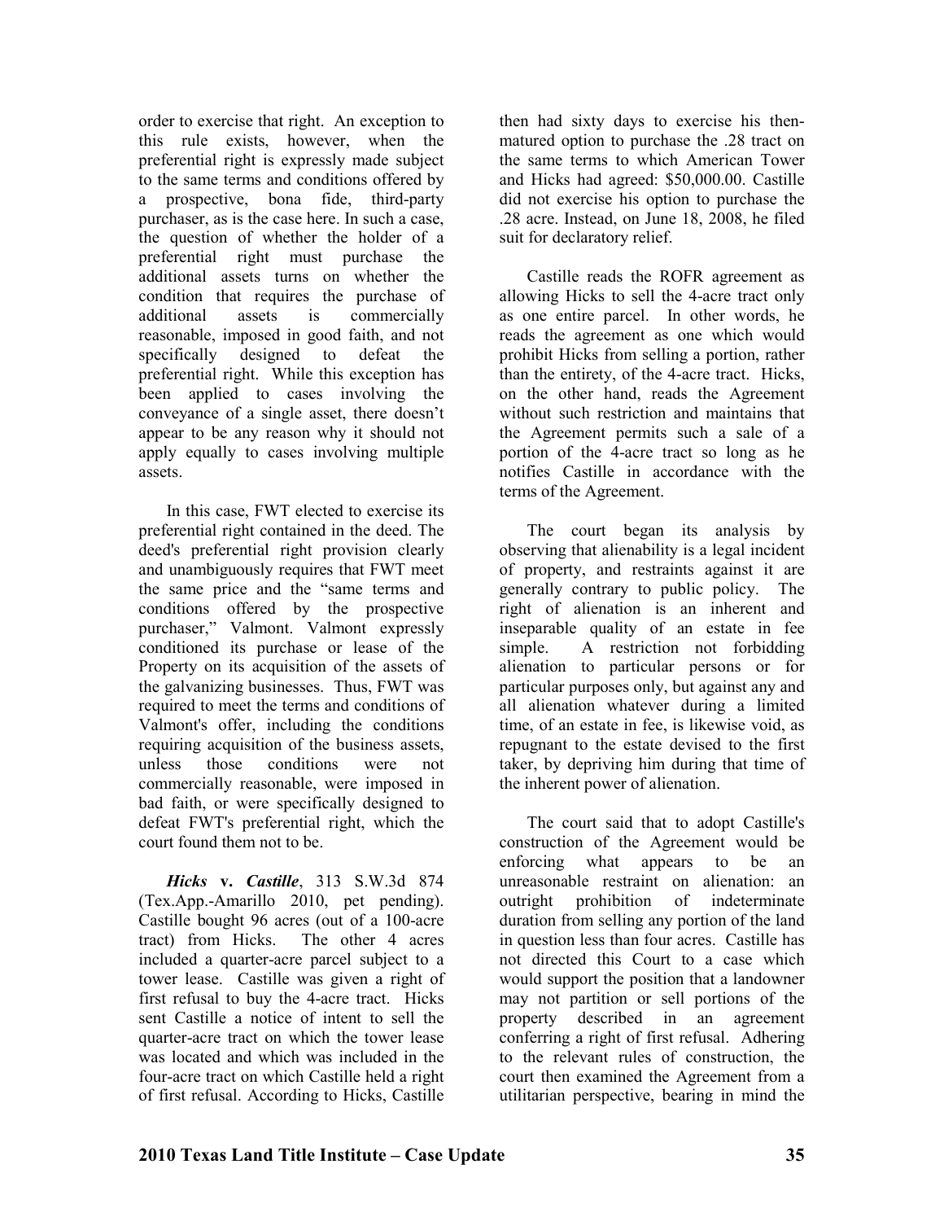order to exercise that right. An exception to this rule exists, however, when the preferential right is expressly made subject to the same terms and conditions offered by a prospective, bona fide, third-party purchaser, as is the case here. In such a case, the question of whether the holder of a preferential right must purchase the additional assets turns on whether the condition that requires the purchase of additional assets is commercially reasonable, imposed in good faith, and not specifically designed to defeat the preferential right. While this exception has been applied to cases involving the conveyance of a single asset, there doesn't appear to be any reason why it should not apply equally to cases involving multiple assets.

In this case, FWT elected to exercise its preferential right contained in the deed. The deed's preferential right provision clearly and unambiguously requires that FWT meet the same price and the "same terms and conditions offered by the prospective purchaser," Valmont. Valmont expressly conditioned its purchase or lease of the Property on its acquisition of the assets of the galvanizing businesses. Thus, FWT was required to meet the terms and conditions of Valmont's offer, including the conditions requiring acquisition of the business assets, unless those conditions were not commercially reasonable, were imposed in bad faith, or were specifically designed to defeat FWT's preferential right, which the court found them not to be.

***Hicks* v. *Castille***, 313 S.W.3d 874 (Tex.App.-Amarillo 2010, pet pending). Castille bought 96 acres (out of a 100-acre tract) from Hicks. The other 4 acres included a quarter-acre parcel subject to a tower lease. Castille was given a right of first refusal to buy the 4-acre tract. Hicks sent Castille a notice of intent to sell the quarter-acre tract on which the tower lease was located and which was included in the four-acre tract on which Castille held a right of first refusal. According to Hicks, Castille then had sixty days to exercise his then-matured option to purchase the .28 tract on the same terms to which American Tower and Hicks had agreed: $50,000.00. Castille did not exercise his option to purchase the .28 acre. Instead, on June 18, 2008, he filed suit for declaratory relief.

Castille reads the ROFR agreement as allowing Hicks to sell the 4-acre tract only as one entire parcel. In other words, he reads the agreement as one which would prohibit Hicks from selling a portion, rather than the entirety, of the 4-acre tract. Hicks, on the other hand, reads the Agreement without such restriction and maintains that the Agreement permits such a sale of a portion of the 4-acre tract so long as he notifies Castille in accordance with the terms of the Agreement.

The court began its analysis by observing that alienability is a legal incident of property, and restraints against it are generally contrary to public policy. The right of alienation is an inherent and inseparable quality of an estate in fee simple. A restriction not forbidding alienation to particular persons or for particular purposes only, but against any and all alienation whatever during a limited time, of an estate in fee, is likewise void, as repugnant to the estate devised to the first taker, by depriving him during that time of the inherent power of alienation.

The court said that to adopt Castille's construction of the Agreement would be enforcing what appears to be an unreasonable restraint on alienation: an outright prohibition of indeterminate duration from selling any portion of the land in question less than four acres. Castille has not directed this Court to a case which would support the position that a landowner may not partition or sell portions of the property described in an agreement conferring a right of first refusal. Adhering to the relevant rules of construction, the court then examined the Agreement from a utilitarian perspective, bearing in mind the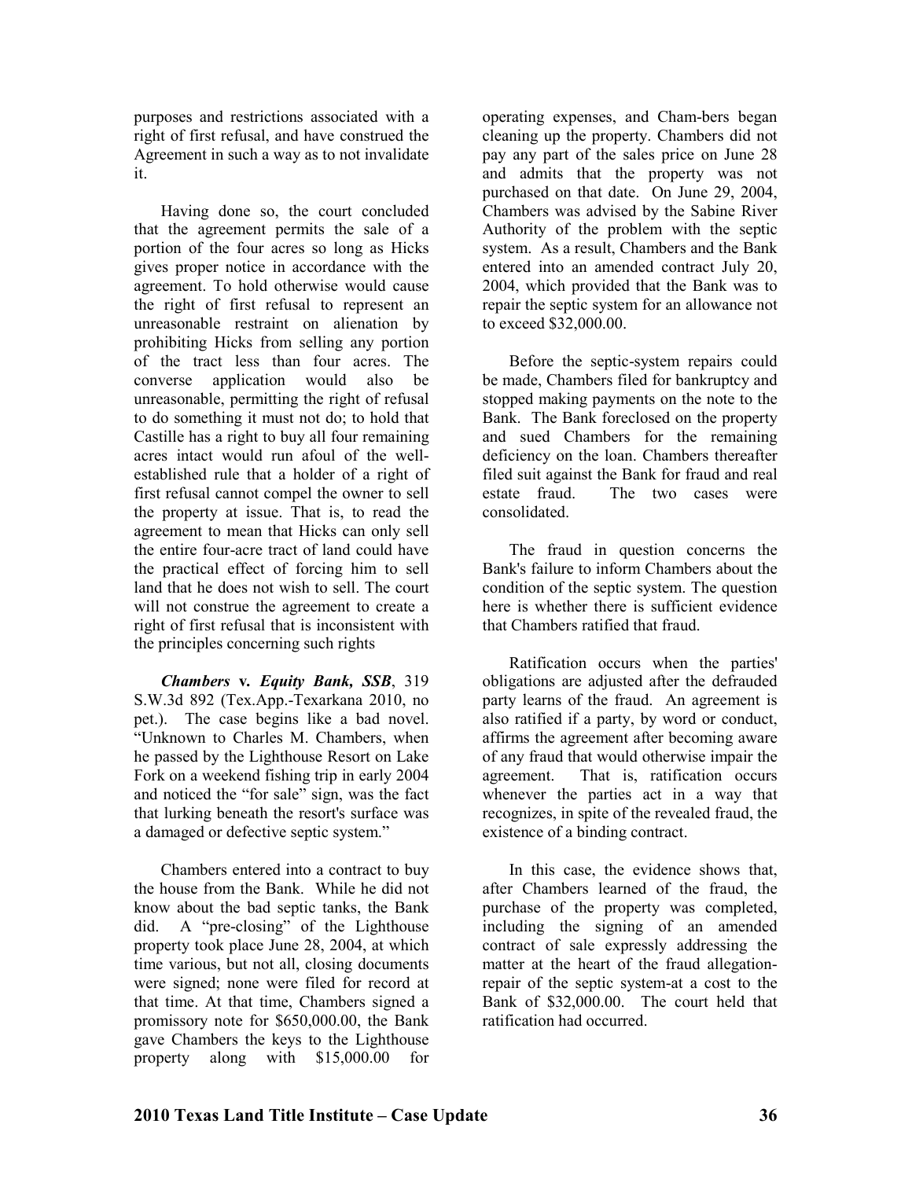purposes and restrictions associated with a right of first refusal, and have construed the Agreement in such a way as to not invalidate it.

Having done so, the court concluded that the agreement permits the sale of a portion of the four acres so long as Hicks gives proper notice in accordance with the agreement. To hold otherwise would cause the right of first refusal to represent an unreasonable restraint on alienation by prohibiting Hicks from selling any portion of the tract less than four acres. The converse application would also be unreasonable, permitting the right of refusal to do something it must not do; to hold that Castille has a right to buy all four remaining acres intact would run afoul of the well-established rule that a holder of a right of first refusal cannot compel the owner to sell the property at issue. That is, to read the agreement to mean that Hicks can only sell the entire four-acre tract of land could have the practical effect of forcing him to sell land that he does not wish to sell. The court will not construe the agreement to create a right of first refusal that is inconsistent with the principles concerning such rights

***Chambers* v. *Equity Bank, SSB***, 319 S.W.3d 892 (Tex.App.-Texarkana 2010, no pet.). The case begins like a bad novel. "Unknown to Charles M. Chambers, when he passed by the Lighthouse Resort on Lake Fork on a weekend fishing trip in early 2004 and noticed the "for sale" sign, was the fact that lurking beneath the resort's surface was a damaged or defective septic system."

Chambers entered into a contract to buy the house from the Bank. While he did not know about the bad septic tanks, the Bank did. A "pre-closing" of the Lighthouse property took place June 28, 2004, at which time various, but not all, closing documents were signed; none were filed for record at that time. At that time, Chambers signed a promissory note for $650,000.00, the Bank gave Chambers the keys to the Lighthouse property along with $15,000.00 for operating expenses, and Cham-bers began cleaning up the property. Chambers did not pay any part of the sales price on June 28 and admits that the property was not purchased on that date. On June 29, 2004, Chambers was advised by the Sabine River Authority of the problem with the septic system. As a result, Chambers and the Bank entered into an amended contract July 20, 2004, which provided that the Bank was to repair the septic system for an allowance not to exceed $32,000.00.

Before the septic-system repairs could be made, Chambers filed for bankruptcy and stopped making payments on the note to the Bank. The Bank foreclosed on the property and sued Chambers for the remaining deficiency on the loan. Chambers thereafter filed suit against the Bank for fraud and real estate fraud. The two cases were consolidated.

The fraud in question concerns the Bank's failure to inform Chambers about the condition of the septic system. The question here is whether there is sufficient evidence that Chambers ratified that fraud.

Ratification occurs when the parties' obligations are adjusted after the defrauded party learns of the fraud. An agreement is also ratified if a party, by word or conduct, affirms the agreement after becoming aware of any fraud that would otherwise impair the agreement. That is, ratification occurs whenever the parties act in a way that recognizes, in spite of the revealed fraud, the existence of a binding contract.

In this case, the evidence shows that, after Chambers learned of the fraud, the purchase of the property was completed, including the signing of an amended contract of sale expressly addressing the matter at the heart of the fraud allegation-repair of the septic system-at a cost to the Bank of $32,000.00. The court held that ratification had occurred.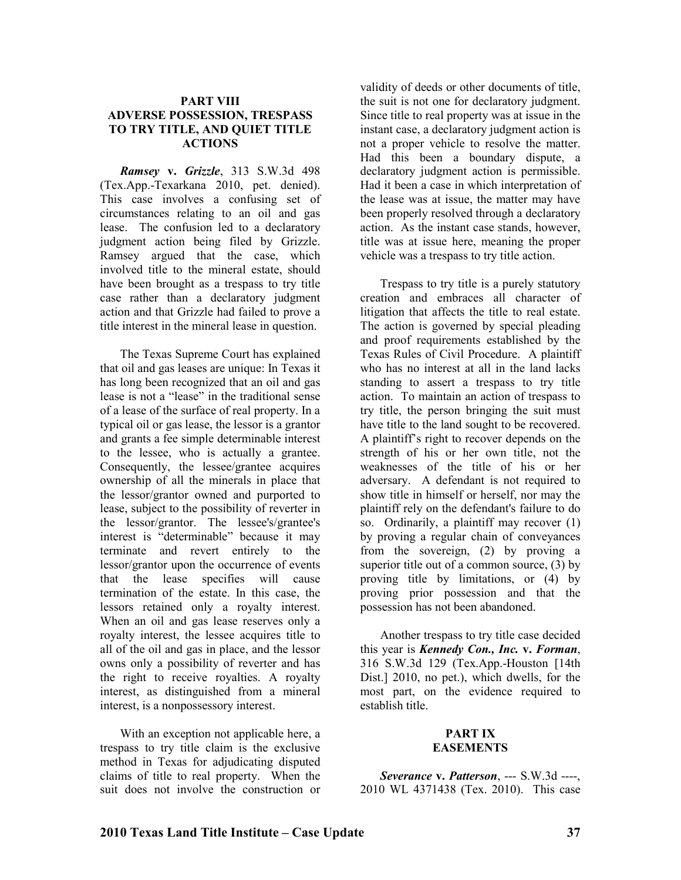## PART VIII
## ADVERSE POSSESSION, TRESPASS TO TRY TITLE, AND QUIET TITLE ACTIONS

***Ramsey* v. *Grizzle***, 313 S.W.3d 498 (Tex.App.-Texarkana 2010, pet. denied). This case involves a confusing set of circumstances relating to an oil and gas lease. The confusion led to a declaratory judgment action being filed by Grizzle. Ramsey argued that the case, which involved title to the mineral estate, should have been brought as a trespass to try title case rather than a declaratory judgment action and that Grizzle had failed to prove a title interest in the mineral lease in question.

The Texas Supreme Court has explained that oil and gas leases are unique: In Texas it has long been recognized that an oil and gas lease is not a "lease" in the traditional sense of a lease of the surface of real property. In a typical oil or gas lease, the lessor is a grantor and grants a fee simple determinable interest to the lessee, who is actually a grantee. Consequently, the lessee/grantee acquires ownership of all the minerals in place that the lessor/grantor owned and purported to lease, subject to the possibility of reverter in the lessor/grantor. The lessee's/grantee's interest is "determinable" because it may terminate and revert entirely to the lessor/grantor upon the occurrence of events that the lease specifies will cause termination of the estate. In this case, the lessors retained only a royalty interest. When an oil and gas lease reserves only a royalty interest, the lessee acquires title to all of the oil and gas in place, and the lessor owns only a possibility of reverter and has the right to receive royalties. A royalty interest, as distinguished from a mineral interest, is a nonpossessory interest.

With an exception not applicable here, a trespass to try title claim is the exclusive method in Texas for adjudicating disputed claims of title to real property. When the suit does not involve the construction or validity of deeds or other documents of title, the suit is not one for declaratory judgment. Since title to real property was at issue in the instant case, a declaratory judgment action is not a proper vehicle to resolve the matter. Had this been a boundary dispute, a declaratory judgment action is permissible. Had it been a case in which interpretation of the lease was at issue, the matter may have been properly resolved through a declaratory action. As the instant case stands, however, title was at issue here, meaning the proper vehicle was a trespass to try title action.

Trespass to try title is a purely statutory creation and embraces all character of litigation that affects the title to real estate. The action is governed by special pleading and proof requirements established by the Texas Rules of Civil Procedure. A plaintiff who has no interest at all in the land lacks standing to assert a trespass to try title action. To maintain an action of trespass to try title, the person bringing the suit must have title to the land sought to be recovered. A plaintiff's right to recover depends on the strength of his or her own title, not the weaknesses of the title of his or her adversary. A defendant is not required to show title in himself or herself, nor may the plaintiff rely on the defendant's failure to do so. Ordinarily, a plaintiff may recover (1) by proving a regular chain of conveyances from the sovereign, (2) by proving a superior title out of a common source, (3) by proving title by limitations, or (4) by proving prior possession and that the possession has not been abandoned.

Another trespass to try title case decided this year is ***Kennedy Con., Inc.* v. *Forman***, 316 S.W.3d 129 (Tex.App.-Houston [14th Dist.] 2010, no pet.), which dwells, for the most part, on the evidence required to establish title.

## PART IX
## EASEMENTS

***Severance* v. *Patterson***, --- S.W.3d ----, 2010 WL 4371438 (Tex. 2010). This case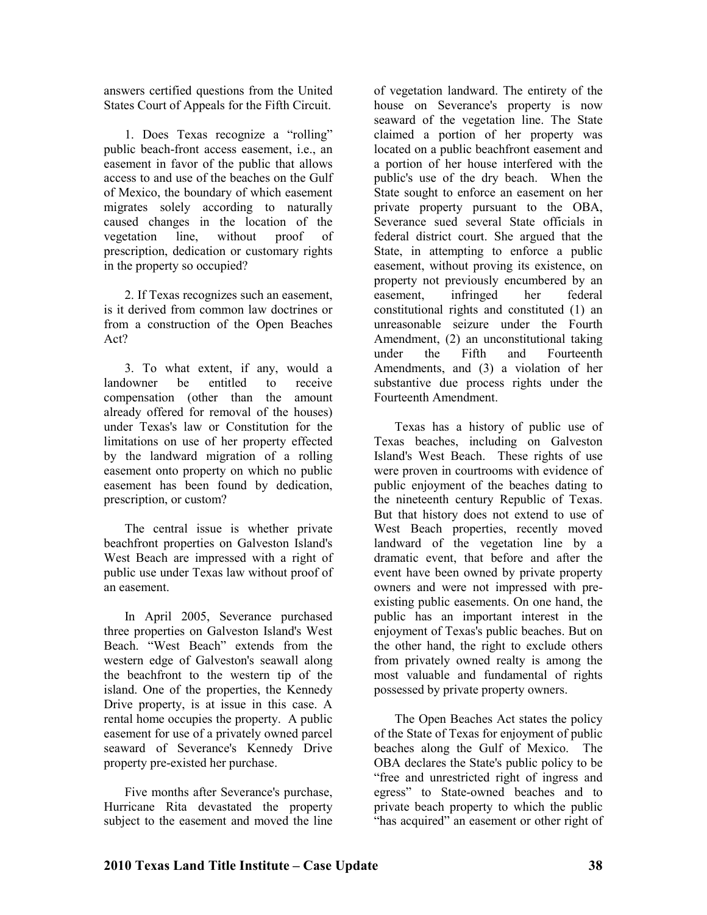answers certified questions from the United States Court of Appeals for the Fifth Circuit.

1. Does Texas recognize a "rolling" public beach-front access easement, i.e., an easement in favor of the public that allows access to and use of the beaches on the Gulf of Mexico, the boundary of which easement migrates solely according to naturally caused changes in the location of the vegetation line, without proof of prescription, dedication or customary rights in the property so occupied?

2. If Texas recognizes such an easement, is it derived from common law doctrines or from a construction of the Open Beaches Act?

3. To what extent, if any, would a landowner be entitled to receive compensation (other than the amount already offered for removal of the houses) under Texas's law or Constitution for the limitations on use of her property effected by the landward migration of a rolling easement onto property on which no public easement has been found by dedication, prescription, or custom?

The central issue is whether private beachfront properties on Galveston Island's West Beach are impressed with a right of public use under Texas law without proof of an easement.

In April 2005, Severance purchased three properties on Galveston Island's West Beach. "West Beach" extends from the western edge of Galveston's seawall along the beachfront to the western tip of the island. One of the properties, the Kennedy Drive property, is at issue in this case. A rental home occupies the property. A public easement for use of a privately owned parcel seaward of Severance's Kennedy Drive property pre-existed her purchase.

Five months after Severance's purchase, Hurricane Rita devastated the property subject to the easement and moved the line of vegetation landward. The entirety of the house on Severance's property is now seaward of the vegetation line. The State claimed a portion of her property was located on a public beachfront easement and a portion of her house interfered with the public's use of the dry beach. When the State sought to enforce an easement on her private property pursuant to the OBA, Severance sued several State officials in federal district court. She argued that the State, in attempting to enforce a public easement, without proving its existence, on property not previously encumbered by an easement, infringed her federal constitutional rights and constituted (1) an unreasonable seizure under the Fourth Amendment, (2) an unconstitutional taking under the Fifth and Fourteenth Amendments, and (3) a violation of her substantive due process rights under the Fourteenth Amendment.

Texas has a history of public use of Texas beaches, including on Galveston Island's West Beach. These rights of use were proven in courtrooms with evidence of public enjoyment of the beaches dating to the nineteenth century Republic of Texas. But that history does not extend to use of West Beach properties, recently moved landward of the vegetation line by a dramatic event, that before and after the event have been owned by private property owners and were not impressed with pre-existing public easements. On one hand, the public has an important interest in the enjoyment of Texas's public beaches. But on the other hand, the right to exclude others from privately owned realty is among the most valuable and fundamental of rights possessed by private property owners.

The Open Beaches Act states the policy of the State of Texas for enjoyment of public beaches along the Gulf of Mexico. The OBA declares the State's public policy to be "free and unrestricted right of ingress and egress" to State-owned beaches and to private beach property to which the public "has acquired" an easement or other right of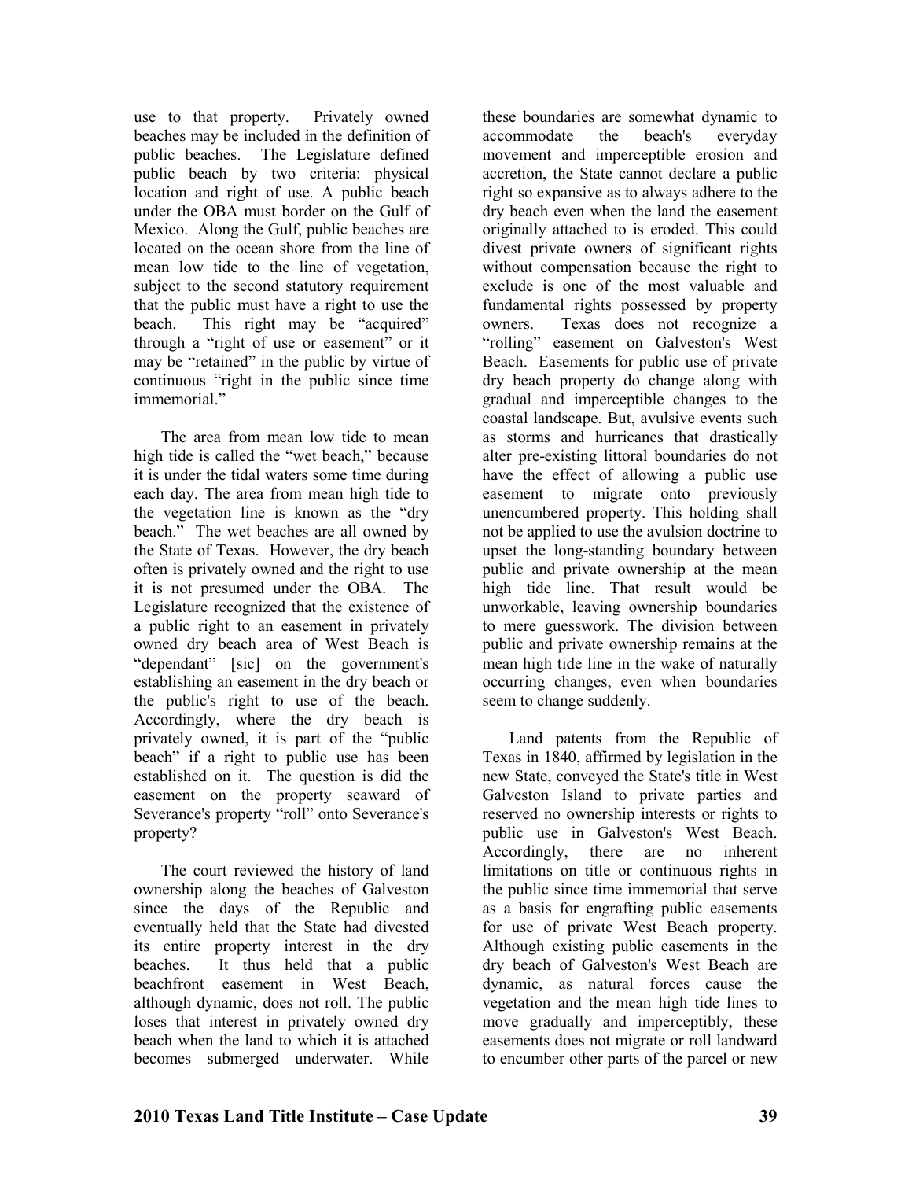use to that property. Privately owned beaches may be included in the definition of public beaches. The Legislature defined public beach by two criteria: physical location and right of use. A public beach under the OBA must border on the Gulf of Mexico. Along the Gulf, public beaches are located on the ocean shore from the line of mean low tide to the line of vegetation, subject to the second statutory requirement that the public must have a right to use the beach. This right may be "acquired" through a "right of use or easement" or it may be "retained" in the public by virtue of continuous "right in the public since time immemorial."

The area from mean low tide to mean high tide is called the "wet beach," because it is under the tidal waters some time during each day. The area from mean high tide to the vegetation line is known as the "dry beach." The wet beaches are all owned by the State of Texas. However, the dry beach often is privately owned and the right to use it is not presumed under the OBA. The Legislature recognized that the existence of a public right to an easement in privately owned dry beach area of West Beach is "dependant" [sic] on the government's establishing an easement in the dry beach or the public's right to use of the beach. Accordingly, where the dry beach is privately owned, it is part of the "public beach" if a right to public use has been established on it. The question is did the easement on the property seaward of Severance's property "roll" onto Severance's property?

The court reviewed the history of land ownership along the beaches of Galveston since the days of the Republic and eventually held that the State had divested its entire property interest in the dry beaches. It thus held that a public beachfront easement in West Beach, although dynamic, does not roll. The public loses that interest in privately owned dry beach when the land to which it is attached becomes submerged underwater. While these boundaries are somewhat dynamic to accommodate the beach's everyday movement and imperceptible erosion and accretion, the State cannot declare a public right so expansive as to always adhere to the dry beach even when the land the easement originally attached to is eroded. This could divest private owners of significant rights without compensation because the right to exclude is one of the most valuable and fundamental rights possessed by property owners. Texas does not recognize a "rolling" easement on Galveston's West Beach. Easements for public use of private dry beach property do change along with gradual and imperceptible changes to the coastal landscape. But, avulsive events such as storms and hurricanes that drastically alter pre-existing littoral boundaries do not have the effect of allowing a public use easement to migrate onto previously unencumbered property. This holding shall not be applied to use the avulsion doctrine to upset the long-standing boundary between public and private ownership at the mean high tide line. That result would be unworkable, leaving ownership boundaries to mere guesswork. The division between public and private ownership remains at the mean high tide line in the wake of naturally occurring changes, even when boundaries seem to change suddenly.

Land patents from the Republic of Texas in 1840, affirmed by legislation in the new State, conveyed the State's title in West Galveston Island to private parties and reserved no ownership interests or rights to public use in Galveston's West Beach. Accordingly, there are no inherent limitations on title or continuous rights in the public since time immemorial that serve as a basis for engrafting public easements for use of private West Beach property. Although existing public easements in the dry beach of Galveston's West Beach are dynamic, as natural forces cause the vegetation and the mean high tide lines to move gradually and imperceptibly, these easements does not migrate or roll landward to encumber other parts of the parcel or new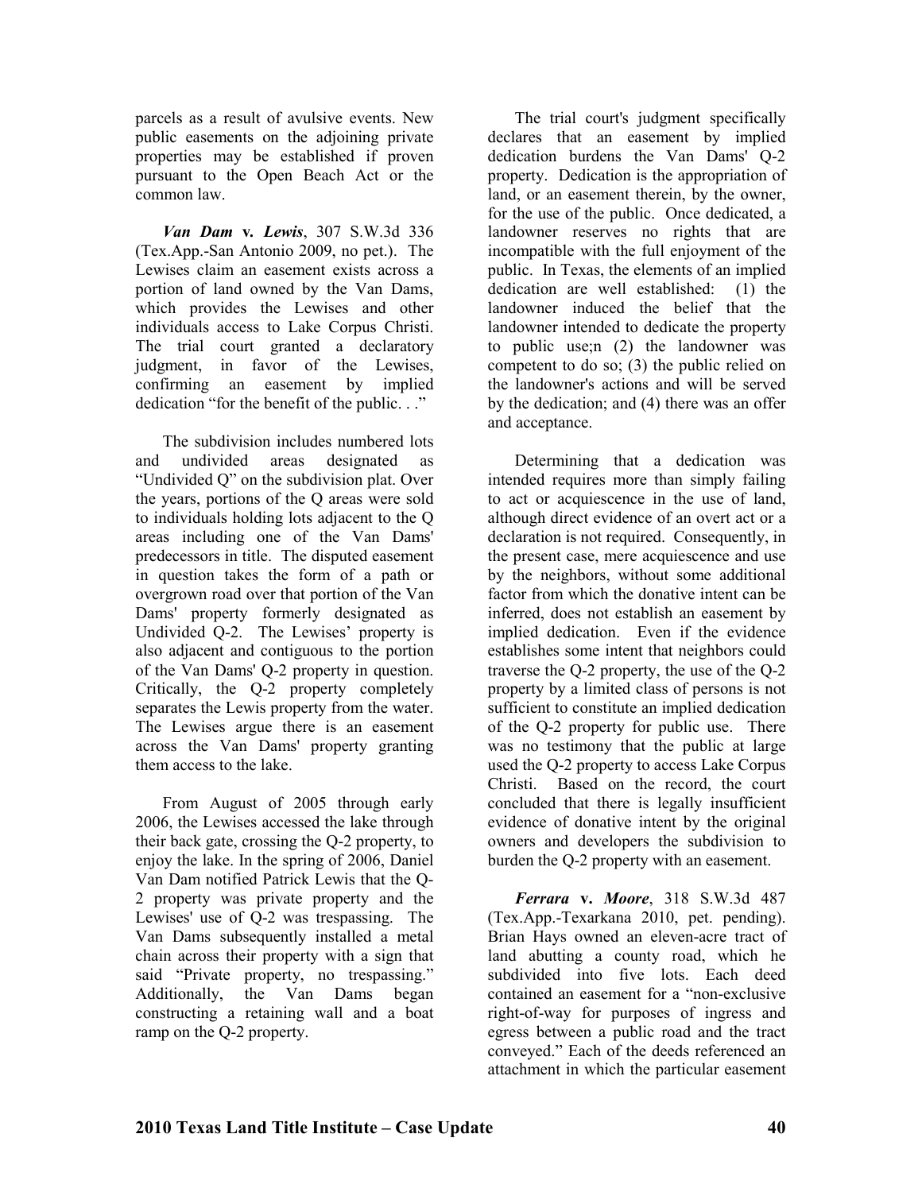parcels as a result of avulsive events. New public easements on the adjoining private properties may be established if proven pursuant to the Open Beach Act or the common law.

***Van Dam* v. *Lewis***, 307 S.W.3d 336 (Tex.App.-San Antonio 2009, no pet.). The Lewises claim an easement exists across a portion of land owned by the Van Dams, which provides the Lewises and other individuals access to Lake Corpus Christi. The trial court granted a declaratory judgment, in favor of the Lewises, confirming an easement by implied dedication "for the benefit of the public. . ."

The subdivision includes numbered lots and undivided areas designated as "Undivided Q" on the subdivision plat. Over the years, portions of the Q areas were sold to individuals holding lots adjacent to the Q areas including one of the Van Dams' predecessors in title. The disputed easement in question takes the form of a path or overgrown road over that portion of the Van Dams' property formerly designated as Undivided Q-2. The Lewises' property is also adjacent and contiguous to the portion of the Van Dams' Q-2 property in question. Critically, the Q-2 property completely separates the Lewis property from the water. The Lewises argue there is an easement across the Van Dams' property granting them access to the lake.

From August of 2005 through early 2006, the Lewises accessed the lake through their back gate, crossing the Q-2 property, to enjoy the lake. In the spring of 2006, Daniel Van Dam notified Patrick Lewis that the Q-2 property was private property and the Lewises' use of Q-2 was trespassing. The Van Dams subsequently installed a metal chain across their property with a sign that said "Private property, no trespassing." Additionally, the Van Dams began constructing a retaining wall and a boat ramp on the Q-2 property.

The trial court's judgment specifically declares that an easement by implied dedication burdens the Van Dams' Q-2 property. Dedication is the appropriation of land, or an easement therein, by the owner, for the use of the public. Once dedicated, a landowner reserves no rights that are incompatible with the full enjoyment of the public. In Texas, the elements of an implied dedication are well established: (1) the landowner induced the belief that the landowner intended to dedicate the property to public use;n (2) the landowner was competent to do so; (3) the public relied on the landowner's actions and will be served by the dedication; and (4) there was an offer and acceptance.

Determining that a dedication was intended requires more than simply failing to act or acquiescence in the use of land, although direct evidence of an overt act or a declaration is not required. Consequently, in the present case, mere acquiescence and use by the neighbors, without some additional factor from which the donative intent can be inferred, does not establish an easement by implied dedication. Even if the evidence establishes some intent that neighbors could traverse the Q-2 property, the use of the Q-2 property by a limited class of persons is not sufficient to constitute an implied dedication of the Q-2 property for public use. There was no testimony that the public at large used the Q-2 property to access Lake Corpus Christi. Based on the record, the court concluded that there is legally insufficient evidence of donative intent by the original owners and developers the subdivision to burden the Q-2 property with an easement.

***Ferrara* v. *Moore***, 318 S.W.3d 487 (Tex.App.-Texarkana 2010, pet. pending). Brian Hays owned an eleven-acre tract of land abutting a county road, which he subdivided into five lots. Each deed contained an easement for a "non-exclusive right-of-way for purposes of ingress and egress between a public road and the tract conveyed." Each of the deeds referenced an attachment in which the particular easement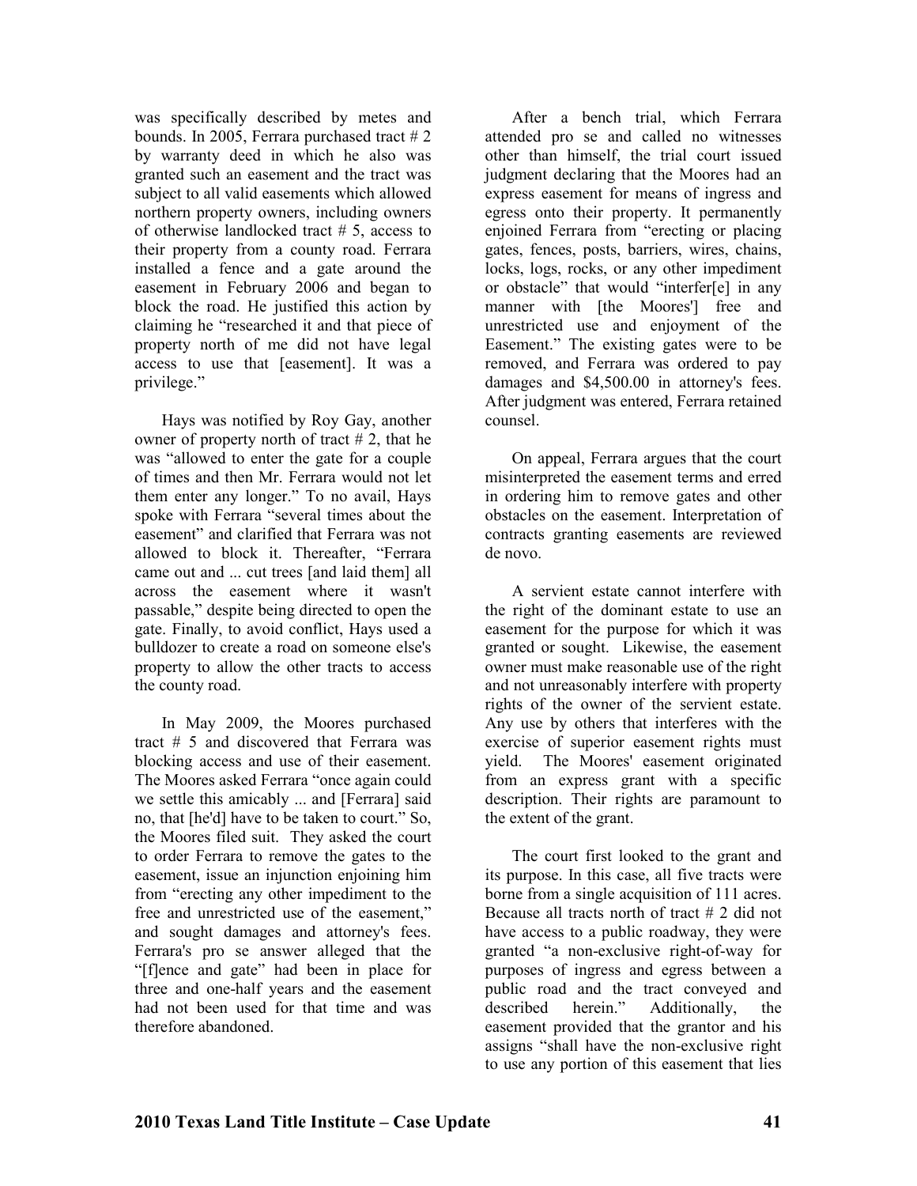was specifically described by metes and bounds. In 2005, Ferrara purchased tract # 2 by warranty deed in which he also was granted such an easement and the tract was subject to all valid easements which allowed northern property owners, including owners of otherwise landlocked tract # 5, access to their property from a county road. Ferrara installed a fence and a gate around the easement in February 2006 and began to block the road. He justified this action by claiming he "researched it and that piece of property north of me did not have legal access to use that [easement]. It was a privilege."

Hays was notified by Roy Gay, another owner of property north of tract # 2, that he was "allowed to enter the gate for a couple of times and then Mr. Ferrara would not let them enter any longer." To no avail, Hays spoke with Ferrara "several times about the easement" and clarified that Ferrara was not allowed to block it. Thereafter, "Ferrara came out and ... cut trees [and laid them] all across the easement where it wasn't passable," despite being directed to open the gate. Finally, to avoid conflict, Hays used a bulldozer to create a road on someone else's property to allow the other tracts to access the county road.

In May 2009, the Moores purchased tract # 5 and discovered that Ferrara was blocking access and use of their easement. The Moores asked Ferrara "once again could we settle this amicably ... and [Ferrara] said no, that [he'd] have to be taken to court." So, the Moores filed suit. They asked the court to order Ferrara to remove the gates to the easement, issue an injunction enjoining him from "erecting any other impediment to the free and unrestricted use of the easement," and sought damages and attorney's fees. Ferrara's pro se answer alleged that the "[f]ence and gate" had been in place for three and one-half years and the easement had not been used for that time and was therefore abandoned.

After a bench trial, which Ferrara attended pro se and called no witnesses other than himself, the trial court issued judgment declaring that the Moores had an express easement for means of ingress and egress onto their property. It permanently enjoined Ferrara from "erecting or placing gates, fences, posts, barriers, wires, chains, locks, logs, rocks, or any other impediment or obstacle" that would "interfer[e] in any manner with [the Moores'] free and unrestricted use and enjoyment of the Easement." The existing gates were to be removed, and Ferrara was ordered to pay damages and $4,500.00 in attorney's fees. After judgment was entered, Ferrara retained counsel.

On appeal, Ferrara argues that the court misinterpreted the easement terms and erred in ordering him to remove gates and other obstacles on the easement. Interpretation of contracts granting easements are reviewed de novo.

A servient estate cannot interfere with the right of the dominant estate to use an easement for the purpose for which it was granted or sought. Likewise, the easement owner must make reasonable use of the right and not unreasonably interfere with property rights of the owner of the servient estate. Any use by others that interferes with the exercise of superior easement rights must yield. The Moores' easement originated from an express grant with a specific description. Their rights are paramount to the extent of the grant.

The court first looked to the grant and its purpose. In this case, all five tracts were borne from a single acquisition of 111 acres. Because all tracts north of tract # 2 did not have access to a public roadway, they were granted "a non-exclusive right-of-way for purposes of ingress and egress between a public road and the tract conveyed and described herein." Additionally, the easement provided that the grantor and his assigns "shall have the non-exclusive right to use any portion of this easement that lies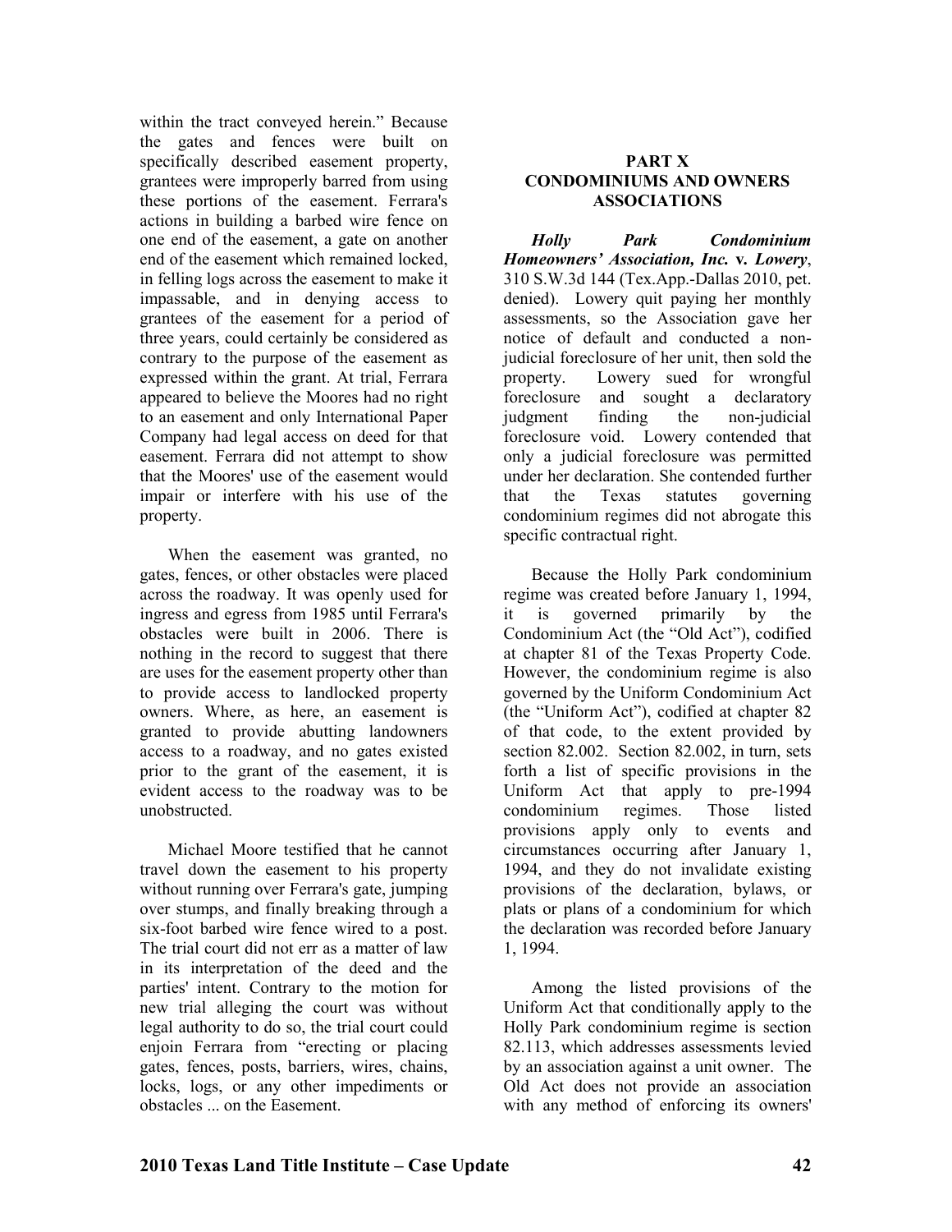within the tract conveyed herein." Because the gates and fences were built on specifically described easement property, grantees were improperly barred from using these portions of the easement. Ferrara's actions in building a barbed wire fence on one end of the easement, a gate on another end of the easement which remained locked, in felling logs across the easement to make it impassable, and in denying access to grantees of the easement for a period of three years, could certainly be considered as contrary to the purpose of the easement as expressed within the grant. At trial, Ferrara appeared to believe the Moores had no right to an easement and only International Paper Company had legal access on deed for that easement. Ferrara did not attempt to show that the Moores' use of the easement would impair or interfere with his use of the property.

When the easement was granted, no gates, fences, or other obstacles were placed across the roadway. It was openly used for ingress and egress from 1985 until Ferrara's obstacles were built in 2006. There is nothing in the record to suggest that there are uses for the easement property other than to provide access to landlocked property owners. Where, as here, an easement is granted to provide abutting landowners access to a roadway, and no gates existed prior to the grant of the easement, it is evident access to the roadway was to be unobstructed.

Michael Moore testified that he cannot travel down the easement to his property without running over Ferrara's gate, jumping over stumps, and finally breaking through a six-foot barbed wire fence wired to a post. The trial court did not err as a matter of law in its interpretation of the deed and the parties' intent. Contrary to the motion for new trial alleging the court was without legal authority to do so, the trial court could enjoin Ferrara from "erecting or placing gates, fences, posts, barriers, wires, chains, locks, logs, or any other impediments or obstacles ... on the Easement.

## PART X CONDOMINIUMS AND OWNERS ASSOCIATIONS

***Holly Park Condominium Homeowners' Association, Inc. v. Lowery***, 310 S.W.3d 144 (Tex.App.-Dallas 2010, pet. denied). Lowery quit paying her monthly assessments, so the Association gave her notice of default and conducted a non-judicial foreclosure of her unit, then sold the property. Lowery sued for wrongful foreclosure and sought a declaratory judgment finding the non-judicial foreclosure void. Lowery contended that only a judicial foreclosure was permitted under her declaration. She contended further that the Texas statutes governing condominium regimes did not abrogate this specific contractual right.

Because the Holly Park condominium regime was created before January 1, 1994, it is governed primarily by the Condominium Act (the "Old Act"), codified at chapter 81 of the Texas Property Code. However, the condominium regime is also governed by the Uniform Condominium Act (the "Uniform Act"), codified at chapter 82 of that code, to the extent provided by section 82.002. Section 82.002, in turn, sets forth a list of specific provisions in the Uniform Act that apply to pre-1994 condominium regimes. Those listed provisions apply only to events and circumstances occurring after January 1, 1994, and they do not invalidate existing provisions of the declaration, bylaws, or plats or plans of a condominium for which the declaration was recorded before January 1, 1994.

Among the listed provisions of the Uniform Act that conditionally apply to the Holly Park condominium regime is section 82.113, which addresses assessments levied by an association against a unit owner. The Old Act does not provide an association with any method of enforcing its owners'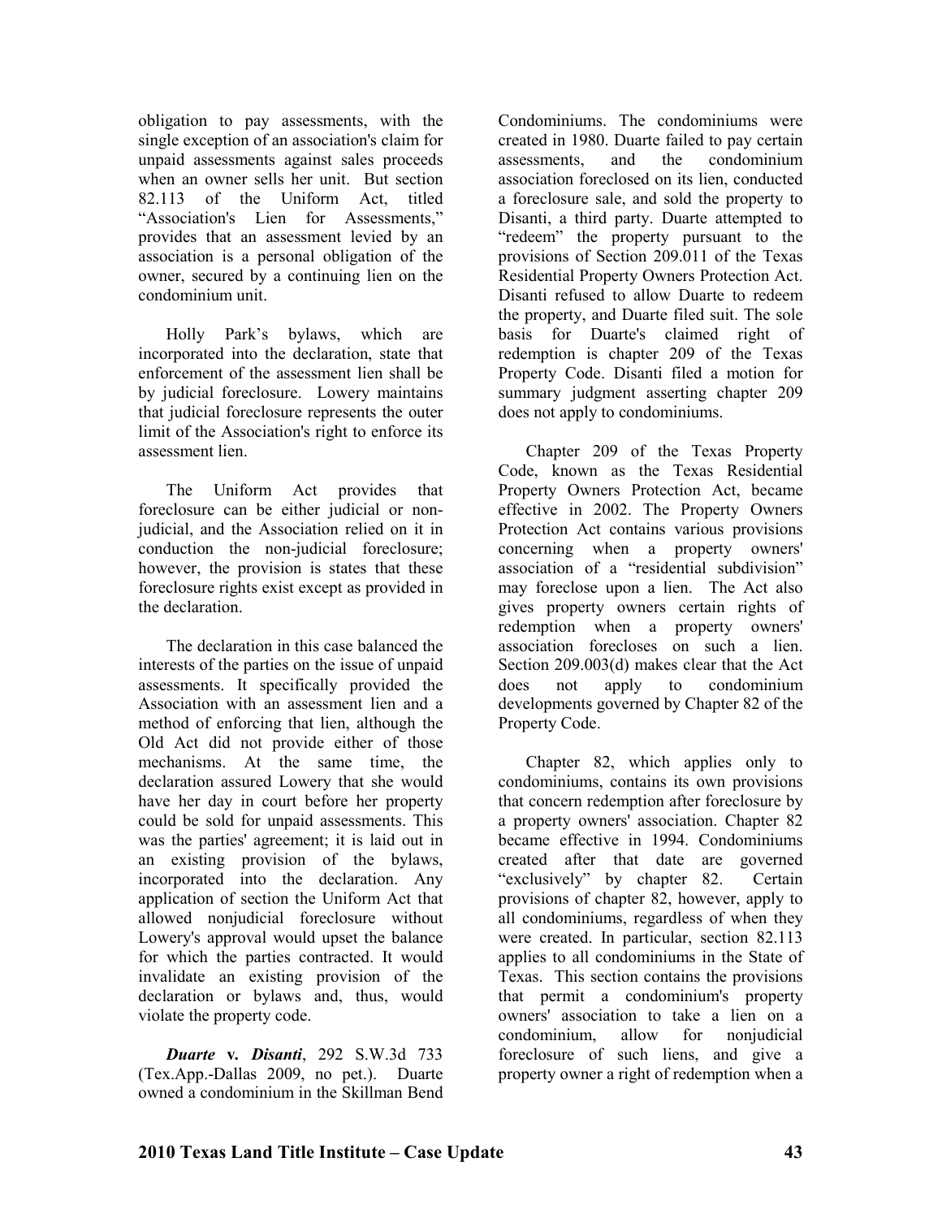obligation to pay assessments, with the single exception of an association's claim for unpaid assessments against sales proceeds when an owner sells her unit. But section 82.113 of the Uniform Act, titled “Association's Lien for Assessments,” provides that an assessment levied by an association is a personal obligation of the owner, secured by a continuing lien on the condominium unit.

Holly Park’s bylaws, which are incorporated into the declaration, state that enforcement of the assessment lien shall be by judicial foreclosure. Lowery maintains that judicial foreclosure represents the outer limit of the Association's right to enforce its assessment lien.

The Uniform Act provides that foreclosure can be either judicial or non-judicial, and the Association relied on it in conduction the non-judicial foreclosure; however, the provision is states that these foreclosure rights exist except as provided in the declaration.

The declaration in this case balanced the interests of the parties on the issue of unpaid assessments. It specifically provided the Association with an assessment lien and a method of enforcing that lien, although the Old Act did not provide either of those mechanisms. At the same time, the declaration assured Lowery that she would have her day in court before her property could be sold for unpaid assessments. This was the parties' agreement; it is laid out in an existing provision of the bylaws, incorporated into the declaration. Any application of section the Uniform Act that allowed nonjudicial foreclosure without Lowery's approval would upset the balance for which the parties contracted. It would invalidate an existing provision of the declaration or bylaws and, thus, would violate the property code.

***Duarte* v. *Disanti***, 292 S.W.3d 733 (Tex.App.-Dallas 2009, no pet.). Duarte owned a condominium in the Skillman Bend Condominiums. The condominiums were created in 1980. Duarte failed to pay certain assessments, and the condominium association foreclosed on its lien, conducted a foreclosure sale, and sold the property to Disanti, a third party. Duarte attempted to “redeem” the property pursuant to the provisions of Section 209.011 of the Texas Residential Property Owners Protection Act. Disanti refused to allow Duarte to redeem the property, and Duarte filed suit. The sole basis for Duarte's claimed right of redemption is chapter 209 of the Texas Property Code. Disanti filed a motion for summary judgment asserting chapter 209 does not apply to condominiums.

Chapter 209 of the Texas Property Code, known as the Texas Residential Property Owners Protection Act, became effective in 2002. The Property Owners Protection Act contains various provisions concerning when a property owners' association of a “residential subdivision” may foreclose upon a lien. The Act also gives property owners certain rights of redemption when a property owners' association forecloses on such a lien. Section 209.003(d) makes clear that the Act does not apply to condominium developments governed by Chapter 82 of the Property Code.

Chapter 82, which applies only to condominiums, contains its own provisions that concern redemption after foreclosure by a property owners' association. Chapter 82 became effective in 1994. Condominiums created after that date are governed “exclusively” by chapter 82. Certain provisions of chapter 82, however, apply to all condominiums, regardless of when they were created. In particular, section 82.113 applies to all condominiums in the State of Texas. This section contains the provisions that permit a condominium's property owners' association to take a lien on a condominium, allow for nonjudicial foreclosure of such liens, and give a property owner a right of redemption when a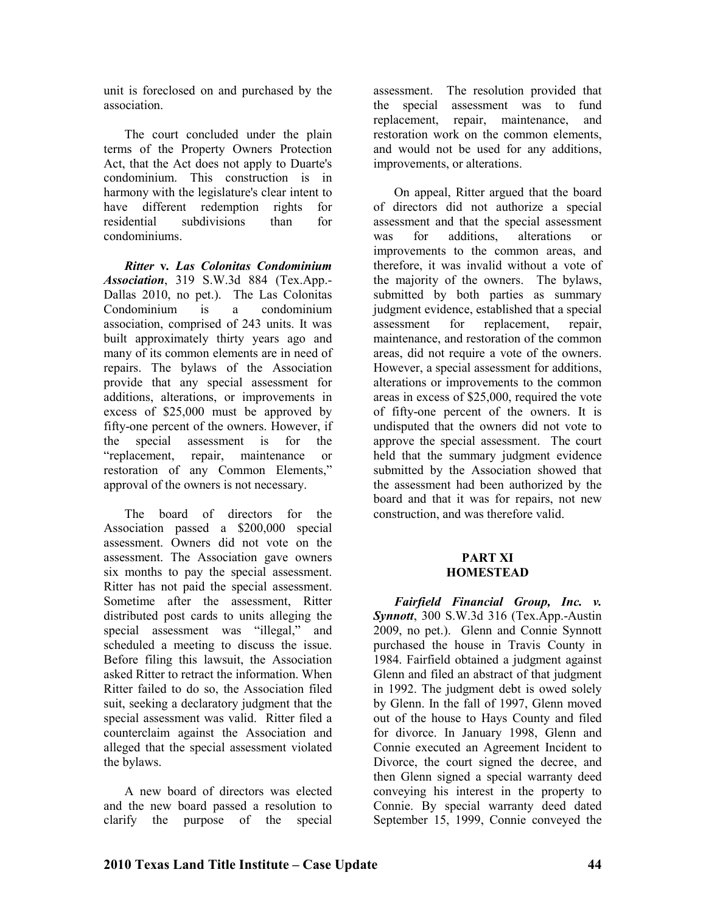unit is foreclosed on and purchased by the association.

The court concluded under the plain terms of the Property Owners Protection Act, that the Act does not apply to Duarte's condominium. This construction is in harmony with the legislature's clear intent to have different redemption rights for residential subdivisions than for condominiums.

***Ritter* v. *Las Colonitas Condominium Association***, 319 S.W.3d 884 (Tex.App.-Dallas 2010, no pet.). The Las Colonitas Condominium is a condominium association, comprised of 243 units. It was built approximately thirty years ago and many of its common elements are in need of repairs. The bylaws of the Association provide that any special assessment for additions, alterations, or improvements in excess of $25,000 must be approved by fifty-one percent of the owners. However, if the special assessment is for the "replacement, repair, maintenance or restoration of any Common Elements," approval of the owners is not necessary.

The board of directors for the Association passed a $200,000 special assessment. Owners did not vote on the assessment. The Association gave owners six months to pay the special assessment. Ritter has not paid the special assessment. Sometime after the assessment, Ritter distributed post cards to units alleging the special assessment was "illegal," and scheduled a meeting to discuss the issue. Before filing this lawsuit, the Association asked Ritter to retract the information. When Ritter failed to do so, the Association filed suit, seeking a declaratory judgment that the special assessment was valid. Ritter filed a counterclaim against the Association and alleged that the special assessment violated the bylaws.

A new board of directors was elected and the new board passed a resolution to clarify the purpose of the special assessment. The resolution provided that the special assessment was to fund replacement, repair, maintenance, and restoration work on the common elements, and would not be used for any additions, improvements, or alterations.

On appeal, Ritter argued that the board of directors did not authorize a special assessment and that the special assessment was for additions, alterations or improvements to the common areas, and therefore, it was invalid without a vote of the majority of the owners. The bylaws, submitted by both parties as summary judgment evidence, established that a special assessment for replacement, repair, maintenance, and restoration of the common areas, did not require a vote of the owners. However, a special assessment for additions, alterations or improvements to the common areas in excess of $25,000, required the vote of fifty-one percent of the owners. It is undisputed that the owners did not vote to approve the special assessment. The court held that the summary judgment evidence submitted by the Association showed that the assessment had been authorized by the board and that it was for repairs, not new construction, and was therefore valid.

## PART XI
## HOMESTEAD

***Fairfield Financial Group, Inc. v. Synnott***, 300 S.W.3d 316 (Tex.App.-Austin 2009, no pet.). Glenn and Connie Synnott purchased the house in Travis County in 1984. Fairfield obtained a judgment against Glenn and filed an abstract of that judgment in 1992. The judgment debt is owed solely by Glenn. In the fall of 1997, Glenn moved out of the house to Hays County and filed for divorce. In January 1998, Glenn and Connie executed an Agreement Incident to Divorce, the court signed the decree, and then Glenn signed a special warranty deed conveying his interest in the property to Connie. By special warranty deed dated September 15, 1999, Connie conveyed the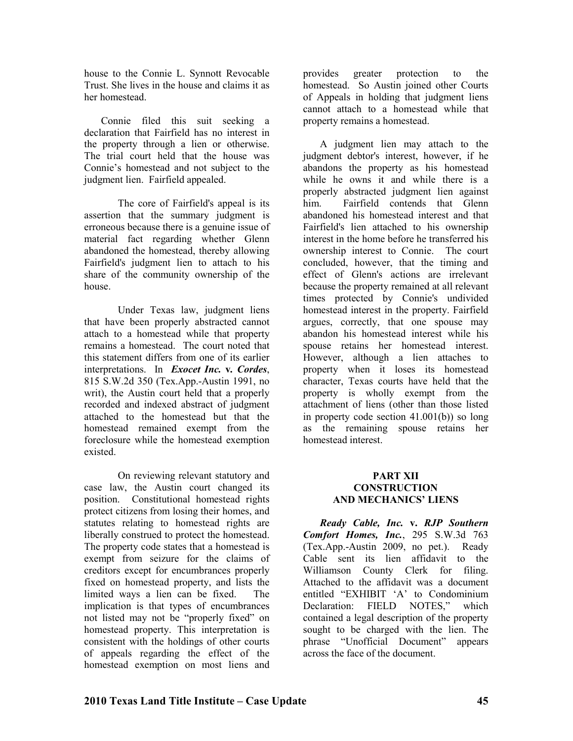house to the Connie L. Synnott Revocable Trust. She lives in the house and claims it as her homestead.

Connie filed this suit seeking a declaration that Fairfield has no interest in the property through a lien or otherwise. The trial court held that the house was Connie's homestead and not subject to the judgment lien. Fairfield appealed.

The core of Fairfield's appeal is its assertion that the summary judgment is erroneous because there is a genuine issue of material fact regarding whether Glenn abandoned the homestead, thereby allowing Fairfield's judgment lien to attach to his share of the community ownership of the house.

Under Texas law, judgment liens that have been properly abstracted cannot attach to a homestead while that property remains a homestead. The court noted that this statement differs from one of its earlier interpretations. In ***Exocet Inc.* v. *Cordes***, 815 S.W.2d 350 (Tex.App.-Austin 1991, no writ), the Austin court held that a properly recorded and indexed abstract of judgment attached to the homestead but that the homestead remained exempt from the foreclosure while the homestead exemption existed.

On reviewing relevant statutory and case law, the Austin court changed its position. Constitutional homestead rights protect citizens from losing their homes, and statutes relating to homestead rights are liberally construed to protect the homestead. The property code states that a homestead is exempt from seizure for the claims of creditors except for encumbrances properly fixed on homestead property, and lists the limited ways a lien can be fixed. The implication is that types of encumbrances not listed may not be "properly fixed" on homestead property. This interpretation is consistent with the holdings of other courts of appeals regarding the effect of the homestead exemption on most liens and provides greater protection to the homestead. So Austin joined other Courts of Appeals in holding that judgment liens cannot attach to a homestead while that property remains a homestead.

A judgment lien may attach to the judgment debtor's interest, however, if he abandons the property as his homestead while he owns it and while there is a properly abstracted judgment lien against him. Fairfield contends that Glenn abandoned his homestead interest and that Fairfield's lien attached to his ownership interest in the home before he transferred his ownership interest to Connie. The court concluded, however, that the timing and effect of Glenn's actions are irrelevant because the property remained at all relevant times protected by Connie's undivided homestead interest in the property. Fairfield argues, correctly, that one spouse may abandon his homestead interest while his spouse retains her homestead interest. However, although a lien attaches to property when it loses its homestead character, Texas courts have held that the property is wholly exempt from the attachment of liens (other than those listed in property code section 41.001(b)) so long as the remaining spouse retains her homestead interest.

## PART XII CONSTRUCTION AND MECHANICS' LIENS

***Ready Cable, Inc.* v. *RJP Southern Comfort Homes, Inc.***, 295 S.W.3d 763 (Tex.App.-Austin 2009, no pet.). Ready Cable sent its lien affidavit to the Williamson County Clerk for filing. Attached to the affidavit was a document entitled "EXHIBIT 'A' to Condominium Declaration: FIELD NOTES," which contained a legal description of the property sought to be charged with the lien. The phrase "Unofficial Document" appears across the face of the document.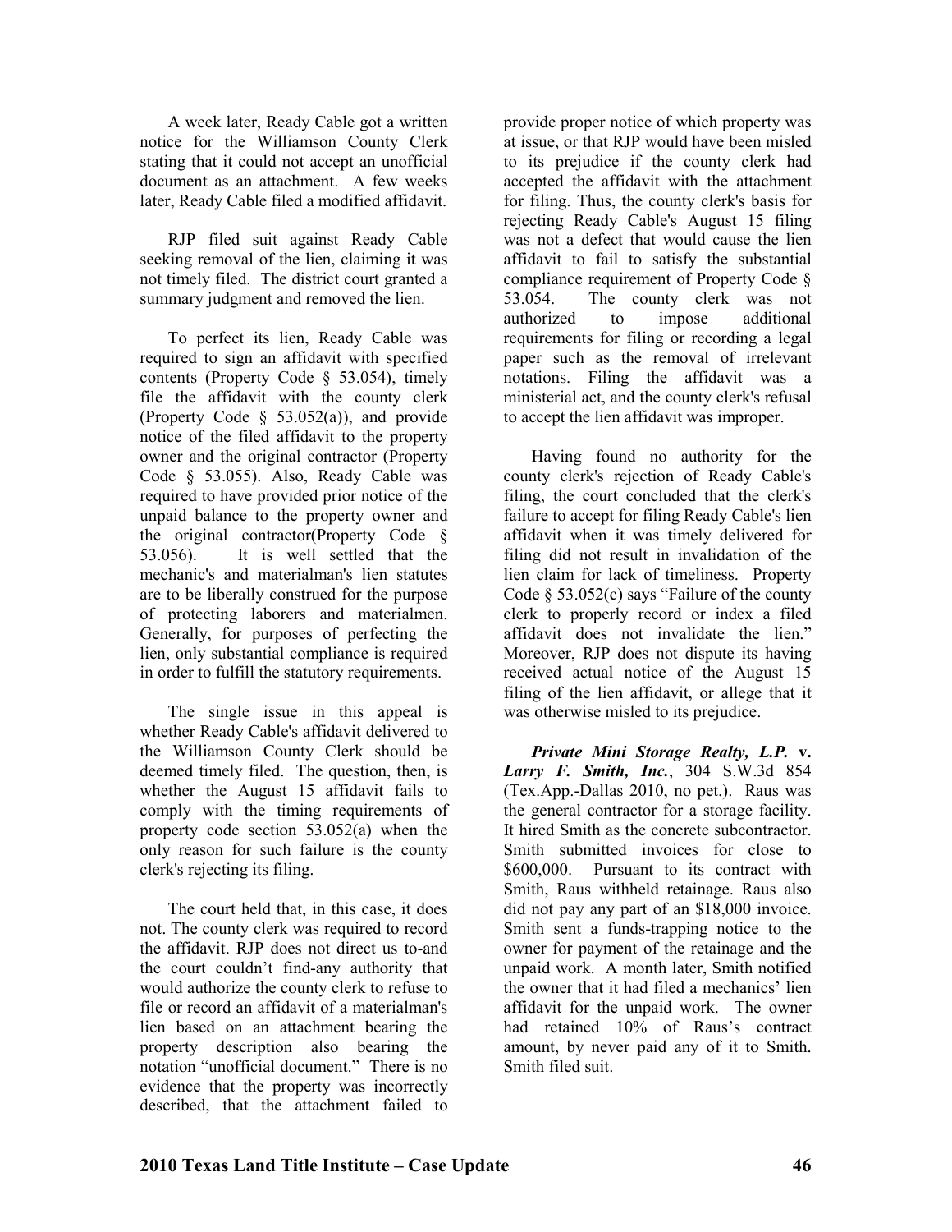A week later, Ready Cable got a written notice for the Williamson County Clerk stating that it could not accept an unofficial document as an attachment. A few weeks later, Ready Cable filed a modified affidavit.

RJP filed suit against Ready Cable seeking removal of the lien, claiming it was not timely filed. The district court granted a summary judgment and removed the lien.

To perfect its lien, Ready Cable was required to sign an affidavit with specified contents (Property Code § 53.054), timely file the affidavit with the county clerk (Property Code § 53.052(a)), and provide notice of the filed affidavit to the property owner and the original contractor (Property Code § 53.055). Also, Ready Cable was required to have provided prior notice of the unpaid balance to the property owner and the original contractor(Property Code § 53.056). It is well settled that the mechanic's and materialman's lien statutes are to be liberally construed for the purpose of protecting laborers and materialmen. Generally, for purposes of perfecting the lien, only substantial compliance is required in order to fulfill the statutory requirements.

The single issue in this appeal is whether Ready Cable's affidavit delivered to the Williamson County Clerk should be deemed timely filed. The question, then, is whether the August 15 affidavit fails to comply with the timing requirements of property code section 53.052(a) when the only reason for such failure is the county clerk's rejecting its filing.

The court held that, in this case, it does not. The county clerk was required to record the affidavit. RJP does not direct us to-and the court couldn't find-any authority that would authorize the county clerk to refuse to file or record an affidavit of a materialman's lien based on an attachment bearing the property description also bearing the notation "unofficial document." There is no evidence that the property was incorrectly described, that the attachment failed to provide proper notice of which property was at issue, or that RJP would have been misled to its prejudice if the county clerk had accepted the affidavit with the attachment for filing. Thus, the county clerk's basis for rejecting Ready Cable's August 15 filing was not a defect that would cause the lien affidavit to fail to satisfy the substantial compliance requirement of Property Code § 53.054. The county clerk was not authorized to impose additional requirements for filing or recording a legal paper such as the removal of irrelevant notations. Filing the affidavit was a ministerial act, and the county clerk's refusal to accept the lien affidavit was improper.

Having found no authority for the county clerk's rejection of Ready Cable's filing, the court concluded that the clerk's failure to accept for filing Ready Cable's lien affidavit when it was timely delivered for filing did not result in invalidation of the lien claim for lack of timeliness. Property Code § 53.052(c) says "Failure of the county clerk to properly record or index a filed affidavit does not invalidate the lien." Moreover, RJP does not dispute its having received actual notice of the August 15 filing of the lien affidavit, or allege that it was otherwise misled to its prejudice.

***Private Mini Storage Realty, L.P.* v. *Larry F. Smith, Inc.***, 304 S.W.3d 854 (Tex.App.-Dallas 2010, no pet.). Raus was the general contractor for a storage facility. It hired Smith as the concrete subcontractor. Smith submitted invoices for close to $600,000. Pursuant to its contract with Smith, Raus withheld retainage. Raus also did not pay any part of an $18,000 invoice. Smith sent a funds-trapping notice to the owner for payment of the retainage and the unpaid work. A month later, Smith notified the owner that it had filed a mechanics' lien affidavit for the unpaid work. The owner had retained 10% of Raus's contract amount, by never paid any of it to Smith. Smith filed suit.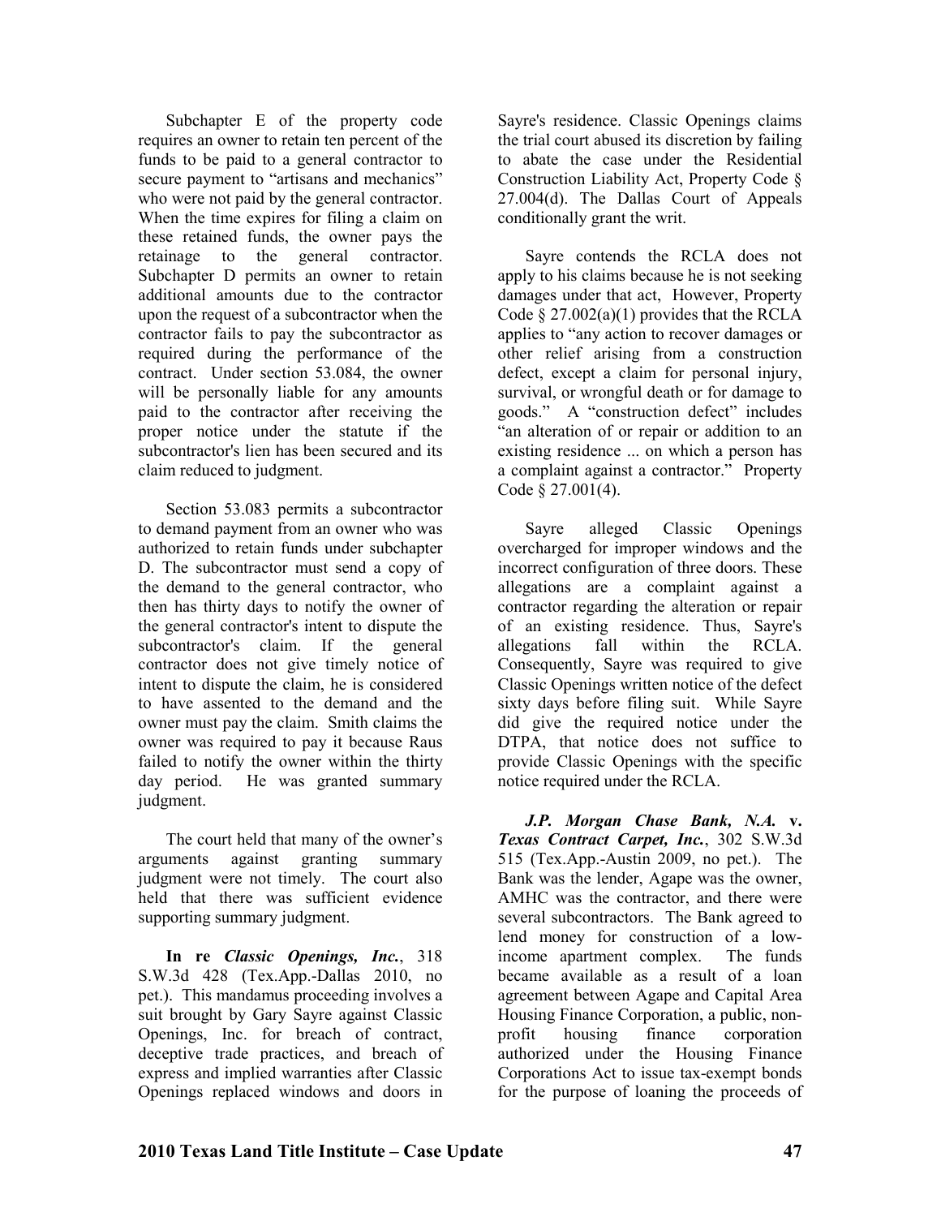Subchapter E of the property code requires an owner to retain ten percent of the funds to be paid to a general contractor to secure payment to "artisans and mechanics" who were not paid by the general contractor. When the time expires for filing a claim on these retained funds, the owner pays the retainage to the general contractor. Subchapter D permits an owner to retain additional amounts due to the contractor upon the request of a subcontractor when the contractor fails to pay the subcontractor as required during the performance of the contract. Under section 53.084, the owner will be personally liable for any amounts paid to the contractor after receiving the proper notice under the statute if the subcontractor's lien has been secured and its claim reduced to judgment.

Section 53.083 permits a subcontractor to demand payment from an owner who was authorized to retain funds under subchapter D. The subcontractor must send a copy of the demand to the general contractor, who then has thirty days to notify the owner of the general contractor's intent to dispute the subcontractor's claim. If the general contractor does not give timely notice of intent to dispute the claim, he is considered to have assented to the demand and the owner must pay the claim. Smith claims the owner was required to pay it because Raus failed to notify the owner within the thirty day period. He was granted summary judgment.

The court held that many of the owner's arguments against granting summary judgment were not timely. The court also held that there was sufficient evidence supporting summary judgment.

**In re *Classic Openings, Inc.***, 318 S.W.3d 428 (Tex.App.-Dallas 2010, no pet.). This mandamus proceeding involves a suit brought by Gary Sayre against Classic Openings, Inc. for breach of contract, deceptive trade practices, and breach of express and implied warranties after Classic Openings replaced windows and doors in Sayre's residence. Classic Openings claims the trial court abused its discretion by failing to abate the case under the Residential Construction Liability Act, Property Code § 27.004(d). The Dallas Court of Appeals conditionally grant the writ.

Sayre contends the RCLA does not apply to his claims because he is not seeking damages under that act, However, Property Code § 27.002(a)(1) provides that the RCLA applies to "any action to recover damages or other relief arising from a construction defect, except a claim for personal injury, survival, or wrongful death or for damage to goods." A "construction defect" includes "an alteration of or repair or addition to an existing residence ... on which a person has a complaint against a contractor." Property Code § 27.001(4).

Sayre alleged Classic Openings overcharged for improper windows and the incorrect configuration of three doors. These allegations are a complaint against a contractor regarding the alteration or repair of an existing residence. Thus, Sayre's allegations fall within the RCLA. Consequently, Sayre was required to give Classic Openings written notice of the defect sixty days before filing suit. While Sayre did give the required notice under the DTPA, that notice does not suffice to provide Classic Openings with the specific notice required under the RCLA.

***J.P. Morgan Chase Bank, N.A.* v. *Texas Contract Carpet, Inc.***, 302 S.W.3d 515 (Tex.App.-Austin 2009, no pet.). The Bank was the lender, Agape was the owner, AMHC was the contractor, and there were several subcontractors. The Bank agreed to lend money for construction of a low-income apartment complex. The funds became available as a result of a loan agreement between Agape and Capital Area Housing Finance Corporation, a public, non-profit housing finance corporation authorized under the Housing Finance Corporations Act to issue tax-exempt bonds for the purpose of loaning the proceeds of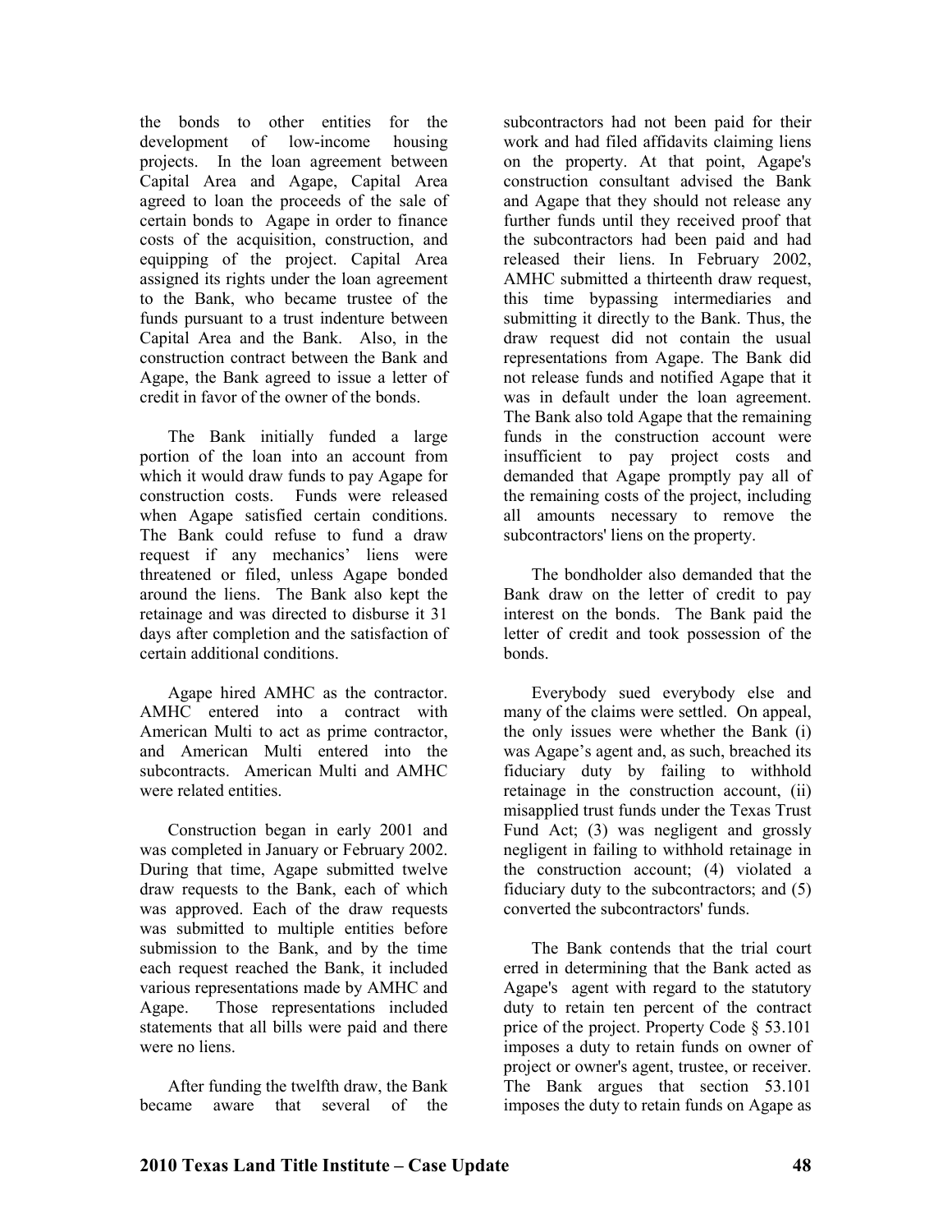the bonds to other entities for the development of low-income housing projects. In the loan agreement between Capital Area and Agape, Capital Area agreed to loan the proceeds of the sale of certain bonds to Agape in order to finance costs of the acquisition, construction, and equipping of the project. Capital Area assigned its rights under the loan agreement to the Bank, who became trustee of the funds pursuant to a trust indenture between Capital Area and the Bank. Also, in the construction contract between the Bank and Agape, the Bank agreed to issue a letter of credit in favor of the owner of the bonds.

The Bank initially funded a large portion of the loan into an account from which it would draw funds to pay Agape for construction costs. Funds were released when Agape satisfied certain conditions. The Bank could refuse to fund a draw request if any mechanics' liens were threatened or filed, unless Agape bonded around the liens. The Bank also kept the retainage and was directed to disburse it 31 days after completion and the satisfaction of certain additional conditions.

Agape hired AMHC as the contractor. AMHC entered into a contract with American Multi to act as prime contractor, and American Multi entered into the subcontracts. American Multi and AMHC were related entities.

Construction began in early 2001 and was completed in January or February 2002. During that time, Agape submitted twelve draw requests to the Bank, each of which was approved. Each of the draw requests was submitted to multiple entities before submission to the Bank, and by the time each request reached the Bank, it included various representations made by AMHC and Agape. Those representations included statements that all bills were paid and there were no liens.

After funding the twelfth draw, the Bank became aware that several of the subcontractors had not been paid for their work and had filed affidavits claiming liens on the property. At that point, Agape's construction consultant advised the Bank and Agape that they should not release any further funds until they received proof that the subcontractors had been paid and had released their liens. In February 2002, AMHC submitted a thirteenth draw request, this time bypassing intermediaries and submitting it directly to the Bank. Thus, the draw request did not contain the usual representations from Agape. The Bank did not release funds and notified Agape that it was in default under the loan agreement. The Bank also told Agape that the remaining funds in the construction account were insufficient to pay project costs and demanded that Agape promptly pay all of the remaining costs of the project, including all amounts necessary to remove the subcontractors' liens on the property.

The bondholder also demanded that the Bank draw on the letter of credit to pay interest on the bonds. The Bank paid the letter of credit and took possession of the bonds.

Everybody sued everybody else and many of the claims were settled. On appeal, the only issues were whether the Bank (i) was Agape's agent and, as such, breached its fiduciary duty by failing to withhold retainage in the construction account, (ii) misapplied trust funds under the Texas Trust Fund Act; (3) was negligent and grossly negligent in failing to withhold retainage in the construction account; (4) violated a fiduciary duty to the subcontractors; and (5) converted the subcontractors' funds.

The Bank contends that the trial court erred in determining that the Bank acted as Agape's agent with regard to the statutory duty to retain ten percent of the contract price of the project. Property Code § 53.101 imposes a duty to retain funds on owner of project or owner's agent, trustee, or receiver. The Bank argues that section 53.101 imposes the duty to retain funds on Agape as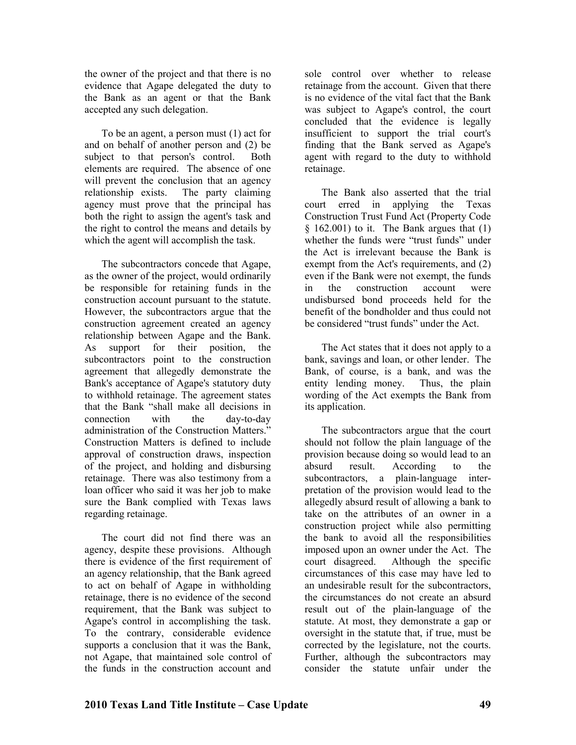the owner of the project and that there is no evidence that Agape delegated the duty to the Bank as an agent or that the Bank accepted any such delegation.

To be an agent, a person must (1) act for and on behalf of another person and (2) be subject to that person's control. Both elements are required. The absence of one will prevent the conclusion that an agency relationship exists. The party claiming agency must prove that the principal has both the right to assign the agent's task and the right to control the means and details by which the agent will accomplish the task.

The subcontractors concede that Agape, as the owner of the project, would ordinarily be responsible for retaining funds in the construction account pursuant to the statute. However, the subcontractors argue that the construction agreement created an agency relationship between Agape and the Bank. As support for their position, the subcontractors point to the construction agreement that allegedly demonstrate the Bank's acceptance of Agape's statutory duty to withhold retainage. The agreement states that the Bank "shall make all decisions in connection with the day-to-day administration of the Construction Matters." Construction Matters is defined to include approval of construction draws, inspection of the project, and holding and disbursing retainage. There was also testimony from a loan officer who said it was her job to make sure the Bank complied with Texas laws regarding retainage.

The court did not find there was an agency, despite these provisions. Although there is evidence of the first requirement of an agency relationship, that the Bank agreed to act on behalf of Agape in withholding retainage, there is no evidence of the second requirement, that the Bank was subject to Agape's control in accomplishing the task. To the contrary, considerable evidence supports a conclusion that it was the Bank, not Agape, that maintained sole control of the funds in the construction account and sole control over whether to release retainage from the account. Given that there is no evidence of the vital fact that the Bank was subject to Agape's control, the court concluded that the evidence is legally insufficient to support the trial court's finding that the Bank served as Agape's agent with regard to the duty to withhold retainage.

The Bank also asserted that the trial court erred in applying the Texas Construction Trust Fund Act (Property Code § 162.001) to it. The Bank argues that (1) whether the funds were "trust funds" under the Act is irrelevant because the Bank is exempt from the Act's requirements, and (2) even if the Bank were not exempt, the funds in the construction account were undisbursed bond proceeds held for the benefit of the bondholder and thus could not be considered "trust funds" under the Act.

The Act states that it does not apply to a bank, savings and loan, or other lender. The Bank, of course, is a bank, and was the entity lending money. Thus, the plain wording of the Act exempts the Bank from its application.

The subcontractors argue that the court should not follow the plain language of the provision because doing so would lead to an absurd result. According to the subcontractors, a plain-language interpretation of the provision would lead to the allegedly absurd result of allowing a bank to take on the attributes of an owner in a construction project while also permitting the bank to avoid all the responsibilities imposed upon an owner under the Act. The court disagreed. Although the specific circumstances of this case may have led to an undesirable result for the subcontractors, the circumstances do not create an absurd result out of the plain-language of the statute. At most, they demonstrate a gap or oversight in the statute that, if true, must be corrected by the legislature, not the courts. Further, although the subcontractors may consider the statute unfair under the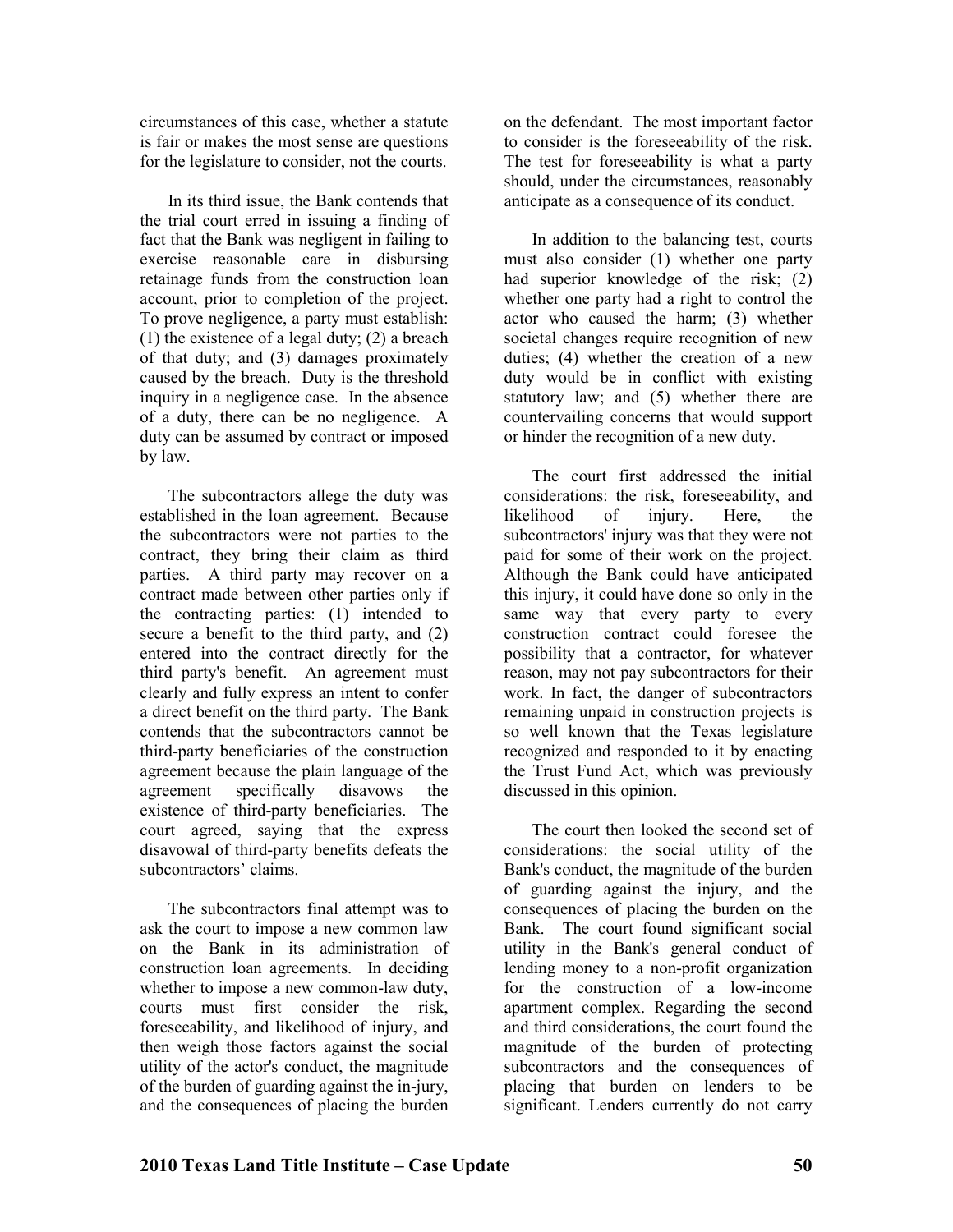circumstances of this case, whether a statute is fair or makes the most sense are questions for the legislature to consider, not the courts.

In its third issue, the Bank contends that the trial court erred in issuing a finding of fact that the Bank was negligent in failing to exercise reasonable care in disbursing retainage funds from the construction loan account, prior to completion of the project. To prove negligence, a party must establish: (1) the existence of a legal duty; (2) a breach of that duty; and (3) damages proximately caused by the breach. Duty is the threshold inquiry in a negligence case. In the absence of a duty, there can be no negligence. A duty can be assumed by contract or imposed by law.

The subcontractors allege the duty was established in the loan agreement. Because the subcontractors were not parties to the contract, they bring their claim as third parties. A third party may recover on a contract made between other parties only if the contracting parties: (1) intended to secure a benefit to the third party, and (2) entered into the contract directly for the third party's benefit. An agreement must clearly and fully express an intent to confer a direct benefit on the third party. The Bank contends that the subcontractors cannot be third-party beneficiaries of the construction agreement because the plain language of the agreement specifically disavows the existence of third-party beneficiaries. The court agreed, saying that the express disavowal of third-party benefits defeats the subcontractors' claims.

The subcontractors final attempt was to ask the court to impose a new common law on the Bank in its administration of construction loan agreements. In deciding whether to impose a new common-law duty, courts must first consider the risk, foreseeability, and likelihood of injury, and then weigh those factors against the social utility of the actor's conduct, the magnitude of the burden of guarding against the in-jury, and the consequences of placing the burden on the defendant. The most important factor to consider is the foreseeability of the risk. The test for foreseeability is what a party should, under the circumstances, reasonably anticipate as a consequence of its conduct.

In addition to the balancing test, courts must also consider (1) whether one party had superior knowledge of the risk; (2) whether one party had a right to control the actor who caused the harm; (3) whether societal changes require recognition of new duties; (4) whether the creation of a new duty would be in conflict with existing statutory law; and (5) whether there are countervailing concerns that would support or hinder the recognition of a new duty.

The court first addressed the initial considerations: the risk, foreseeability, and likelihood of injury. Here, the subcontractors' injury was that they were not paid for some of their work on the project. Although the Bank could have anticipated this injury, it could have done so only in the same way that every party to every construction contract could foresee the possibility that a contractor, for whatever reason, may not pay subcontractors for their work. In fact, the danger of subcontractors remaining unpaid in construction projects is so well known that the Texas legislature recognized and responded to it by enacting the Trust Fund Act, which was previously discussed in this opinion.

The court then looked the second set of considerations: the social utility of the Bank's conduct, the magnitude of the burden of guarding against the injury, and the consequences of placing the burden on the Bank. The court found significant social utility in the Bank's general conduct of lending money to a non-profit organization for the construction of a low-income apartment complex. Regarding the second and third considerations, the court found the magnitude of the burden of protecting subcontractors and the consequences of placing that burden on lenders to be significant. Lenders currently do not carry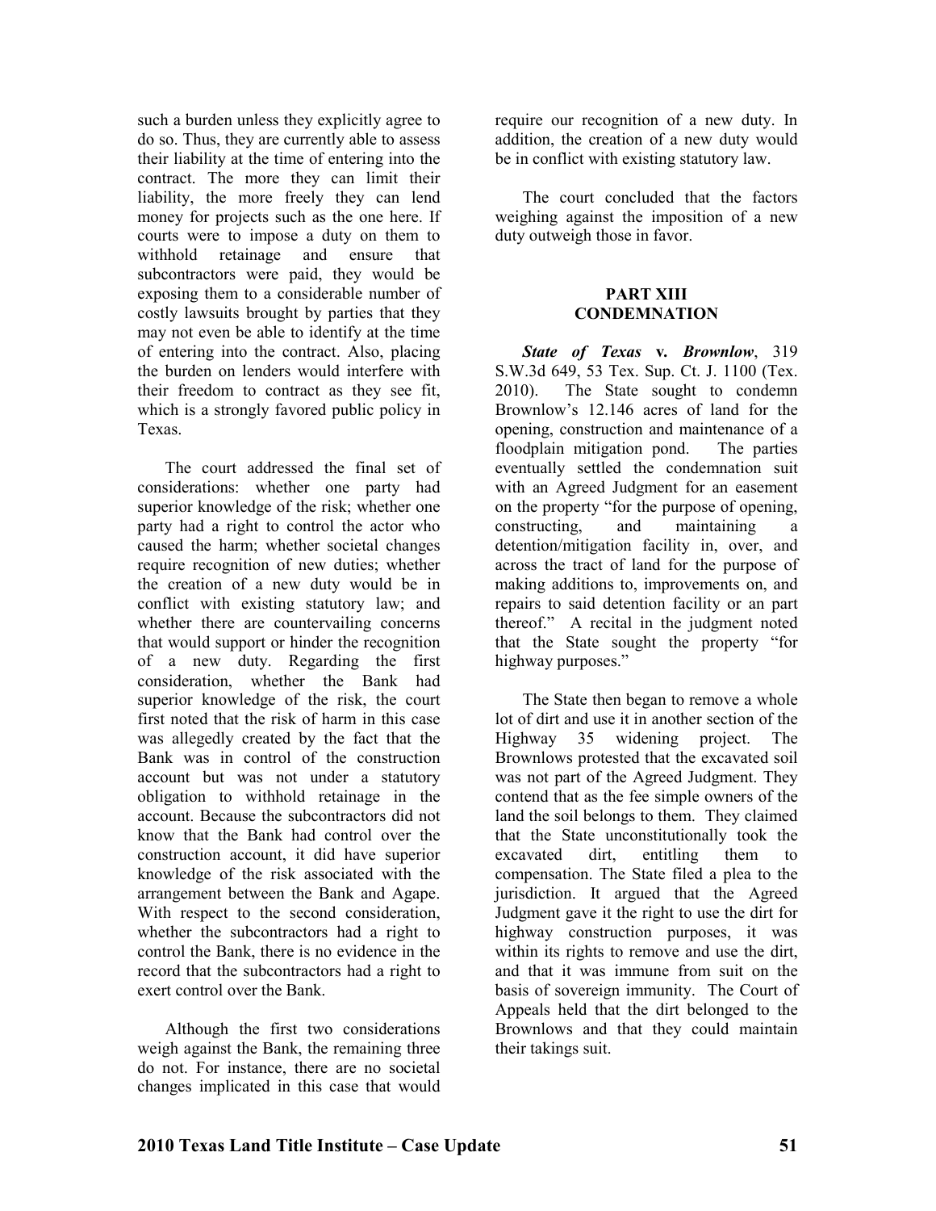such a burden unless they explicitly agree to do so. Thus, they are currently able to assess their liability at the time of entering into the contract. The more they can limit their liability, the more freely they can lend money for projects such as the one here. If courts were to impose a duty on them to withhold retainage and ensure that subcontractors were paid, they would be exposing them to a considerable number of costly lawsuits brought by parties that they may not even be able to identify at the time of entering into the contract. Also, placing the burden on lenders would interfere with their freedom to contract as they see fit, which is a strongly favored public policy in Texas.

The court addressed the final set of considerations: whether one party had superior knowledge of the risk; whether one party had a right to control the actor who caused the harm; whether societal changes require recognition of new duties; whether the creation of a new duty would be in conflict with existing statutory law; and whether there are countervailing concerns that would support or hinder the recognition of a new duty. Regarding the first consideration, whether the Bank had superior knowledge of the risk, the court first noted that the risk of harm in this case was allegedly created by the fact that the Bank was in control of the construction account but was not under a statutory obligation to withhold retainage in the account. Because the subcontractors did not know that the Bank had control over the construction account, it did have superior knowledge of the risk associated with the arrangement between the Bank and Agape. With respect to the second consideration, whether the subcontractors had a right to control the Bank, there is no evidence in the record that the subcontractors had a right to exert control over the Bank.

Although the first two considerations weigh against the Bank, the remaining three do not. For instance, there are no societal changes implicated in this case that would require our recognition of a new duty. In addition, the creation of a new duty would be in conflict with existing statutory law.

The court concluded that the factors weighing against the imposition of a new duty outweigh those in favor.

## PART XIII CONDEMNATION

***State of Texas* v. *Brownlow***, 319 S.W.3d 649, 53 Tex. Sup. Ct. J. 1100 (Tex. 2010). The State sought to condemn Brownlow's 12.146 acres of land for the opening, construction and maintenance of a floodplain mitigation pond. The parties eventually settled the condemnation suit with an Agreed Judgment for an easement on the property "for the purpose of opening, constructing, and maintaining a detention/mitigation facility in, over, and across the tract of land for the purpose of making additions to, improvements on, and repairs to said detention facility or an part thereof." A recital in the judgment noted that the State sought the property "for highway purposes."

The State then began to remove a whole lot of dirt and use it in another section of the Highway 35 widening project. The Brownlows protested that the excavated soil was not part of the Agreed Judgment. They contend that as the fee simple owners of the land the soil belongs to them. They claimed that the State unconstitutionally took the excavated dirt, entitling them to compensation. The State filed a plea to the jurisdiction. It argued that the Agreed Judgment gave it the right to use the dirt for highway construction purposes, it was within its rights to remove and use the dirt, and that it was immune from suit on the basis of sovereign immunity. The Court of Appeals held that the dirt belonged to the Brownlows and that they could maintain their takings suit.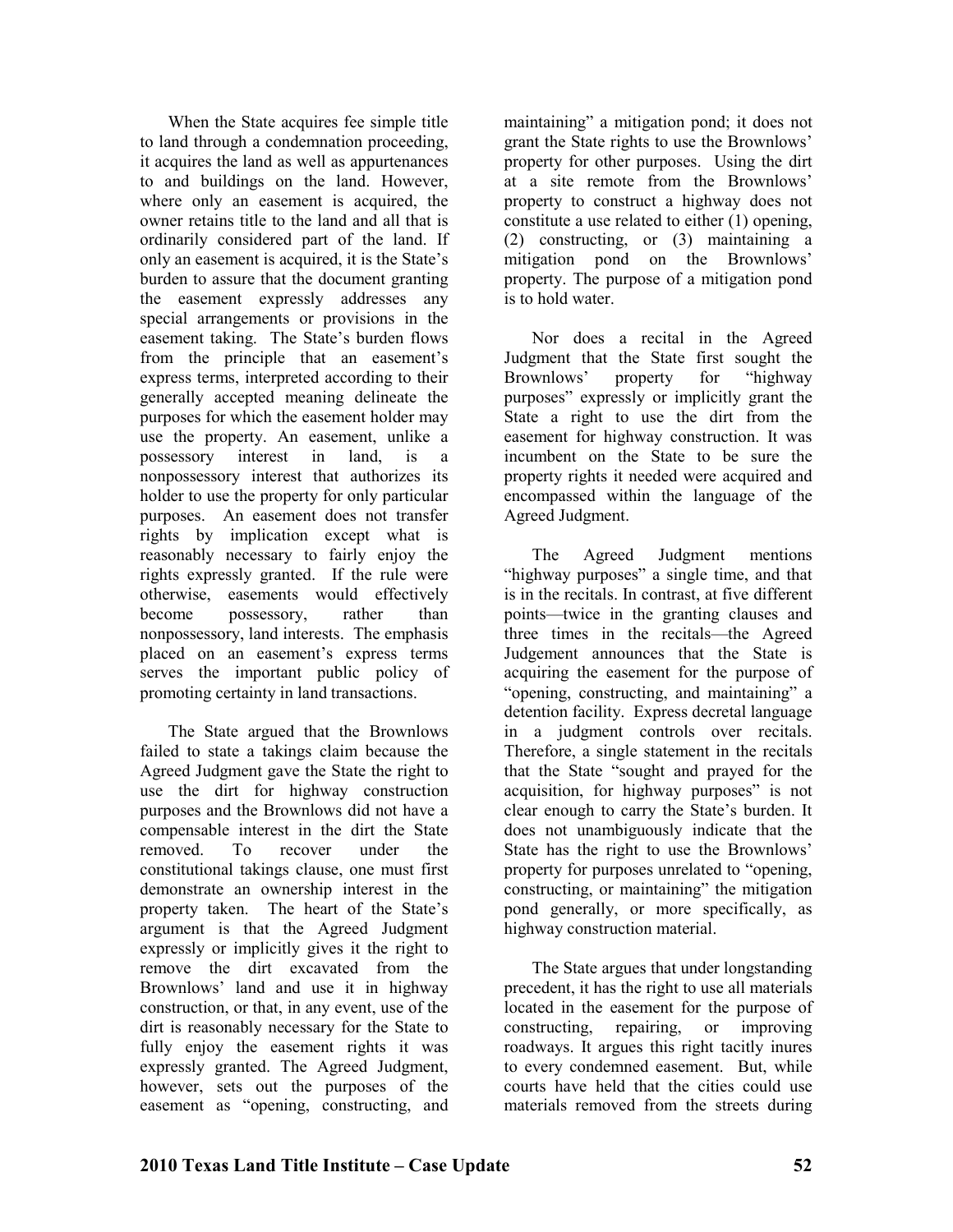When the State acquires fee simple title to land through a condemnation proceeding, it acquires the land as well as appurtenances to and buildings on the land. However, where only an easement is acquired, the owner retains title to the land and all that is ordinarily considered part of the land. If only an easement is acquired, it is the State's burden to assure that the document granting the easement expressly addresses any special arrangements or provisions in the easement taking. The State's burden flows from the principle that an easement's express terms, interpreted according to their generally accepted meaning delineate the purposes for which the easement holder may use the property. An easement, unlike a possessory interest in land, is a nonpossessory interest that authorizes its holder to use the property for only particular purposes. An easement does not transfer rights by implication except what is reasonably necessary to fairly enjoy the rights expressly granted. If the rule were otherwise, easements would effectively become possessory, rather than nonpossessory, land interests. The emphasis placed on an easement's express terms serves the important public policy of promoting certainty in land transactions.

The State argued that the Brownlows failed to state a takings claim because the Agreed Judgment gave the State the right to use the dirt for highway construction purposes and the Brownlows did not have a compensable interest in the dirt the State removed. To recover under the constitutional takings clause, one must first demonstrate an ownership interest in the property taken. The heart of the State's argument is that the Agreed Judgment expressly or implicitly gives it the right to remove the dirt excavated from the Brownlows' land and use it in highway construction, or that, in any event, use of the dirt is reasonably necessary for the State to fully enjoy the easement rights it was expressly granted. The Agreed Judgment, however, sets out the purposes of the easement as "opening, constructing, and maintaining" a mitigation pond; it does not grant the State rights to use the Brownlows' property for other purposes. Using the dirt at a site remote from the Brownlows' property to construct a highway does not constitute a use related to either (1) opening, (2) constructing, or (3) maintaining a mitigation pond on the Brownlows' property. The purpose of a mitigation pond is to hold water.

Nor does a recital in the Agreed Judgment that the State first sought the Brownlows' property for "highway purposes" expressly or implicitly grant the State a right to use the dirt from the easement for highway construction. It was incumbent on the State to be sure the property rights it needed were acquired and encompassed within the language of the Agreed Judgment.

The Agreed Judgment mentions "highway purposes" a single time, and that is in the recitals. In contrast, at five different points—twice in the granting clauses and three times in the recitals—the Agreed Judgement announces that the State is acquiring the easement for the purpose of "opening, constructing, and maintaining" a detention facility. Express decretal language in a judgment controls over recitals. Therefore, a single statement in the recitals that the State "sought and prayed for the acquisition, for highway purposes" is not clear enough to carry the State's burden. It does not unambiguously indicate that the State has the right to use the Brownlows' property for purposes unrelated to "opening, constructing, or maintaining" the mitigation pond generally, or more specifically, as highway construction material.

The State argues that under longstanding precedent, it has the right to use all materials located in the easement for the purpose of constructing, repairing, or improving roadways. It argues this right tacitly inures to every condemned easement. But, while courts have held that the cities could use materials removed from the streets during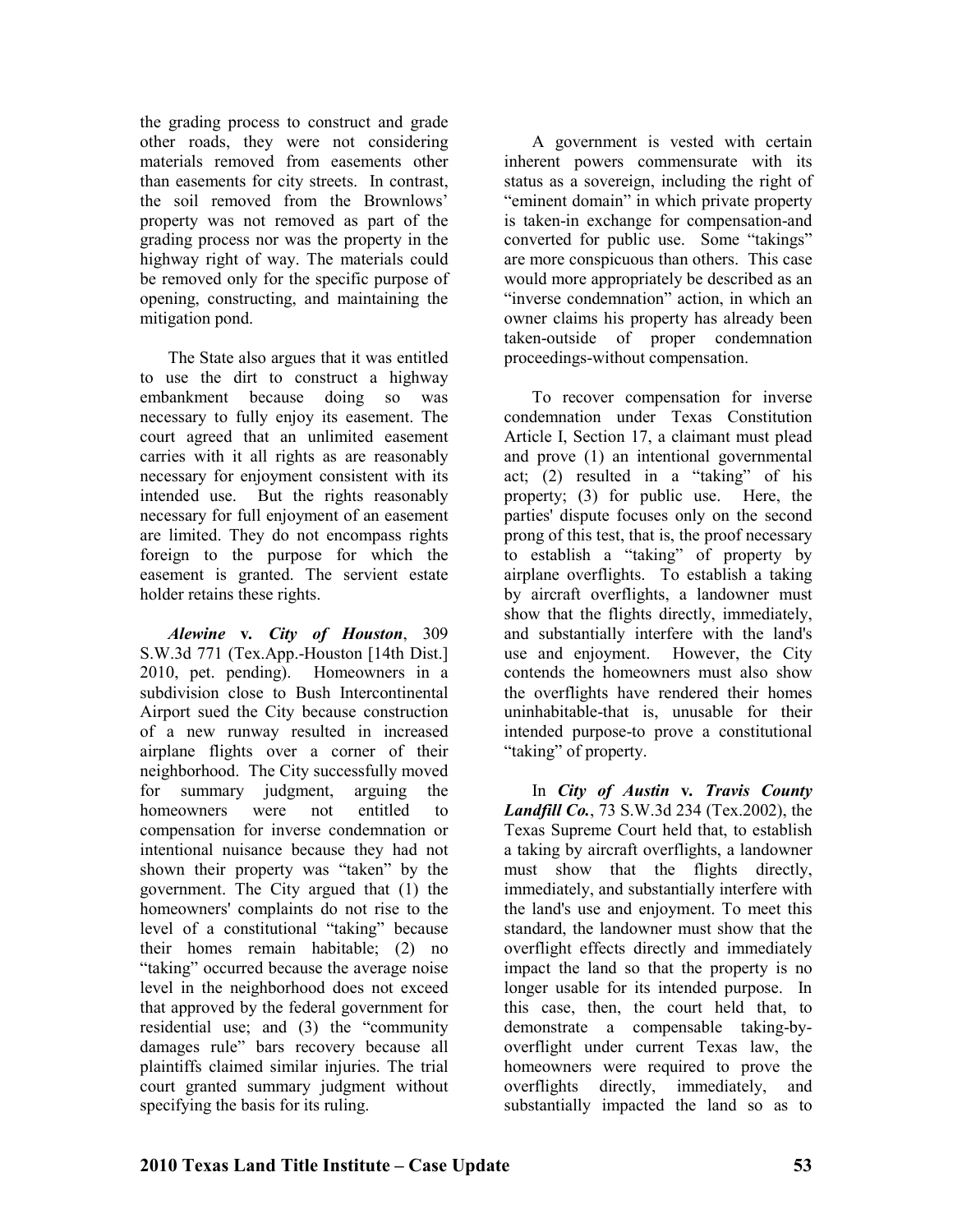the grading process to construct and grade other roads, they were not considering materials removed from easements other than easements for city streets. In contrast, the soil removed from the Brownlows' property was not removed as part of the grading process nor was the property in the highway right of way. The materials could be removed only for the specific purpose of opening, constructing, and maintaining the mitigation pond.

The State also argues that it was entitled to use the dirt to construct a highway embankment because doing so was necessary to fully enjoy its easement. The court agreed that an unlimited easement carries with it all rights as are reasonably necessary for enjoyment consistent with its intended use. But the rights reasonably necessary for full enjoyment of an easement are limited. They do not encompass rights foreign to the purpose for which the easement is granted. The servient estate holder retains these rights.

***Alewine* v. *City of Houston***, 309 S.W.3d 771 (Tex.App.-Houston [14th Dist.] 2010, pet. pending). Homeowners in a subdivision close to Bush Intercontinental Airport sued the City because construction of a new runway resulted in increased airplane flights over a corner of their neighborhood. The City successfully moved for summary judgment, arguing the homeowners were not entitled to compensation for inverse condemnation or intentional nuisance because they had not shown their property was "taken" by the government. The City argued that (1) the homeowners' complaints do not rise to the level of a constitutional "taking" because their homes remain habitable; (2) no "taking" occurred because the average noise level in the neighborhood does not exceed that approved by the federal government for residential use; and (3) the "community damages rule" bars recovery because all plaintiffs claimed similar injuries. The trial court granted summary judgment without specifying the basis for its ruling.

A government is vested with certain inherent powers commensurate with its status as a sovereign, including the right of "eminent domain" in which private property is taken-in exchange for compensation-and converted for public use. Some "takings" are more conspicuous than others. This case would more appropriately be described as an "inverse condemnation" action, in which an owner claims his property has already been taken-outside of proper condemnation proceedings-without compensation.

To recover compensation for inverse condemnation under Texas Constitution Article I, Section 17, a claimant must plead and prove (1) an intentional governmental act; (2) resulted in a "taking" of his property; (3) for public use. Here, the parties' dispute focuses only on the second prong of this test, that is, the proof necessary to establish a "taking" of property by airplane overflights. To establish a taking by aircraft overflights, a landowner must show that the flights directly, immediately, and substantially interfere with the land's use and enjoyment. However, the City contends the homeowners must also show the overflights have rendered their homes uninhabitable-that is, unusable for their intended purpose-to prove a constitutional "taking" of property.

In ***City of Austin* v. *Travis County Landfill Co.***, 73 S.W.3d 234 (Tex.2002), the Texas Supreme Court held that, to establish a taking by aircraft overflights, a landowner must show that the flights directly, immediately, and substantially interfere with the land's use and enjoyment. To meet this standard, the landowner must show that the overflight effects directly and immediately impact the land so that the property is no longer usable for its intended purpose. In this case, then, the court held that, to demonstrate a compensable taking-by-overflight under current Texas law, the homeowners were required to prove the overflights directly, immediately, and substantially impacted the land so as to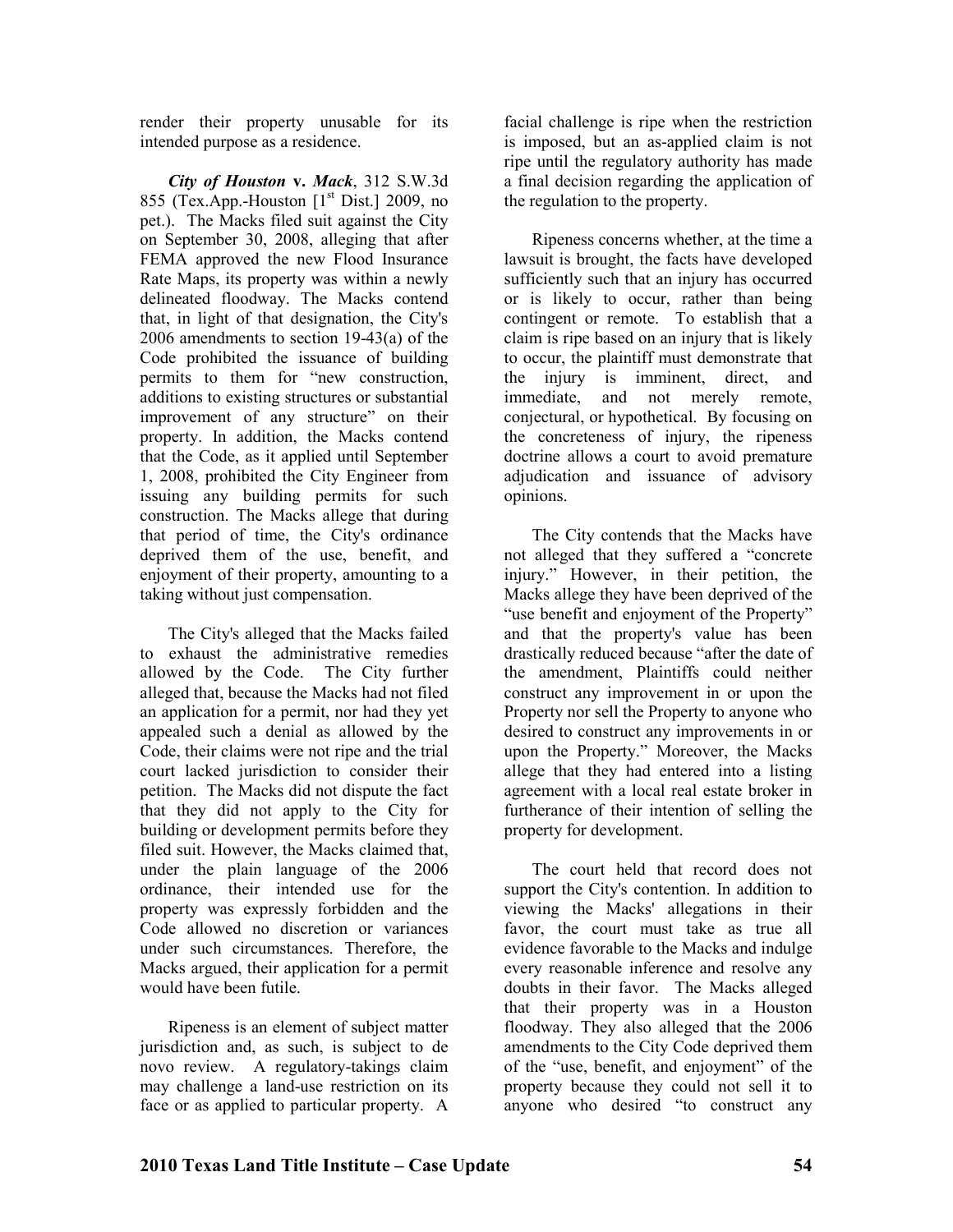render their property unusable for its intended purpose as a residence.

***City of Houston* v. *Mack***, 312 S.W.3d 855 (Tex.App.-Houston [1st Dist.] 2009, no pet.). The Macks filed suit against the City on September 30, 2008, alleging that after FEMA approved the new Flood Insurance Rate Maps, its property was within a newly delineated floodway. The Macks contend that, in light of that designation, the City's 2006 amendments to section 19-43(a) of the Code prohibited the issuance of building permits to them for "new construction, additions to existing structures or substantial improvement of any structure" on their property. In addition, the Macks contend that the Code, as it applied until September 1, 2008, prohibited the City Engineer from issuing any building permits for such construction. The Macks allege that during that period of time, the City's ordinance deprived them of the use, benefit, and enjoyment of their property, amounting to a taking without just compensation.

The City's alleged that the Macks failed to exhaust the administrative remedies allowed by the Code. The City further alleged that, because the Macks had not filed an application for a permit, nor had they yet appealed such a denial as allowed by the Code, their claims were not ripe and the trial court lacked jurisdiction to consider their petition. The Macks did not dispute the fact that they did not apply to the City for building or development permits before they filed suit. However, the Macks claimed that, under the plain language of the 2006 ordinance, their intended use for the property was expressly forbidden and the Code allowed no discretion or variances under such circumstances. Therefore, the Macks argued, their application for a permit would have been futile.

Ripeness is an element of subject matter jurisdiction and, as such, is subject to de novo review. A regulatory-takings claim may challenge a land-use restriction on its face or as applied to particular property. A facial challenge is ripe when the restriction is imposed, but an as-applied claim is not ripe until the regulatory authority has made a final decision regarding the application of the regulation to the property.

Ripeness concerns whether, at the time a lawsuit is brought, the facts have developed sufficiently such that an injury has occurred or is likely to occur, rather than being contingent or remote. To establish that a claim is ripe based on an injury that is likely to occur, the plaintiff must demonstrate that the injury is imminent, direct, and immediate, and not merely remote, conjectural, or hypothetical. By focusing on the concreteness of injury, the ripeness doctrine allows a court to avoid premature adjudication and issuance of advisory opinions.

The City contends that the Macks have not alleged that they suffered a "concrete injury." However, in their petition, the Macks allege they have been deprived of the "use benefit and enjoyment of the Property" and that the property's value has been drastically reduced because "after the date of the amendment, Plaintiffs could neither construct any improvement in or upon the Property nor sell the Property to anyone who desired to construct any improvements in or upon the Property." Moreover, the Macks allege that they had entered into a listing agreement with a local real estate broker in furtherance of their intention of selling the property for development.

The court held that record does not support the City's contention. In addition to viewing the Macks' allegations in their favor, the court must take as true all evidence favorable to the Macks and indulge every reasonable inference and resolve any doubts in their favor. The Macks alleged that their property was in a Houston floodway. They also alleged that the 2006 amendments to the City Code deprived them of the "use, benefit, and enjoyment" of the property because they could not sell it to anyone who desired "to construct any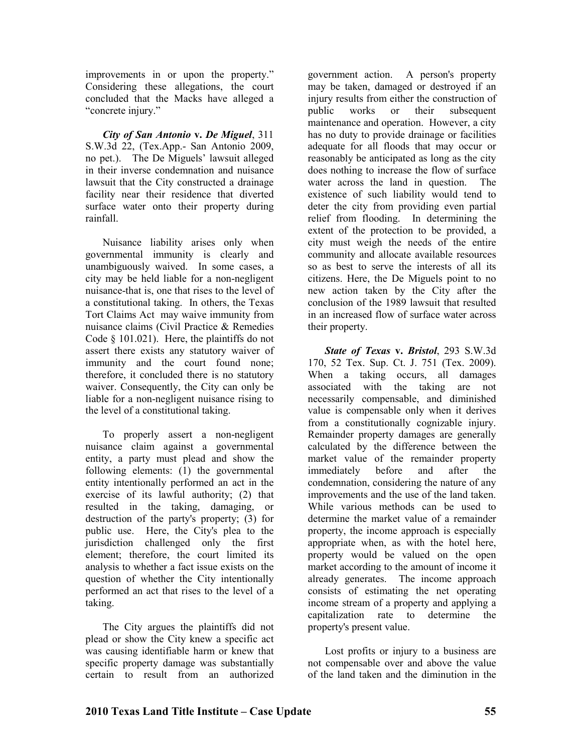improvements in or upon the property." Considering these allegations, the court concluded that the Macks have alleged a "concrete injury."

***City of San Antonio* v. *De Miguel***, 311 S.W.3d 22, (Tex.App.- San Antonio 2009, no pet.). The De Miguels' lawsuit alleged in their inverse condemnation and nuisance lawsuit that the City constructed a drainage facility near their residence that diverted surface water onto their property during rainfall.

Nuisance liability arises only when governmental immunity is clearly and unambiguously waived. In some cases, a city may be held liable for a non-negligent nuisance-that is, one that rises to the level of a constitutional taking. In others, the Texas Tort Claims Act may waive immunity from nuisance claims (Civil Practice & Remedies Code § 101.021). Here, the plaintiffs do not assert there exists any statutory waiver of immunity and the court found none; therefore, it concluded there is no statutory waiver. Consequently, the City can only be liable for a non-negligent nuisance rising to the level of a constitutional taking.

To properly assert a non-negligent nuisance claim against a governmental entity, a party must plead and show the following elements: (1) the governmental entity intentionally performed an act in the exercise of its lawful authority; (2) that resulted in the taking, damaging, or destruction of the party's property; (3) for public use. Here, the City's plea to the jurisdiction challenged only the first element; therefore, the court limited its analysis to whether a fact issue exists on the question of whether the City intentionally performed an act that rises to the level of a taking.

The City argues the plaintiffs did not plead or show the City knew a specific act was causing identifiable harm or knew that specific property damage was substantially certain to result from an authorized government action. A person's property may be taken, damaged or destroyed if an injury results from either the construction of public works or their subsequent maintenance and operation. However, a city has no duty to provide drainage or facilities adequate for all floods that may occur or reasonably be anticipated as long as the city does nothing to increase the flow of surface water across the land in question. The existence of such liability would tend to deter the city from providing even partial relief from flooding. In determining the extent of the protection to be provided, a city must weigh the needs of the entire community and allocate available resources so as best to serve the interests of all its citizens. Here, the De Miguels point to no new action taken by the City after the conclusion of the 1989 lawsuit that resulted in an increased flow of surface water across their property.

***State of Texas* v. *Bristol***, 293 S.W.3d 170, 52 Tex. Sup. Ct. J. 751 (Tex. 2009). When a taking occurs, all damages associated with the taking are not necessarily compensable, and diminished value is compensable only when it derives from a constitutionally cognizable injury. Remainder property damages are generally calculated by the difference between the market value of the remainder property immediately before and after the condemnation, considering the nature of any improvements and the use of the land taken. While various methods can be used to determine the market value of a remainder property, the income approach is especially appropriate when, as with the hotel here, property would be valued on the open market according to the amount of income it already generates. The income approach consists of estimating the net operating income stream of a property and applying a capitalization rate to determine the property's present value.

Lost profits or injury to a business are not compensable over and above the value of the land taken and the diminution in the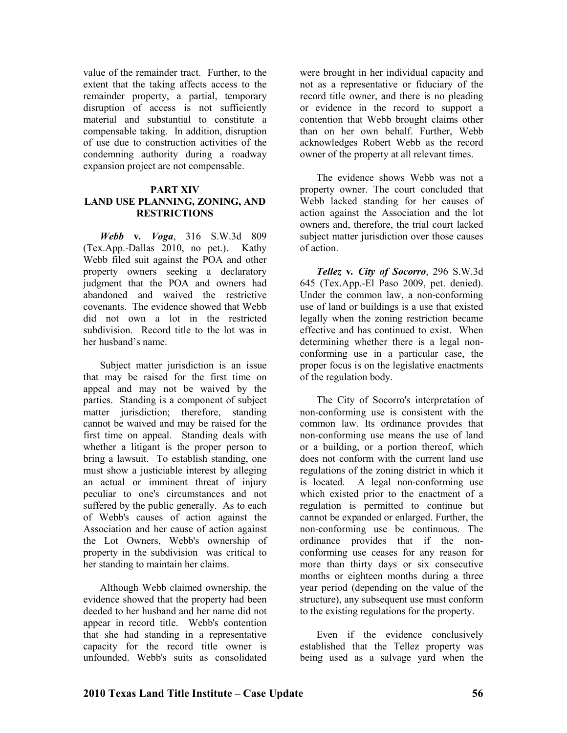value of the remainder tract. Further, to the extent that the taking affects access to the remainder property, a partial, temporary disruption of access is not sufficiently material and substantial to constitute a compensable taking. In addition, disruption of use due to construction activities of the condemning authority during a roadway expansion project are not compensable.

## PART XIV
## LAND USE PLANNING, ZONING, AND RESTRICTIONS

***Webb* v. *Voga***, 316 S.W.3d 809 (Tex.App.-Dallas 2010, no pet.). Kathy Webb filed suit against the POA and other property owners seeking a declaratory judgment that the POA and owners had abandoned and waived the restrictive covenants. The evidence showed that Webb did not own a lot in the restricted subdivision. Record title to the lot was in her husband's name.

Subject matter jurisdiction is an issue that may be raised for the first time on appeal and may not be waived by the parties. Standing is a component of subject matter jurisdiction; therefore, standing cannot be waived and may be raised for the first time on appeal. Standing deals with whether a litigant is the proper person to bring a lawsuit. To establish standing, one must show a justiciable interest by alleging an actual or imminent threat of injury peculiar to one's circumstances and not suffered by the public generally. As to each of Webb's causes of action against the Association and her cause of action against the Lot Owners, Webb's ownership of property in the subdivision was critical to her standing to maintain her claims.

Although Webb claimed ownership, the evidence showed that the property had been deeded to her husband and her name did not appear in record title. Webb's contention that she had standing in a representative capacity for the record title owner is unfounded. Webb's suits as consolidated were brought in her individual capacity and not as a representative or fiduciary of the record title owner, and there is no pleading or evidence in the record to support a contention that Webb brought claims other than on her own behalf. Further, Webb acknowledges Robert Webb as the record owner of the property at all relevant times.

The evidence shows Webb was not a property owner. The court concluded that Webb lacked standing for her causes of action against the Association and the lot owners and, therefore, the trial court lacked subject matter jurisdiction over those causes of action.

***Tellez* v. *City of Socorro***, 296 S.W.3d 645 (Tex.App.-El Paso 2009, pet. denied). Under the common law, a non-conforming use of land or buildings is a use that existed legally when the zoning restriction became effective and has continued to exist. When determining whether there is a legal non-conforming use in a particular case, the proper focus is on the legislative enactments of the regulation body.

The City of Socorro's interpretation of non-conforming use is consistent with the common law. Its ordinance provides that non-conforming use means the use of land or a building, or a portion thereof, which does not conform with the current land use regulations of the zoning district in which it is located. A legal non-conforming use which existed prior to the enactment of a regulation is permitted to continue but cannot be expanded or enlarged. Further, the non-conforming use be continuous. The ordinance provides that if the non-conforming use ceases for any reason for more than thirty days or six consecutive months or eighteen months during a three year period (depending on the value of the structure), any subsequent use must conform to the existing regulations for the property.

Even if the evidence conclusively established that the Tellez property was being used as a salvage yard when the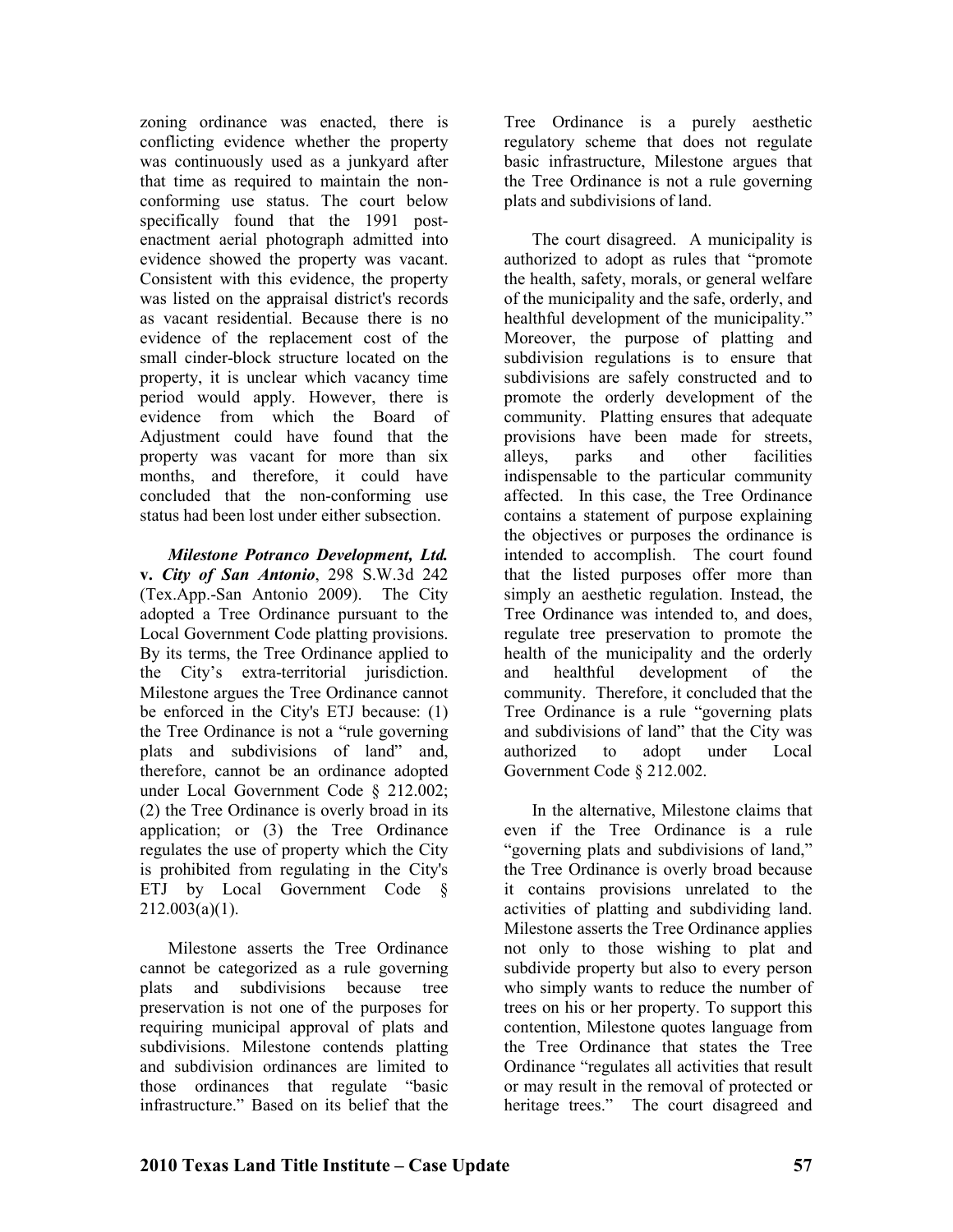zoning ordinance was enacted, there is conflicting evidence whether the property was continuously used as a junkyard after that time as required to maintain the non-conforming use status. The court below specifically found that the 1991 post-enactment aerial photograph admitted into evidence showed the property was vacant. Consistent with this evidence, the property was listed on the appraisal district's records as vacant residential. Because there is no evidence of the replacement cost of the small cinder-block structure located on the property, it is unclear which vacancy time period would apply. However, there is evidence from which the Board of Adjustment could have found that the property was vacant for more than six months, and therefore, it could have concluded that the non-conforming use status had been lost under either subsection.

***Milestone Potranco Development, Ltd.* v. *City of San Antonio***, 298 S.W.3d 242 (Tex.App.-San Antonio 2009). The City adopted a Tree Ordinance pursuant to the Local Government Code platting provisions. By its terms, the Tree Ordinance applied to the City's extra-territorial jurisdiction. Milestone argues the Tree Ordinance cannot be enforced in the City's ETJ because: (1) the Tree Ordinance is not a "rule governing plats and subdivisions of land" and, therefore, cannot be an ordinance adopted under Local Government Code § 212.002; (2) the Tree Ordinance is overly broad in its application; or (3) the Tree Ordinance regulates the use of property which the City is prohibited from regulating in the City's ETJ by Local Government Code § 212.003(a)(1).

Milestone asserts the Tree Ordinance cannot be categorized as a rule governing plats and subdivisions because tree preservation is not one of the purposes for requiring municipal approval of plats and subdivisions. Milestone contends platting and subdivision ordinances are limited to those ordinances that regulate "basic infrastructure." Based on its belief that the Tree Ordinance is a purely aesthetic regulatory scheme that does not regulate basic infrastructure, Milestone argues that the Tree Ordinance is not a rule governing plats and subdivisions of land.

The court disagreed. A municipality is authorized to adopt as rules that "promote the health, safety, morals, or general welfare of the municipality and the safe, orderly, and healthful development of the municipality." Moreover, the purpose of platting and subdivision regulations is to ensure that subdivisions are safely constructed and to promote the orderly development of the community. Platting ensures that adequate provisions have been made for streets, alleys, parks and other facilities indispensable to the particular community affected. In this case, the Tree Ordinance contains a statement of purpose explaining the objectives or purposes the ordinance is intended to accomplish. The court found that the listed purposes offer more than simply an aesthetic regulation. Instead, the Tree Ordinance was intended to, and does, regulate tree preservation to promote the health of the municipality and the orderly and healthful development of the community. Therefore, it concluded that the Tree Ordinance is a rule "governing plats and subdivisions of land" that the City was authorized to adopt under Local Government Code § 212.002.

In the alternative, Milestone claims that even if the Tree Ordinance is a rule "governing plats and subdivisions of land," the Tree Ordinance is overly broad because it contains provisions unrelated to the activities of platting and subdividing land. Milestone asserts the Tree Ordinance applies not only to those wishing to plat and subdivide property but also to every person who simply wants to reduce the number of trees on his or her property. To support this contention, Milestone quotes language from the Tree Ordinance that states the Tree Ordinance "regulates all activities that result or may result in the removal of protected or heritage trees." The court disagreed and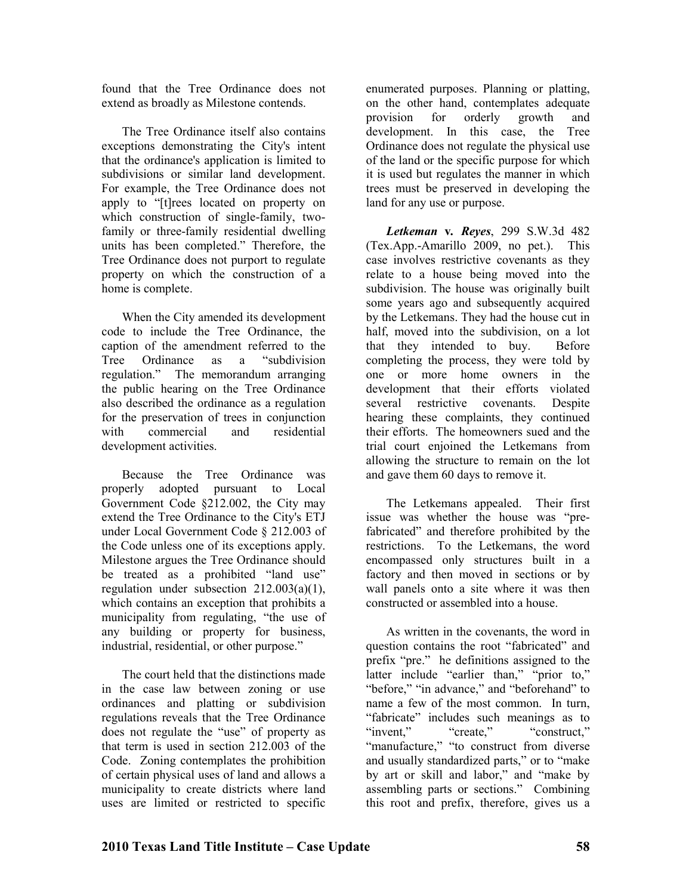found that the Tree Ordinance does not extend as broadly as Milestone contends.

The Tree Ordinance itself also contains exceptions demonstrating the City's intent that the ordinance's application is limited to subdivisions or similar land development. For example, the Tree Ordinance does not apply to "[t]rees located on property on which construction of single-family, two-family or three-family residential dwelling units has been completed." Therefore, the Tree Ordinance does not purport to regulate property on which the construction of a home is complete.

When the City amended its development code to include the Tree Ordinance, the caption of the amendment referred to the Tree Ordinance as a "subdivision regulation." The memorandum arranging the public hearing on the Tree Ordinance also described the ordinance as a regulation for the preservation of trees in conjunction with commercial and residential development activities.

Because the Tree Ordinance was properly adopted pursuant to Local Government Code §212.002, the City may extend the Tree Ordinance to the City's ETJ under Local Government Code § 212.003 of the Code unless one of its exceptions apply. Milestone argues the Tree Ordinance should be treated as a prohibited "land use" regulation under subsection 212.003(a)(1), which contains an exception that prohibits a municipality from regulating, "the use of any building or property for business, industrial, residential, or other purpose."

The court held that the distinctions made in the case law between zoning or use ordinances and platting or subdivision regulations reveals that the Tree Ordinance does not regulate the "use" of property as that term is used in section 212.003 of the Code. Zoning contemplates the prohibition of certain physical uses of land and allows a municipality to create districts where land uses are limited or restricted to specific enumerated purposes. Planning or platting, on the other hand, contemplates adequate provision for orderly growth and development. In this case, the Tree Ordinance does not regulate the physical use of the land or the specific purpose for which it is used but regulates the manner in which trees must be preserved in developing the land for any use or purpose.

***Letkeman* v. *Reyes***, 299 S.W.3d 482 (Tex.App.-Amarillo 2009, no pet.). This case involves restrictive covenants as they relate to a house being moved into the subdivision. The house was originally built some years ago and subsequently acquired by the Letkemans. They had the house cut in half, moved into the subdivision, on a lot that they intended to buy. Before completing the process, they were told by one or more home owners in the development that their efforts violated several restrictive covenants. Despite hearing these complaints, they continued their efforts. The homeowners sued and the trial court enjoined the Letkemans from allowing the structure to remain on the lot and gave them 60 days to remove it.

The Letkemans appealed. Their first issue was whether the house was "pre-fabricated" and therefore prohibited by the restrictions. To the Letkemans, the word encompassed only structures built in a factory and then moved in sections or by wall panels onto a site where it was then constructed or assembled into a house.

As written in the covenants, the word in question contains the root "fabricated" and prefix "pre." he definitions assigned to the latter include "earlier than," "prior to," "before," "in advance," and "beforehand" to name a few of the most common. In turn, "fabricate" includes such meanings as to "invent," "create," "construct," "manufacture," "to construct from diverse and usually standardized parts," or to "make by art or skill and labor," and "make by assembling parts or sections." Combining this root and prefix, therefore, gives us a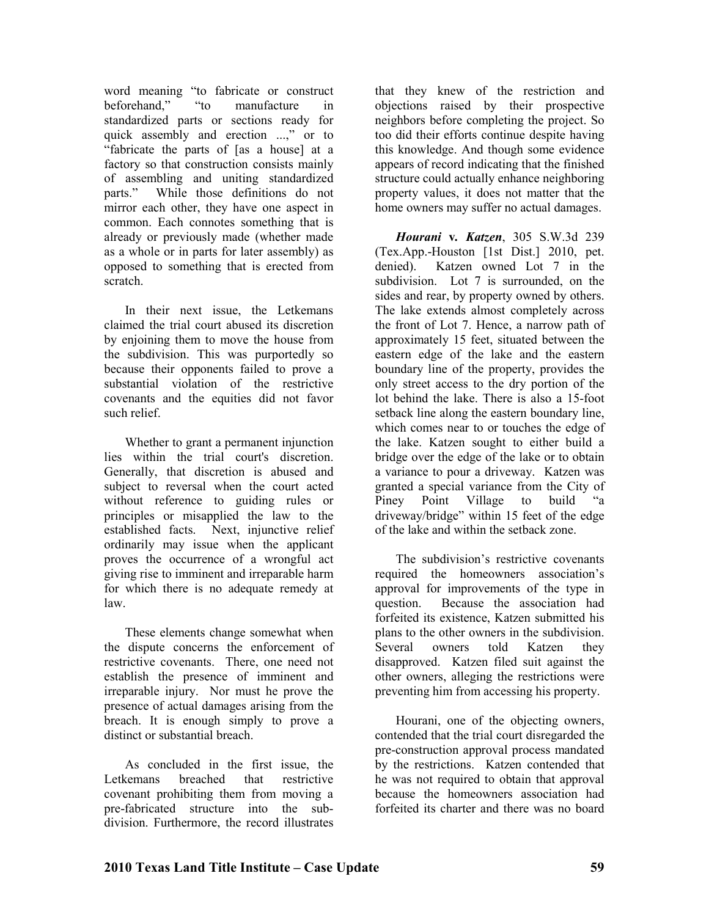word meaning "to fabricate or construct beforehand," "to manufacture in standardized parts or sections ready for quick assembly and erection ...," or to "fabricate the parts of [as a house] at a factory so that construction consists mainly of assembling and uniting standardized parts." While those definitions do not mirror each other, they have one aspect in common. Each connotes something that is already or previously made (whether made as a whole or in parts for later assembly) as opposed to something that is erected from scratch.

In their next issue, the Letkemans claimed the trial court abused its discretion by enjoining them to move the house from the subdivision. This was purportedly so because their opponents failed to prove a substantial violation of the restrictive covenants and the equities did not favor such relief.

Whether to grant a permanent injunction lies within the trial court's discretion. Generally, that discretion is abused and subject to reversal when the court acted without reference to guiding rules or principles or misapplied the law to the established facts. Next, injunctive relief ordinarily may issue when the applicant proves the occurrence of a wrongful act giving rise to imminent and irreparable harm for which there is no adequate remedy at law.

These elements change somewhat when the dispute concerns the enforcement of restrictive covenants. There, one need not establish the presence of imminent and irreparable injury. Nor must he prove the presence of actual damages arising from the breach. It is enough simply to prove a distinct or substantial breach.

As concluded in the first issue, the Letkemans breached that restrictive covenant prohibiting them from moving a pre-fabricated structure into the sub-division. Furthermore, the record illustrates that they knew of the restriction and objections raised by their prospective neighbors before completing the project. So too did their efforts continue despite having this knowledge. And though some evidence appears of record indicating that the finished structure could actually enhance neighboring property values, it does not matter that the home owners may suffer no actual damages.

***Hourani* v. *Katzen***, 305 S.W.3d 239 (Tex.App.-Houston [1st Dist.] 2010, pet. denied). Katzen owned Lot 7 in the subdivision. Lot 7 is surrounded, on the sides and rear, by property owned by others. The lake extends almost completely across the front of Lot 7. Hence, a narrow path of approximately 15 feet, situated between the eastern edge of the lake and the eastern boundary line of the property, provides the only street access to the dry portion of the lot behind the lake. There is also a 15-foot setback line along the eastern boundary line, which comes near to or touches the edge of the lake. Katzen sought to either build a bridge over the edge of the lake or to obtain a variance to pour a driveway. Katzen was granted a special variance from the City of Piney Point Village to build "a driveway/bridge" within 15 feet of the edge of the lake and within the setback zone.

The subdivision's restrictive covenants required the homeowners association's approval for improvements of the type in question. Because the association had forfeited its existence, Katzen submitted his plans to the other owners in the subdivision. Several owners told Katzen they disapproved. Katzen filed suit against the other owners, alleging the restrictions were preventing him from accessing his property.

Hourani, one of the objecting owners, contended that the trial court disregarded the pre-construction approval process mandated by the restrictions. Katzen contended that he was not required to obtain that approval because the homeowners association had forfeited its charter and there was no board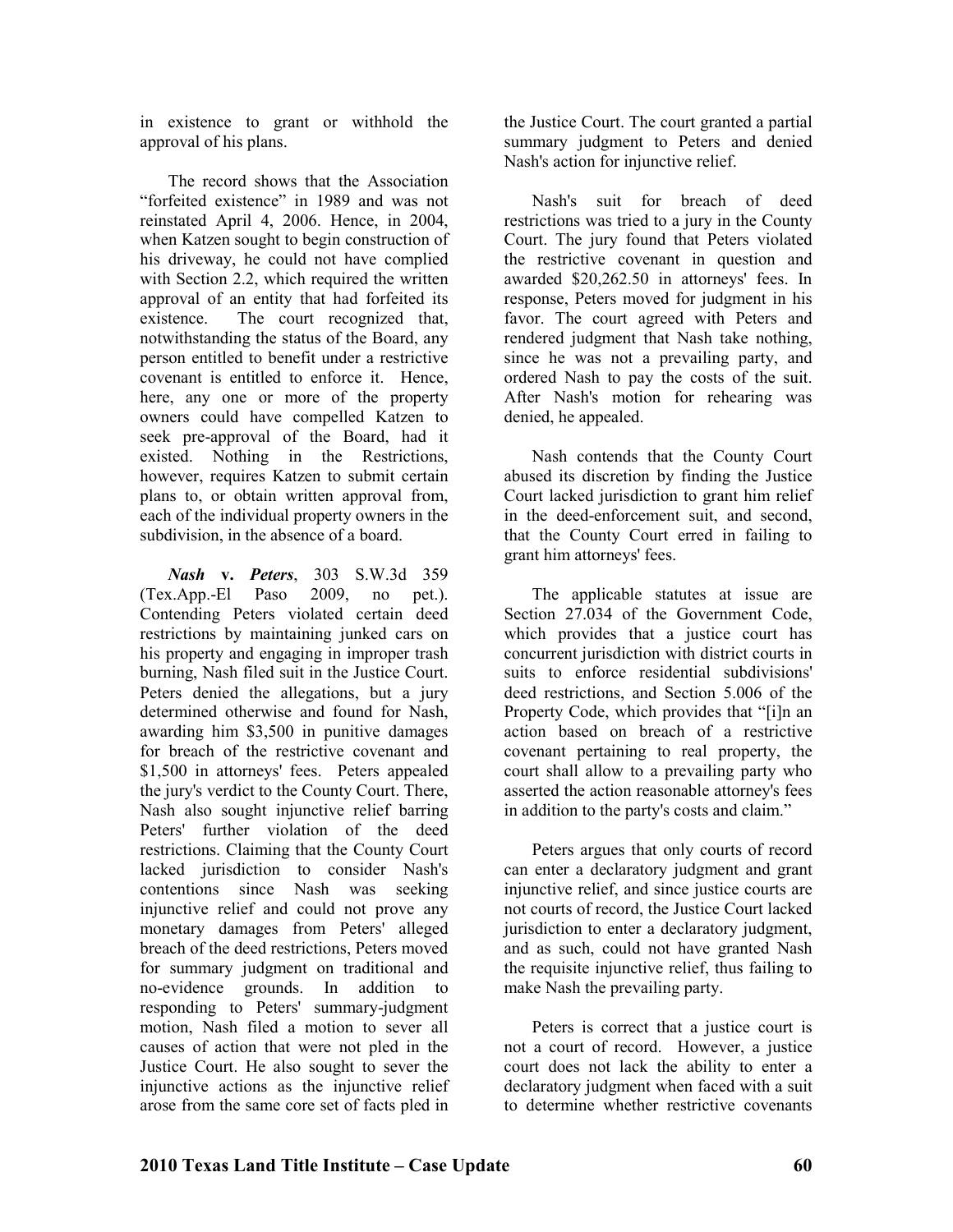in existence to grant or withhold the approval of his plans.

The record shows that the Association "forfeited existence" in 1989 and was not reinstated April 4, 2006. Hence, in 2004, when Katzen sought to begin construction of his driveway, he could not have complied with Section 2.2, which required the written approval of an entity that had forfeited its existence. The court recognized that, notwithstanding the status of the Board, any person entitled to benefit under a restrictive covenant is entitled to enforce it. Hence, here, any one or more of the property owners could have compelled Katzen to seek pre-approval of the Board, had it existed. Nothing in the Restrictions, however, requires Katzen to submit certain plans to, or obtain written approval from, each of the individual property owners in the subdivision, in the absence of a board.

***Nash* v. *Peters***, 303 S.W.3d 359 (Tex.App.-El Paso 2009, no pet.). Contending Peters violated certain deed restrictions by maintaining junked cars on his property and engaging in improper trash burning, Nash filed suit in the Justice Court. Peters denied the allegations, but a jury determined otherwise and found for Nash, awarding him $3,500 in punitive damages for breach of the restrictive covenant and $1,500 in attorneys' fees. Peters appealed the jury's verdict to the County Court. There, Nash also sought injunctive relief barring Peters' further violation of the deed restrictions. Claiming that the County Court lacked jurisdiction to consider Nash's contentions since Nash was seeking injunctive relief and could not prove any monetary damages from Peters' alleged breach of the deed restrictions, Peters moved for summary judgment on traditional and no-evidence grounds. In addition to responding to Peters' summary-judgment motion, Nash filed a motion to sever all causes of action that were not pled in the Justice Court. He also sought to sever the injunctive actions as the injunctive relief arose from the same core set of facts pled in the Justice Court. The court granted a partial summary judgment to Peters and denied Nash's action for injunctive relief.

Nash's suit for breach of deed restrictions was tried to a jury in the County Court. The jury found that Peters violated the restrictive covenant in question and awarded $20,262.50 in attorneys' fees. In response, Peters moved for judgment in his favor. The court agreed with Peters and rendered judgment that Nash take nothing, since he was not a prevailing party, and ordered Nash to pay the costs of the suit. After Nash's motion for rehearing was denied, he appealed.

Nash contends that the County Court abused its discretion by finding the Justice Court lacked jurisdiction to grant him relief in the deed-enforcement suit, and second, that the County Court erred in failing to grant him attorneys' fees.

The applicable statutes at issue are Section 27.034 of the Government Code, which provides that a justice court has concurrent jurisdiction with district courts in suits to enforce residential subdivisions' deed restrictions, and Section 5.006 of the Property Code, which provides that "[i]n an action based on breach of a restrictive covenant pertaining to real property, the court shall allow to a prevailing party who asserted the action reasonable attorney's fees in addition to the party's costs and claim."

Peters argues that only courts of record can enter a declaratory judgment and grant injunctive relief, and since justice courts are not courts of record, the Justice Court lacked jurisdiction to enter a declaratory judgment, and as such, could not have granted Nash the requisite injunctive relief, thus failing to make Nash the prevailing party.

Peters is correct that a justice court is not a court of record. However, a justice court does not lack the ability to enter a declaratory judgment when faced with a suit to determine whether restrictive covenants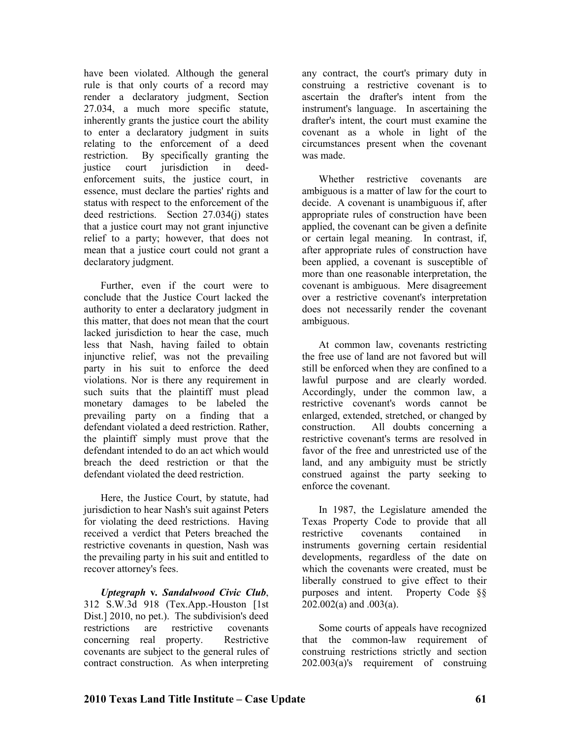have been violated. Although the general rule is that only courts of a record may render a declaratory judgment, Section 27.034, a much more specific statute, inherently grants the justice court the ability to enter a declaratory judgment in suits relating to the enforcement of a deed restriction. By specifically granting the justice court jurisdiction in deed-enforcement suits, the justice court, in essence, must declare the parties' rights and status with respect to the enforcement of the deed restrictions. Section 27.034(j) states that a justice court may not grant injunctive relief to a party; however, that does not mean that a justice court could not grant a declaratory judgment.

Further, even if the court were to conclude that the Justice Court lacked the authority to enter a declaratory judgment in this matter, that does not mean that the court lacked jurisdiction to hear the case, much less that Nash, having failed to obtain injunctive relief, was not the prevailing party in his suit to enforce the deed violations. Nor is there any requirement in such suits that the plaintiff must plead monetary damages to be labeled the prevailing party on a finding that a defendant violated a deed restriction. Rather, the plaintiff simply must prove that the defendant intended to do an act which would breach the deed restriction or that the defendant violated the deed restriction.

Here, the Justice Court, by statute, had jurisdiction to hear Nash's suit against Peters for violating the deed restrictions. Having received a verdict that Peters breached the restrictive covenants in question, Nash was the prevailing party in his suit and entitled to recover attorney's fees.

***Uptegraph* v. *Sandalwood Civic Club***, 312 S.W.3d 918 (Tex.App.-Houston [1st Dist.] 2010, no pet.). The subdivision's deed restrictions are restrictive covenants concerning real property. Restrictive covenants are subject to the general rules of contract construction. As when interpreting any contract, the court's primary duty in construing a restrictive covenant is to ascertain the drafter's intent from the instrument's language. In ascertaining the drafter's intent, the court must examine the covenant as a whole in light of the circumstances present when the covenant was made.

Whether restrictive covenants are ambiguous is a matter of law for the court to decide. A covenant is unambiguous if, after appropriate rules of construction have been applied, the covenant can be given a definite or certain legal meaning. In contrast, if, after appropriate rules of construction have been applied, a covenant is susceptible of more than one reasonable interpretation, the covenant is ambiguous. Mere disagreement over a restrictive covenant's interpretation does not necessarily render the covenant ambiguous.

At common law, covenants restricting the free use of land are not favored but will still be enforced when they are confined to a lawful purpose and are clearly worded. Accordingly, under the common law, a restrictive covenant's words cannot be enlarged, extended, stretched, or changed by construction. All doubts concerning a restrictive covenant's terms are resolved in favor of the free and unrestricted use of the land, and any ambiguity must be strictly construed against the party seeking to enforce the covenant.

In 1987, the Legislature amended the Texas Property Code to provide that all restrictive covenants contained in instruments governing certain residential developments, regardless of the date on which the covenants were created, must be liberally construed to give effect to their purposes and intent. Property Code §§ 202.002(a) and .003(a).

Some courts of appeals have recognized that the common-law requirement of construing restrictions strictly and section 202.003(a)'s requirement of construing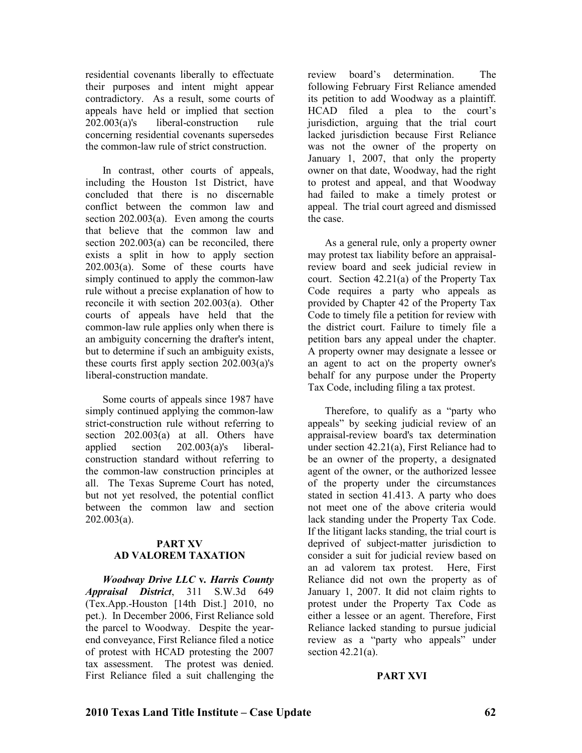residential covenants liberally to effectuate their purposes and intent might appear contradictory. As a result, some courts of appeals have held or implied that section 202.003(a)'s liberal-construction rule concerning residential covenants supersedes the common-law rule of strict construction.

In contrast, other courts of appeals, including the Houston 1st District, have concluded that there is no discernable conflict between the common law and section 202.003(a). Even among the courts that believe that the common law and section 202.003(a) can be reconciled, there exists a split in how to apply section 202.003(a). Some of these courts have simply continued to apply the common-law rule without a precise explanation of how to reconcile it with section 202.003(a). Other courts of appeals have held that the common-law rule applies only when there is an ambiguity concerning the drafter's intent, but to determine if such an ambiguity exists, these courts first apply section 202.003(a)'s liberal-construction mandate.

Some courts of appeals since 1987 have simply continued applying the common-law strict-construction rule without referring to section 202.003(a) at all. Others have applied section 202.003(a)'s liberal-construction standard without referring to the common-law construction principles at all. The Texas Supreme Court has noted, but not yet resolved, the potential conflict between the common law and section 202.003(a).

## PART XV
## AD VALOREM TAXATION

***Woodway Drive LLC* v. *Harris County Appraisal District***, 311 S.W.3d 649 (Tex.App.-Houston [14th Dist.] 2010, no pet.). In December 2006, First Reliance sold the parcel to Woodway. Despite the year-end conveyance, First Reliance filed a notice of protest with HCAD protesting the 2007 tax assessment. The protest was denied. First Reliance filed a suit challenging the review board's determination. The following February First Reliance amended its petition to add Woodway as a plaintiff. HCAD filed a plea to the court's jurisdiction, arguing that the trial court lacked jurisdiction because First Reliance was not the owner of the property on January 1, 2007, that only the property owner on that date, Woodway, had the right to protest and appeal, and that Woodway had failed to make a timely protest or appeal. The trial court agreed and dismissed the case.

As a general rule, only a property owner may protest tax liability before an appraisal-review board and seek judicial review in court. Section 42.21(a) of the Property Tax Code requires a party who appeals as provided by Chapter 42 of the Property Tax Code to timely file a petition for review with the district court. Failure to timely file a petition bars any appeal under the chapter. A property owner may designate a lessee or an agent to act on the property owner's behalf for any purpose under the Property Tax Code, including filing a tax protest.

Therefore, to qualify as a "party who appeals" by seeking judicial review of an appraisal-review board's tax determination under section 42.21(a), First Reliance had to be an owner of the property, a designated agent of the owner, or the authorized lessee of the property under the circumstances stated in section 41.413. A party who does not meet one of the above criteria would lack standing under the Property Tax Code. If the litigant lacks standing, the trial court is deprived of subject-matter jurisdiction to consider a suit for judicial review based on an ad valorem tax protest. Here, First Reliance did not own the property as of January 1, 2007. It did not claim rights to protest under the Property Tax Code as either a lessee or an agent. Therefore, First Reliance lacked standing to pursue judicial review as a "party who appeals" under section 42.21(a).

## PART XVI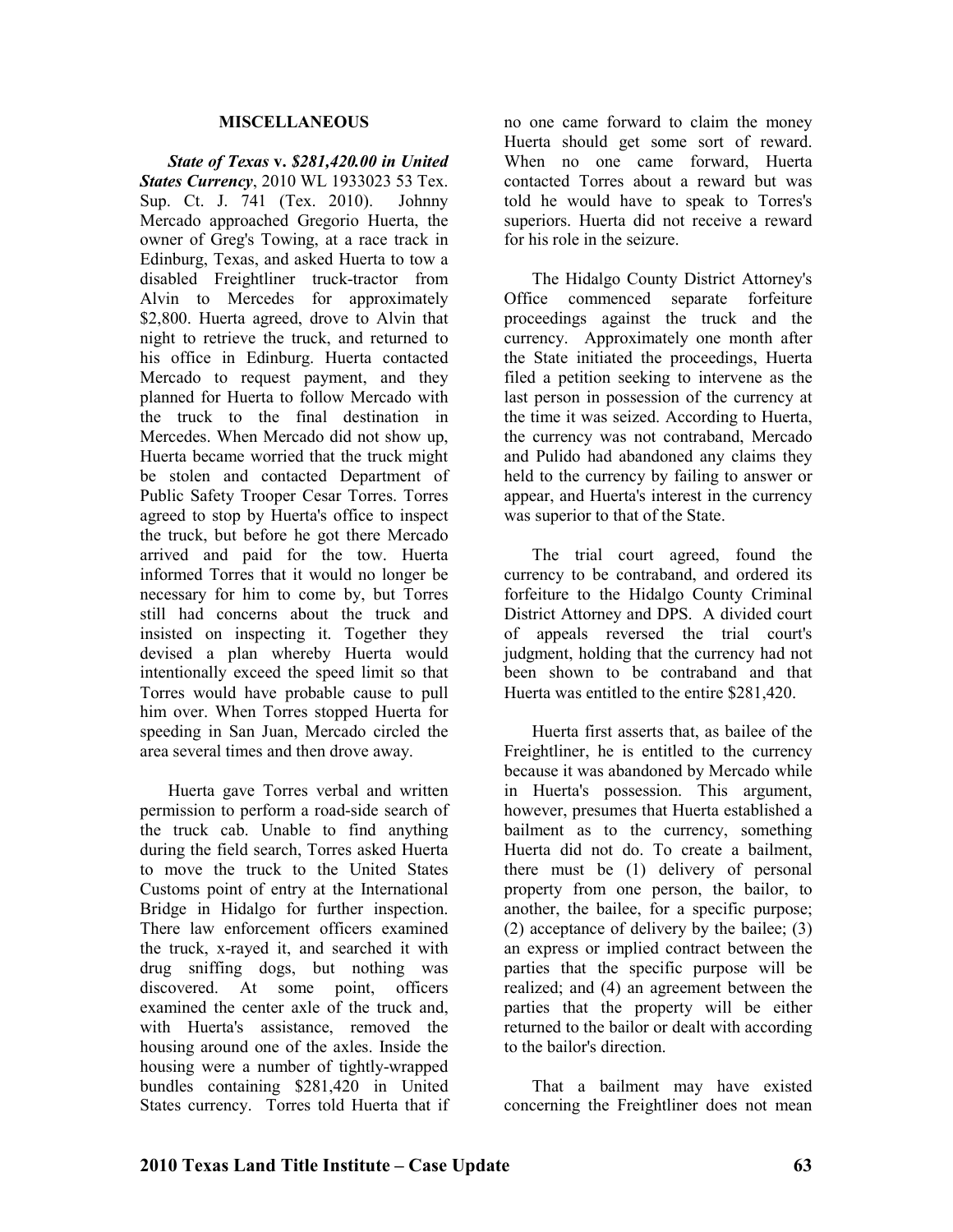#### MISCELLANEOUS

***State of Texas* v. *$281,420.00 in United States Currency***, 2010 WL 1933023 53 Tex. Sup. Ct. J. 741 (Tex. 2010). Johnny Mercado approached Gregorio Huerta, the owner of Greg's Towing, at a race track in Edinburg, Texas, and asked Huerta to tow a disabled Freightliner truck-tractor from Alvin to Mercedes for approximately $2,800. Huerta agreed, drove to Alvin that night to retrieve the truck, and returned to his office in Edinburg. Huerta contacted Mercado to request payment, and they planned for Huerta to follow Mercado with the truck to the final destination in Mercedes. When Mercado did not show up, Huerta became worried that the truck might be stolen and contacted Department of Public Safety Trooper Cesar Torres. Torres agreed to stop by Huerta's office to inspect the truck, but before he got there Mercado arrived and paid for the tow. Huerta informed Torres that it would no longer be necessary for him to come by, but Torres still had concerns about the truck and insisted on inspecting it. Together they devised a plan whereby Huerta would intentionally exceed the speed limit so that Torres would have probable cause to pull him over. When Torres stopped Huerta for speeding in San Juan, Mercado circled the area several times and then drove away.

Huerta gave Torres verbal and written permission to perform a road-side search of the truck cab. Unable to find anything during the field search, Torres asked Huerta to move the truck to the United States Customs point of entry at the International Bridge in Hidalgo for further inspection. There law enforcement officers examined the truck, x-rayed it, and searched it with drug sniffing dogs, but nothing was discovered. At some point, officers examined the center axle of the truck and, with Huerta's assistance, removed the housing around one of the axles. Inside the housing were a number of tightly-wrapped bundles containing $281,420 in United States currency. Torres told Huerta that if no one came forward to claim the money Huerta should get some sort of reward. When no one came forward, Huerta contacted Torres about a reward but was told he would have to speak to Torres's superiors. Huerta did not receive a reward for his role in the seizure.

The Hidalgo County District Attorney's Office commenced separate forfeiture proceedings against the truck and the currency. Approximately one month after the State initiated the proceedings, Huerta filed a petition seeking to intervene as the last person in possession of the currency at the time it was seized. According to Huerta, the currency was not contraband, Mercado and Pulido had abandoned any claims they held to the currency by failing to answer or appear, and Huerta's interest in the currency was superior to that of the State.

The trial court agreed, found the currency to be contraband, and ordered its forfeiture to the Hidalgo County Criminal District Attorney and DPS. A divided court of appeals reversed the trial court's judgment, holding that the currency had not been shown to be contraband and that Huerta was entitled to the entire $281,420.

Huerta first asserts that, as bailee of the Freightliner, he is entitled to the currency because it was abandoned by Mercado while in Huerta's possession. This argument, however, presumes that Huerta established a bailment as to the currency, something Huerta did not do. To create a bailment, there must be (1) delivery of personal property from one person, the bailor, to another, the bailee, for a specific purpose; (2) acceptance of delivery by the bailee; (3) an express or implied contract between the parties that the specific purpose will be realized; and (4) an agreement between the parties that the property will be either returned to the bailor or dealt with according to the bailor's direction.

That a bailment may have existed concerning the Freightliner does not mean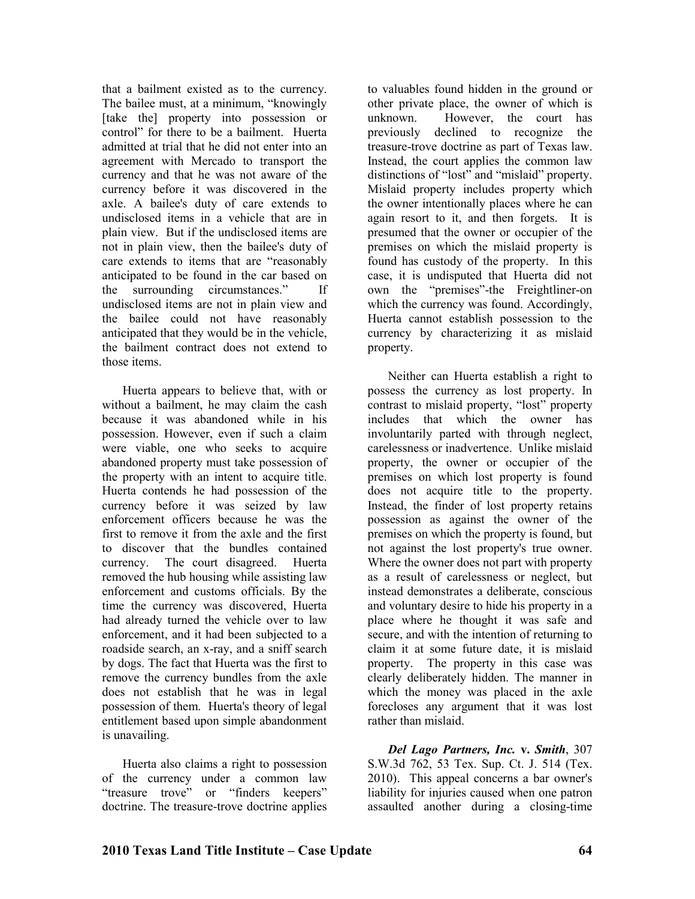that a bailment existed as to the currency. The bailee must, at a minimum, "knowingly [take the] property into possession or control" for there to be a bailment. Huerta admitted at trial that he did not enter into an agreement with Mercado to transport the currency and that he was not aware of the currency before it was discovered in the axle. A bailee's duty of care extends to undisclosed items in a vehicle that are in plain view. But if the undisclosed items are not in plain view, then the bailee's duty of care extends to items that are "reasonably anticipated to be found in the car based on the surrounding circumstances." If undisclosed items are not in plain view and the bailee could not have reasonably anticipated that they would be in the vehicle, the bailment contract does not extend to those items.

Huerta appears to believe that, with or without a bailment, he may claim the cash because it was abandoned while in his possession. However, even if such a claim were viable, one who seeks to acquire abandoned property must take possession of the property with an intent to acquire title. Huerta contends he had possession of the currency before it was seized by law enforcement officers because he was the first to remove it from the axle and the first to discover that the bundles contained currency. The court disagreed. Huerta removed the hub housing while assisting law enforcement and customs officials. By the time the currency was discovered, Huerta had already turned the vehicle over to law enforcement, and it had been subjected to a roadside search, an x-ray, and a sniff search by dogs. The fact that Huerta was the first to remove the currency bundles from the axle does not establish that he was in legal possession of them. Huerta's theory of legal entitlement based upon simple abandonment is unavailing.

Huerta also claims a right to possession of the currency under a common law "treasure trove" or "finders keepers" doctrine. The treasure-trove doctrine applies to valuables found hidden in the ground or other private place, the owner of which is unknown. However, the court has previously declined to recognize the treasure-trove doctrine as part of Texas law. Instead, the court applies the common law distinctions of "lost" and "mislaid" property. Mislaid property includes property which the owner intentionally places where he can again resort to it, and then forgets. It is presumed that the owner or occupier of the premises on which the mislaid property is found has custody of the property. In this case, it is undisputed that Huerta did not own the "premises"-the Freightliner-on which the currency was found. Accordingly, Huerta cannot establish possession to the currency by characterizing it as mislaid property.

Neither can Huerta establish a right to possess the currency as lost property. In contrast to mislaid property, "lost" property includes that which the owner has involuntarily parted with through neglect, carelessness or inadvertence. Unlike mislaid property, the owner or occupier of the premises on which lost property is found does not acquire title to the property. Instead, the finder of lost property retains possession as against the owner of the premises on which the property is found, but not against the lost property's true owner. Where the owner does not part with property as a result of carelessness or neglect, but instead demonstrates a deliberate, conscious and voluntary desire to hide his property in a place where he thought it was safe and secure, and with the intention of returning to claim it at some future date, it is mislaid property. The property in this case was clearly deliberately hidden. The manner in which the money was placed in the axle forecloses any argument that it was lost rather than mislaid.

***Del Lago Partners, Inc.* v. *Smith***, 307 S.W.3d 762, 53 Tex. Sup. Ct. J. 514 (Tex. 2010). This appeal concerns a bar owner's liability for injuries caused when one patron assaulted another during a closing-time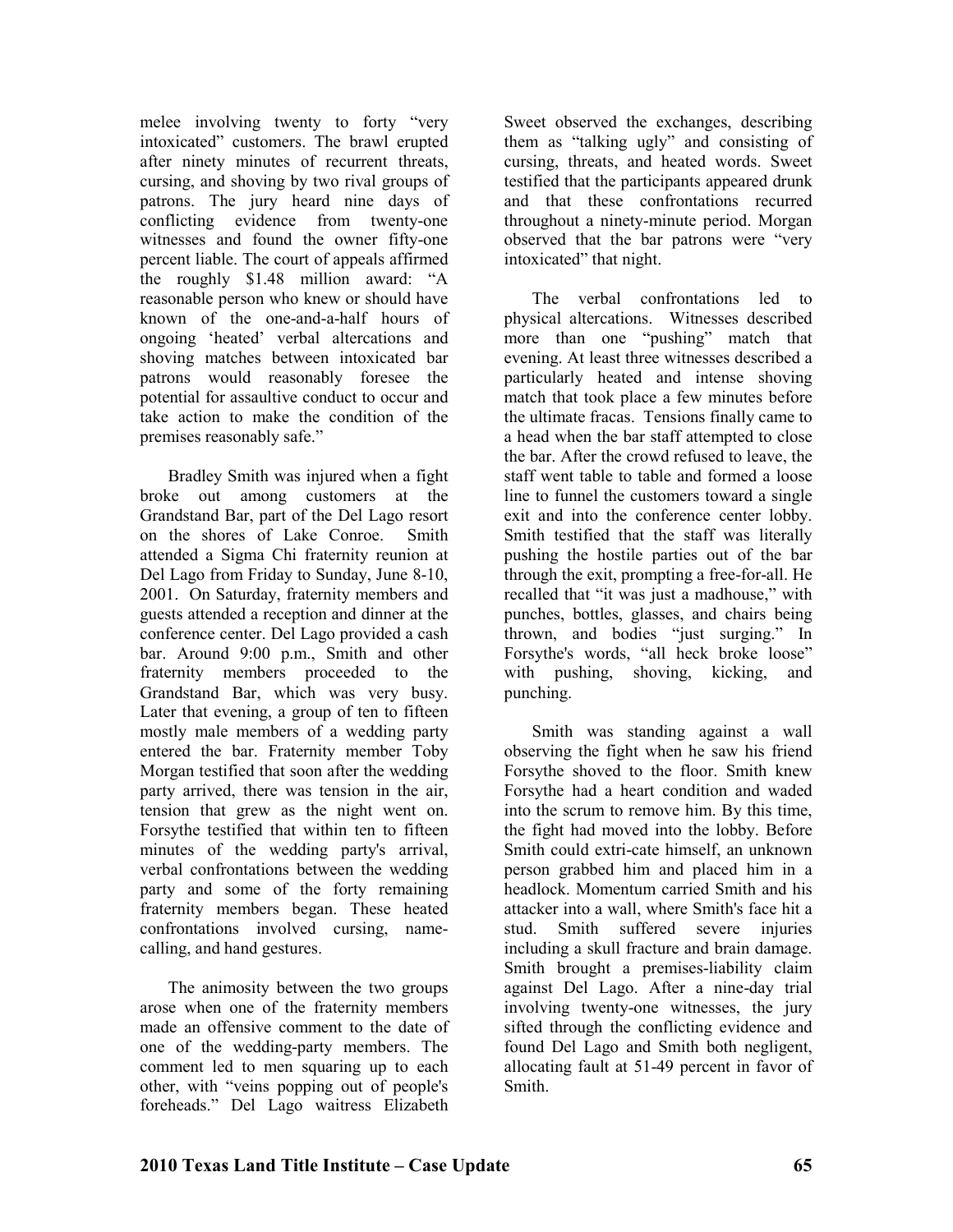melee involving twenty to forty "very intoxicated" customers. The brawl erupted after ninety minutes of recurrent threats, cursing, and shoving by two rival groups of patrons. The jury heard nine days of conflicting evidence from twenty-one witnesses and found the owner fifty-one percent liable. The court of appeals affirmed the roughly $1.48 million award: "A reasonable person who knew or should have known of the one-and-a-half hours of ongoing 'heated' verbal altercations and shoving matches between intoxicated bar patrons would reasonably foresee the potential for assaultive conduct to occur and take action to make the condition of the premises reasonably safe."

Bradley Smith was injured when a fight broke out among customers at the Grandstand Bar, part of the Del Lago resort on the shores of Lake Conroe. Smith attended a Sigma Chi fraternity reunion at Del Lago from Friday to Sunday, June 8-10, 2001. On Saturday, fraternity members and guests attended a reception and dinner at the conference center. Del Lago provided a cash bar. Around 9:00 p.m., Smith and other fraternity members proceeded to the Grandstand Bar, which was very busy. Later that evening, a group of ten to fifteen mostly male members of a wedding party entered the bar. Fraternity member Toby Morgan testified that soon after the wedding party arrived, there was tension in the air, tension that grew as the night went on. Forsythe testified that within ten to fifteen minutes of the wedding party's arrival, verbal confrontations between the wedding party and some of the forty remaining fraternity members began. These heated confrontations involved cursing, name-calling, and hand gestures.

The animosity between the two groups arose when one of the fraternity members made an offensive comment to the date of one of the wedding-party members. The comment led to men squaring up to each other, with "veins popping out of people's foreheads." Del Lago waitress Elizabeth Sweet observed the exchanges, describing them as "talking ugly" and consisting of cursing, threats, and heated words. Sweet testified that the participants appeared drunk and that these confrontations recurred throughout a ninety-minute period. Morgan observed that the bar patrons were "very intoxicated" that night.

The verbal confrontations led to physical altercations. Witnesses described more than one "pushing" match that evening. At least three witnesses described a particularly heated and intense shoving match that took place a few minutes before the ultimate fracas. Tensions finally came to a head when the bar staff attempted to close the bar. After the crowd refused to leave, the staff went table to table and formed a loose line to funnel the customers toward a single exit and into the conference center lobby. Smith testified that the staff was literally pushing the hostile parties out of the bar through the exit, prompting a free-for-all. He recalled that "it was just a madhouse," with punches, bottles, glasses, and chairs being thrown, and bodies "just surging." In Forsythe's words, "all heck broke loose" with pushing, shoving, kicking, and punching.

Smith was standing against a wall observing the fight when he saw his friend Forsythe shoved to the floor. Smith knew Forsythe had a heart condition and waded into the scrum to remove him. By this time, the fight had moved into the lobby. Before Smith could extri-cate himself, an unknown person grabbed him and placed him in a headlock. Momentum carried Smith and his attacker into a wall, where Smith's face hit a stud. Smith suffered severe injuries including a skull fracture and brain damage. Smith brought a premises-liability claim against Del Lago. After a nine-day trial involving twenty-one witnesses, the jury sifted through the conflicting evidence and found Del Lago and Smith both negligent, allocating fault at 51-49 percent in favor of Smith.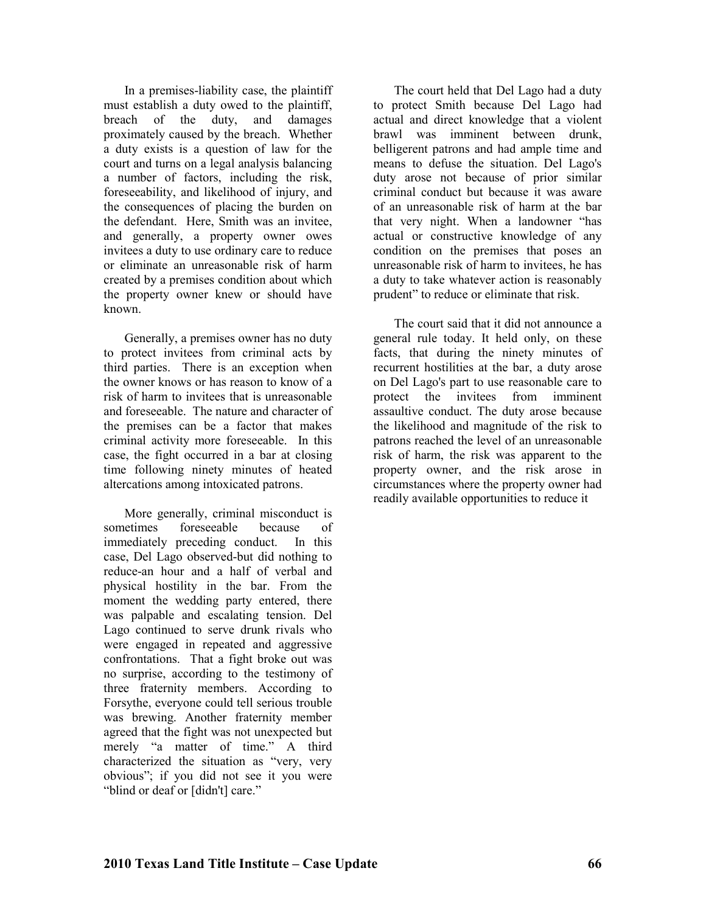In a premises-liability case, the plaintiff must establish a duty owed to the plaintiff, breach of the duty, and damages proximately caused by the breach. Whether a duty exists is a question of law for the court and turns on a legal analysis balancing a number of factors, including the risk, foreseeability, and likelihood of injury, and the consequences of placing the burden on the defendant. Here, Smith was an invitee, and generally, a property owner owes invitees a duty to use ordinary care to reduce or eliminate an unreasonable risk of harm created by a premises condition about which the property owner knew or should have known.

Generally, a premises owner has no duty to protect invitees from criminal acts by third parties. There is an exception when the owner knows or has reason to know of a risk of harm to invitees that is unreasonable and foreseeable. The nature and character of the premises can be a factor that makes criminal activity more foreseeable. In this case, the fight occurred in a bar at closing time following ninety minutes of heated altercations among intoxicated patrons.

More generally, criminal misconduct is sometimes foreseeable because of immediately preceding conduct. In this case, Del Lago observed-but did nothing to reduce-an hour and a half of verbal and physical hostility in the bar. From the moment the wedding party entered, there was palpable and escalating tension. Del Lago continued to serve drunk rivals who were engaged in repeated and aggressive confrontations. That a fight broke out was no surprise, according to the testimony of three fraternity members. According to Forsythe, everyone could tell serious trouble was brewing. Another fraternity member agreed that the fight was not unexpected but merely "a matter of time." A third characterized the situation as "very, very obvious"; if you did not see it you were "blind or deaf or [didn't] care."

The court held that Del Lago had a duty to protect Smith because Del Lago had actual and direct knowledge that a violent brawl was imminent between drunk, belligerent patrons and had ample time and means to defuse the situation. Del Lago's duty arose not because of prior similar criminal conduct but because it was aware of an unreasonable risk of harm at the bar that very night. When a landowner "has actual or constructive knowledge of any condition on the premises that poses an unreasonable risk of harm to invitees, he has a duty to take whatever action is reasonably prudent" to reduce or eliminate that risk.

The court said that it did not announce a general rule today. It held only, on these facts, that during the ninety minutes of recurrent hostilities at the bar, a duty arose on Del Lago's part to use reasonable care to protect the invitees from imminent assaultive conduct. The duty arose because the likelihood and magnitude of the risk to patrons reached the level of an unreasonable risk of harm, the risk was apparent to the property owner, and the risk arose in circumstances where the property owner had readily available opportunities to reduce it